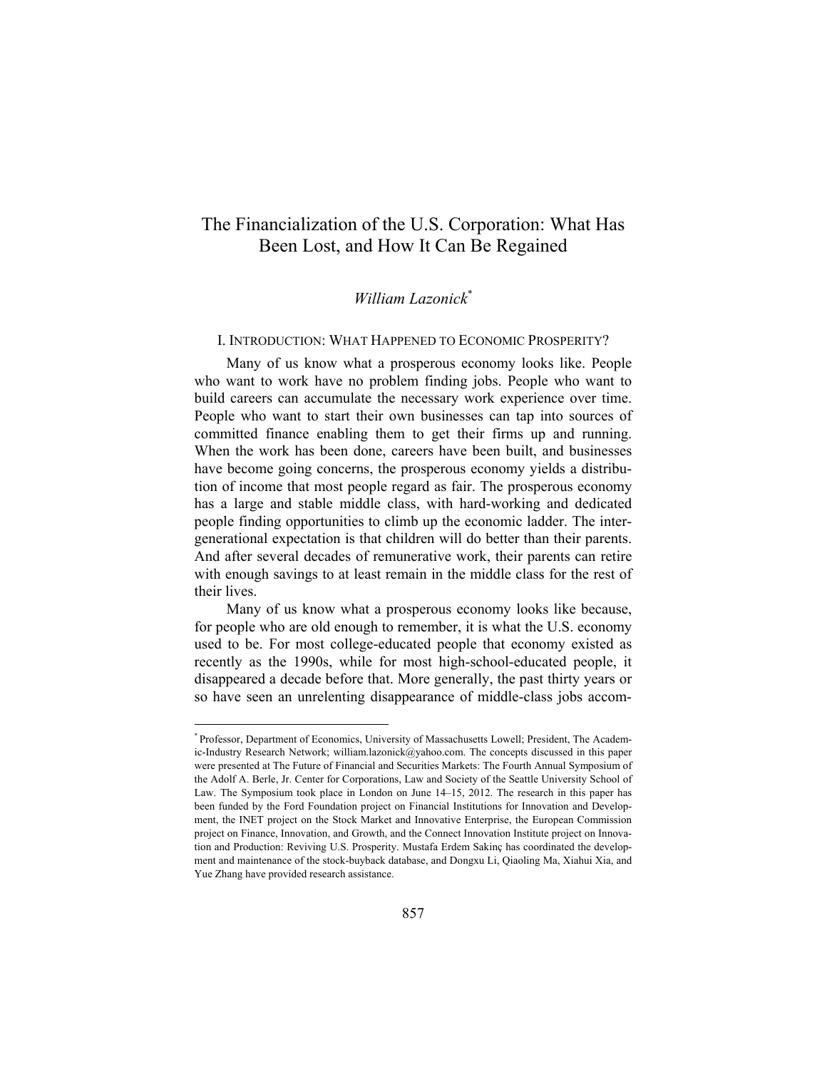# The Financialization of the U.S. Corporation: What Has Been Lost, and How It Can Be Regained

*William Lazonick*[*]

## I. Introduction: What Happened to Economic Prosperity?

Many of us know what a prosperous economy looks like. People who want to work have no problem finding jobs. People who want to build careers can accumulate the necessary work experience over time. People who want to start their own businesses can tap into sources of committed finance enabling them to get their firms up and running. When the work has been done, careers have been built, and businesses have become going concerns, the prosperous economy yields a distribution of income that most people regard as fair. The prosperous economy has a large and stable middle class, with hard-working and dedicated people finding opportunities to climb up the economic ladder. The intergenerational expectation is that children will do better than their parents. And after several decades of remunerative work, their parents can retire with enough savings to at least remain in the middle class for the rest of their lives.

Many of us know what a prosperous economy looks like because, for people who are old enough to remember, it is what the U.S. economy used to be. For most college-educated people that economy existed as recently as the 1990s, while for most high-school-educated people, it disappeared a decade before that. More generally, the past thirty years or so have seen an unrelenting disappearance of middle-class jobs accom-

---

[*] Professor, Department of Economics, University of Massachusetts Lowell; President, The Academic-Industry Research Network; william.lazonick@yahoo.com. The concepts discussed in this paper were presented at The Future of Financial and Securities Markets: The Fourth Annual Symposium of the Adolf A. Berle, Jr. Center for Corporations, Law and Society of the Seattle University School of Law. The Symposium took place in London on June 14–15, 2012. The research in this paper has been funded by the Ford Foundation project on Financial Institutions for Innovation and Development, the INET project on the Stock Market and Innovative Enterprise, the European Commission project on Finance, Innovation, and Growth, and the Connect Innovation Institute project on Innovation and Production: Reviving U.S. Prosperity. Mustafa Erdem Sakinç has coordinated the development and maintenance of the stock-buyback database, and Dongxu Li, Qiaoling Ma, Xiahui Xia, and Yue Zhang have provided research assistance.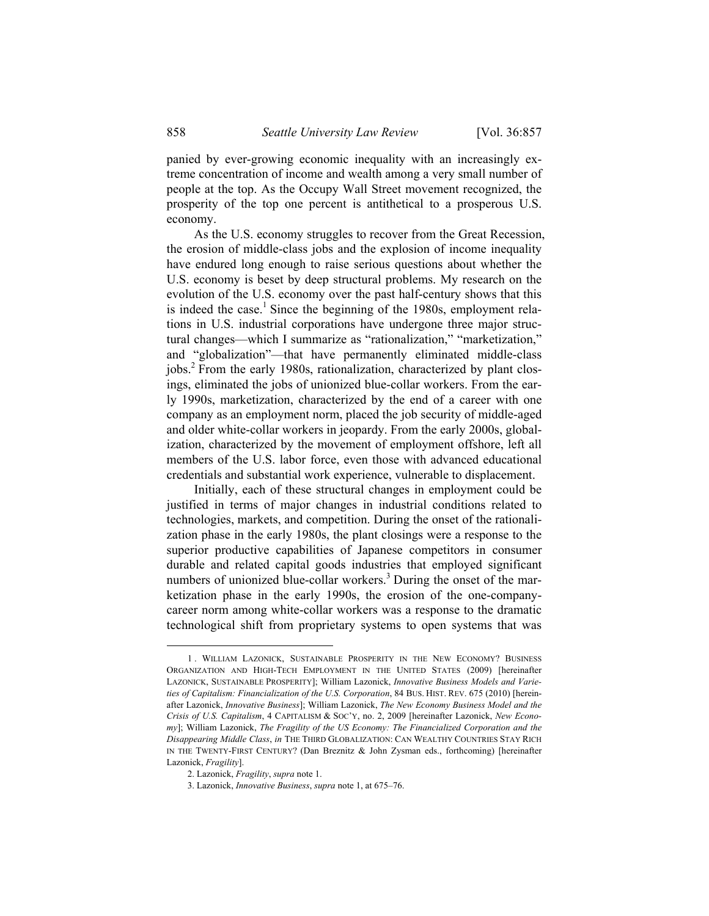panied by ever-growing economic inequality with an increasingly extreme concentration of income and wealth among a very small number of people at the top. As the Occupy Wall Street movement recognized, the prosperity of the top one percent is antithetical to a prosperous U.S. economy.

As the U.S. economy struggles to recover from the Great Recession, the erosion of middle-class jobs and the explosion of income inequality have endured long enough to raise serious questions about whether the U.S. economy is beset by deep structural problems. My research on the evolution of the U.S. economy over the past half-century shows that this is indeed the case.[1] Since the beginning of the 1980s, employment relations in U.S. industrial corporations have undergone three major structural changes—which I summarize as "rationalization," "marketization," and "globalization"—that have permanently eliminated middle-class jobs.[2] From the early 1980s, rationalization, characterized by plant closings, eliminated the jobs of unionized blue-collar workers. From the early 1990s, marketization, characterized by the end of a career with one company as an employment norm, placed the job security of middle-aged and older white-collar workers in jeopardy. From the early 2000s, globalization, characterized by the movement of employment offshore, left all members of the U.S. labor force, even those with advanced educational credentials and substantial work experience, vulnerable to displacement.

Initially, each of these structural changes in employment could be justified in terms of major changes in industrial conditions related to technologies, markets, and competition. During the onset of the rationalization phase in the early 1980s, the plant closings were a response to the superior productive capabilities of Japanese competitors in consumer durable and related capital goods industries that employed significant numbers of unionized blue-collar workers.[3] During the onset of the marketization phase in the early 1990s, the erosion of the one-company-career norm among white-collar workers was a response to the dramatic technological shift from proprietary systems to open systems that was

---

1. WILLIAM LAZONICK, SUSTAINABLE PROSPERITY IN THE NEW ECONOMY? BUSINESS ORGANIZATION AND HIGH-TECH EMPLOYMENT IN THE UNITED STATES (2009) [hereinafter LAZONICK, SUSTAINABLE PROSPERITY]; William Lazonick, *Innovative Business Models and Varieties of Capitalism: Financialization of the U.S. Corporation*, 84 BUS. HIST. REV. 675 (2010) [hereinafter Lazonick, *Innovative Business*]; William Lazonick, *The New Economy Business Model and the Crisis of U.S. Capitalism*, 4 CAPITALISM & SOC'Y, no. 2, 2009 [hereinafter Lazonick, *New Economy*]; William Lazonick, *The Fragility of the US Economy: The Financialized Corporation and the Disappearing Middle Class*, *in* THE THIRD GLOBALIZATION: CAN WEALTHY COUNTRIES STAY RICH IN THE TWENTY-FIRST CENTURY? (Dan Breznitz & John Zysman eds., forthcoming) [hereinafter Lazonick, *Fragility*].

2. Lazonick, *Fragility*, *supra* note 1.

3. Lazonick, *Innovative Business*, *supra* note 1, at 675–76.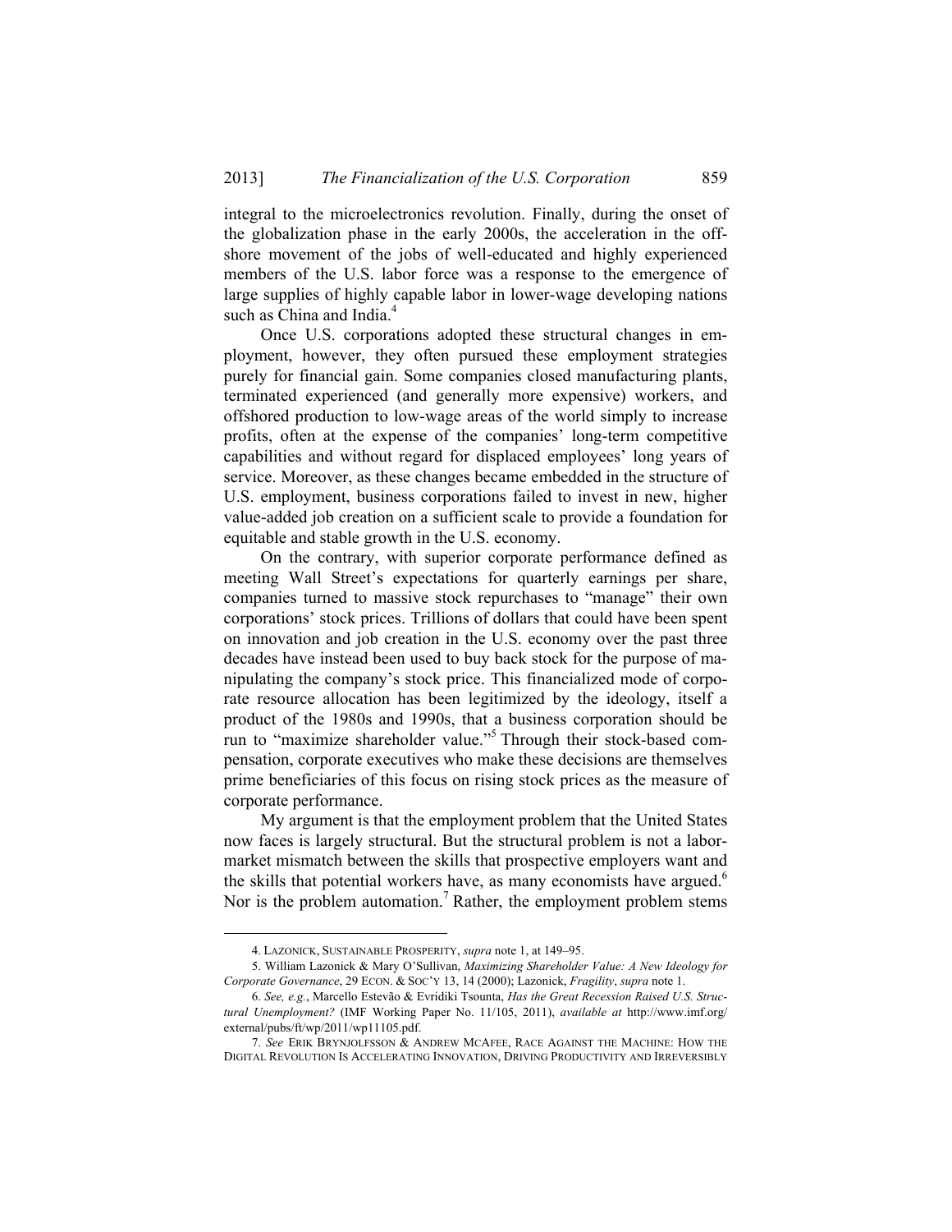integral to the microelectronics revolution. Finally, during the onset of the globalization phase in the early 2000s, the acceleration in the offshore movement of the jobs of well-educated and highly experienced members of the U.S. labor force was a response to the emergence of large supplies of highly capable labor in lower-wage developing nations such as China and India.[4]

Once U.S. corporations adopted these structural changes in employment, however, they often pursued these employment strategies purely for financial gain. Some companies closed manufacturing plants, terminated experienced (and generally more expensive) workers, and offshored production to low-wage areas of the world simply to increase profits, often at the expense of the companies' long-term competitive capabilities and without regard for displaced employees' long years of service. Moreover, as these changes became embedded in the structure of U.S. employment, business corporations failed to invest in new, higher value-added job creation on a sufficient scale to provide a foundation for equitable and stable growth in the U.S. economy.

On the contrary, with superior corporate performance defined as meeting Wall Street's expectations for quarterly earnings per share, companies turned to massive stock repurchases to "manage" their own corporations' stock prices. Trillions of dollars that could have been spent on innovation and job creation in the U.S. economy over the past three decades have instead been used to buy back stock for the purpose of manipulating the company's stock price. This financialized mode of corporate resource allocation has been legitimized by the ideology, itself a product of the 1980s and 1990s, that a business corporation should be run to "maximize shareholder value."[5] Through their stock-based compensation, corporate executives who make these decisions are themselves prime beneficiaries of this focus on rising stock prices as the measure of corporate performance.

My argument is that the employment problem that the United States now faces is largely structural. But the structural problem is not a labor-market mismatch between the skills that prospective employers want and the skills that potential workers have, as many economists have argued.[6] Nor is the problem automation.[7] Rather, the employment problem stems

---

4. LAZONICK, SUSTAINABLE PROSPERITY, *supra* note 1, at 149–95.

5. William Lazonick & Mary O'Sullivan, *Maximizing Shareholder Value: A New Ideology for Corporate Governance*, 29 ECON. & SOC'Y 13, 14 (2000); Lazonick, *Fragility*, *supra* note 1.

6. *See, e.g.*, Marcello Estevão & Evridiki Tsounta, *Has the Great Recession Raised U.S. Structural Unemployment?* (IMF Working Paper No. 11/105, 2011), *available at* http://www.imf.org/external/pubs/ft/wp/2011/wp11105.pdf.

7. *See* ERIK BRYNJOLFSSON & ANDREW MCAFEE, RACE AGAINST THE MACHINE: HOW THE DIGITAL REVOLUTION IS ACCELERATING INNOVATION, DRIVING PRODUCTIVITY AND IRREVERSIBLY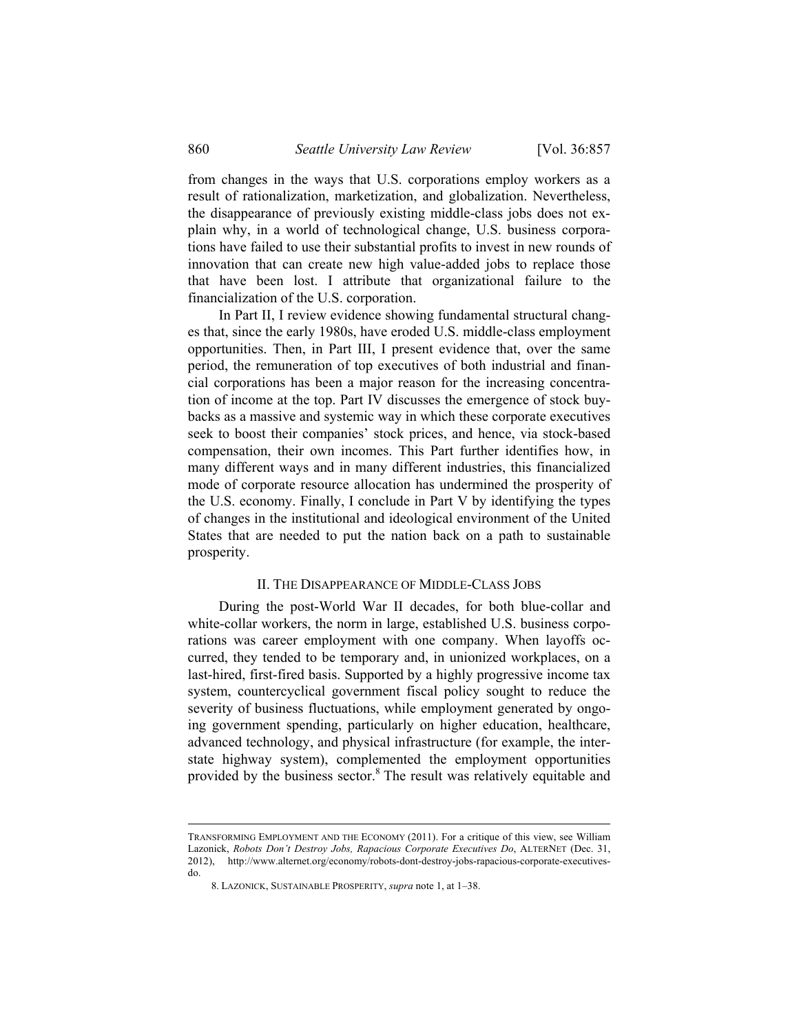from changes in the ways that U.S. corporations employ workers as a result of rationalization, marketization, and globalization. Nevertheless, the disappearance of previously existing middle-class jobs does not explain why, in a world of technological change, U.S. business corporations have failed to use their substantial profits to invest in new rounds of innovation that can create new high value-added jobs to replace those that have been lost. I attribute that organizational failure to the financialization of the U.S. corporation.

In Part II, I review evidence showing fundamental structural changes that, since the early 1980s, have eroded U.S. middle-class employment opportunities. Then, in Part III, I present evidence that, over the same period, the remuneration of top executives of both industrial and financial corporations has been a major reason for the increasing concentration of income at the top. Part IV discusses the emergence of stock buybacks as a massive and systemic way in which these corporate executives seek to boost their companies' stock prices, and hence, via stock-based compensation, their own incomes. This Part further identifies how, in many different ways and in many different industries, this financialized mode of corporate resource allocation has undermined the prosperity of the U.S. economy. Finally, I conclude in Part V by identifying the types of changes in the institutional and ideological environment of the United States that are needed to put the nation back on a path to sustainable prosperity.

## II. The Disappearance of Middle-Class Jobs

During the post-World War II decades, for both blue-collar and white-collar workers, the norm in large, established U.S. business corporations was career employment with one company. When layoffs occurred, they tended to be temporary and, in unionized workplaces, on a last-hired, first-fired basis. Supported by a highly progressive income tax system, countercyclical government fiscal policy sought to reduce the severity of business fluctuations, while employment generated by ongoing government spending, particularly on higher education, healthcare, advanced technology, and physical infrastructure (for example, the interstate highway system), complemented the employment opportunities provided by the business sector.[8] The result was relatively equitable and

---

TRANSFORMING EMPLOYMENT AND THE ECONOMY (2011). For a critique of this view, see William Lazonick, *Robots Don't Destroy Jobs, Rapacious Corporate Executives Do*, ALTERNET (Dec. 31, 2012), http://www.alternet.org/economy/robots-dont-destroy-jobs-rapacious-corporate-executives-do.

8. LAZONICK, SUSTAINABLE PROSPERITY, *supra* note 1, at 1–38.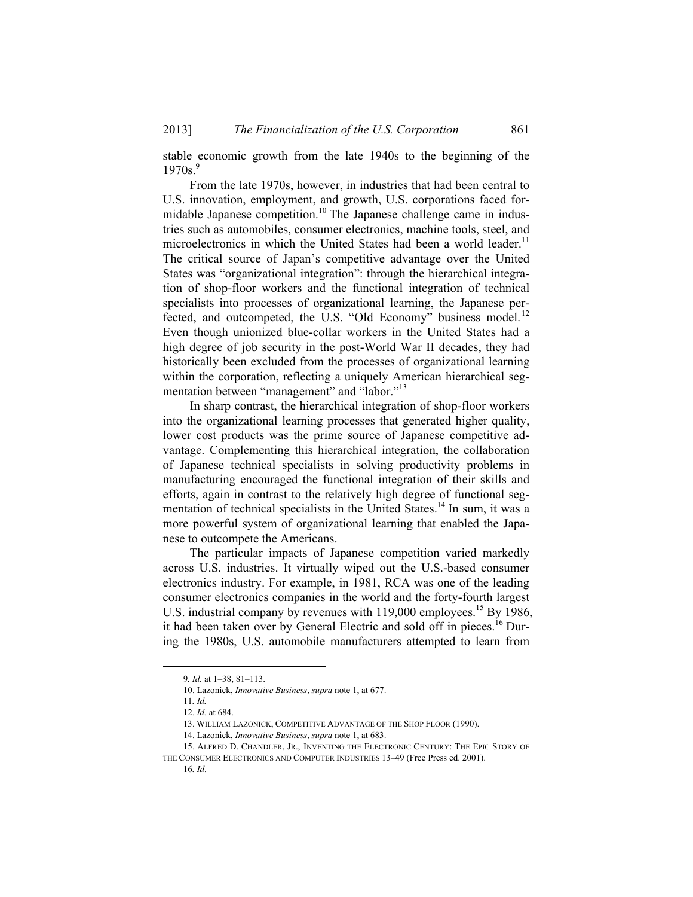stable economic growth from the late 1940s to the beginning of the 1970s.[9]

From the late 1970s, however, in industries that had been central to U.S. innovation, employment, and growth, U.S. corporations faced formidable Japanese competition.[10] The Japanese challenge came in industries such as automobiles, consumer electronics, machine tools, steel, and microelectronics in which the United States had been a world leader.[11] The critical source of Japan's competitive advantage over the United States was "organizational integration": through the hierarchical integration of shop-floor workers and the functional integration of technical specialists into processes of organizational learning, the Japanese perfected, and outcompeted, the U.S. "Old Economy" business model.[12] Even though unionized blue-collar workers in the United States had a high degree of job security in the post-World War II decades, they had historically been excluded from the processes of organizational learning within the corporation, reflecting a uniquely American hierarchical segmentation between "management" and "labor."[13]

In sharp contrast, the hierarchical integration of shop-floor workers into the organizational learning processes that generated higher quality, lower cost products was the prime source of Japanese competitive advantage. Complementing this hierarchical integration, the collaboration of Japanese technical specialists in solving productivity problems in manufacturing encouraged the functional integration of their skills and efforts, again in contrast to the relatively high degree of functional segmentation of technical specialists in the United States.[14] In sum, it was a more powerful system of organizational learning that enabled the Japanese to outcompete the Americans.

The particular impacts of Japanese competition varied markedly across U.S. industries. It virtually wiped out the U.S.-based consumer electronics industry. For example, in 1981, RCA was one of the leading consumer electronics companies in the world and the forty-fourth largest U.S. industrial company by revenues with 119,000 employees.[15] By 1986, it had been taken over by General Electric and sold off in pieces.[16] During the 1980s, U.S. automobile manufacturers attempted to learn from

---

9. *Id.* at 1–38, 81–113.

10. Lazonick, *Innovative Business*, *supra* note 1, at 677.

11. *Id.*

12. *Id.* at 684.

13. WILLIAM LAZONICK, COMPETITIVE ADVANTAGE OF THE SHOP FLOOR (1990).

14. Lazonick, *Innovative Business*, *supra* note 1, at 683.

15. ALFRED D. CHANDLER, JR., INVENTING THE ELECTRONIC CENTURY: THE EPIC STORY OF THE CONSUMER ELECTRONICS AND COMPUTER INDUSTRIES 13–49 (Free Press ed. 2001).

16. *Id*.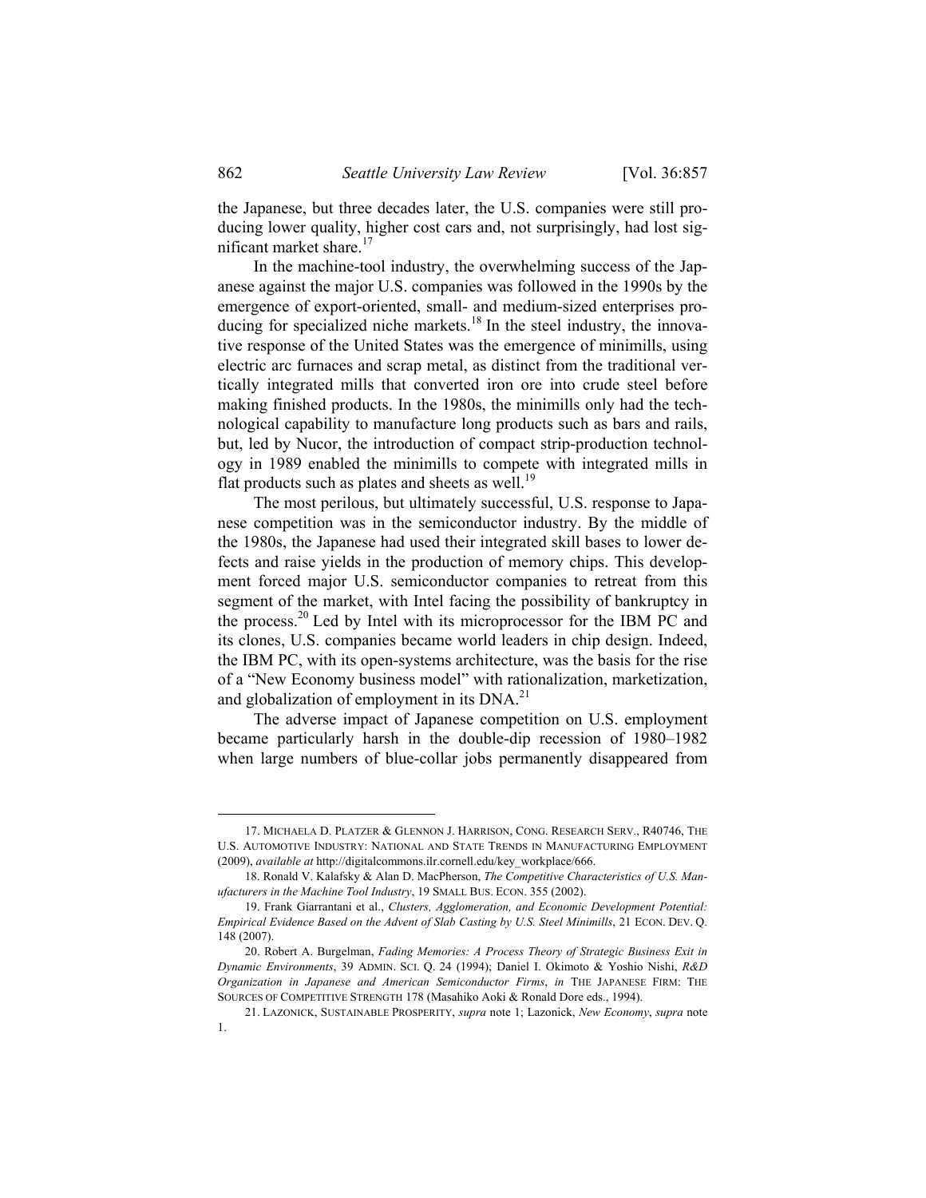the Japanese, but three decades later, the U.S. companies were still producing lower quality, higher cost cars and, not surprisingly, had lost significant market share.[17]

In the machine-tool industry, the overwhelming success of the Japanese against the major U.S. companies was followed in the 1990s by the emergence of export-oriented, small- and medium-sized enterprises producing for specialized niche markets.[18] In the steel industry, the innovative response of the United States was the emergence of minimills, using electric arc furnaces and scrap metal, as distinct from the traditional vertically integrated mills that converted iron ore into crude steel before making finished products. In the 1980s, the minimills only had the technological capability to manufacture long products such as bars and rails, but, led by Nucor, the introduction of compact strip-production technology in 1989 enabled the minimills to compete with integrated mills in flat products such as plates and sheets as well.[19]

The most perilous, but ultimately successful, U.S. response to Japanese competition was in the semiconductor industry. By the middle of the 1980s, the Japanese had used their integrated skill bases to lower defects and raise yields in the production of memory chips. This development forced major U.S. semiconductor companies to retreat from this segment of the market, with Intel facing the possibility of bankruptcy in the process.[20] Led by Intel with its microprocessor for the IBM PC and its clones, U.S. companies became world leaders in chip design. Indeed, the IBM PC, with its open-systems architecture, was the basis for the rise of a "New Economy business model" with rationalization, marketization, and globalization of employment in its DNA.[21]

The adverse impact of Japanese competition on U.S. employment became particularly harsh in the double-dip recession of 1980–1982 when large numbers of blue-collar jobs permanently disappeared from

---

17. MICHAELA D. PLATZER & GLENNON J. HARRISON, CONG. RESEARCH SERV., R40746, THE U.S. AUTOMOTIVE INDUSTRY: NATIONAL AND STATE TRENDS IN MANUFACTURING EMPLOYMENT (2009), *available at* http://digitalcommons.ilr.cornell.edu/key_workplace/666.

18. Ronald V. Kalafsky & Alan D. MacPherson, *The Competitive Characteristics of U.S. Manufacturers in the Machine Tool Industry*, 19 SMALL BUS. ECON. 355 (2002).

19. Frank Giarrantani et al., *Clusters, Agglomeration, and Economic Development Potential: Empirical Evidence Based on the Advent of Slab Casting by U.S. Steel Minimills*, 21 ECON. DEV. Q. 148 (2007).

20. Robert A. Burgelman, *Fading Memories: A Process Theory of Strategic Business Exit in Dynamic Environments*, 39 ADMIN. SCI. Q. 24 (1994); Daniel I. Okimoto & Yoshio Nishi, *R&D Organization in Japanese and American Semiconductor Firms*, *in* THE JAPANESE FIRM: THE SOURCES OF COMPETITIVE STRENGTH 178 (Masahiko Aoki & Ronald Dore eds., 1994).

21. LAZONICK, SUSTAINABLE PROSPERITY, *supra* note 1; Lazonick, *New Economy*, *supra* note 1.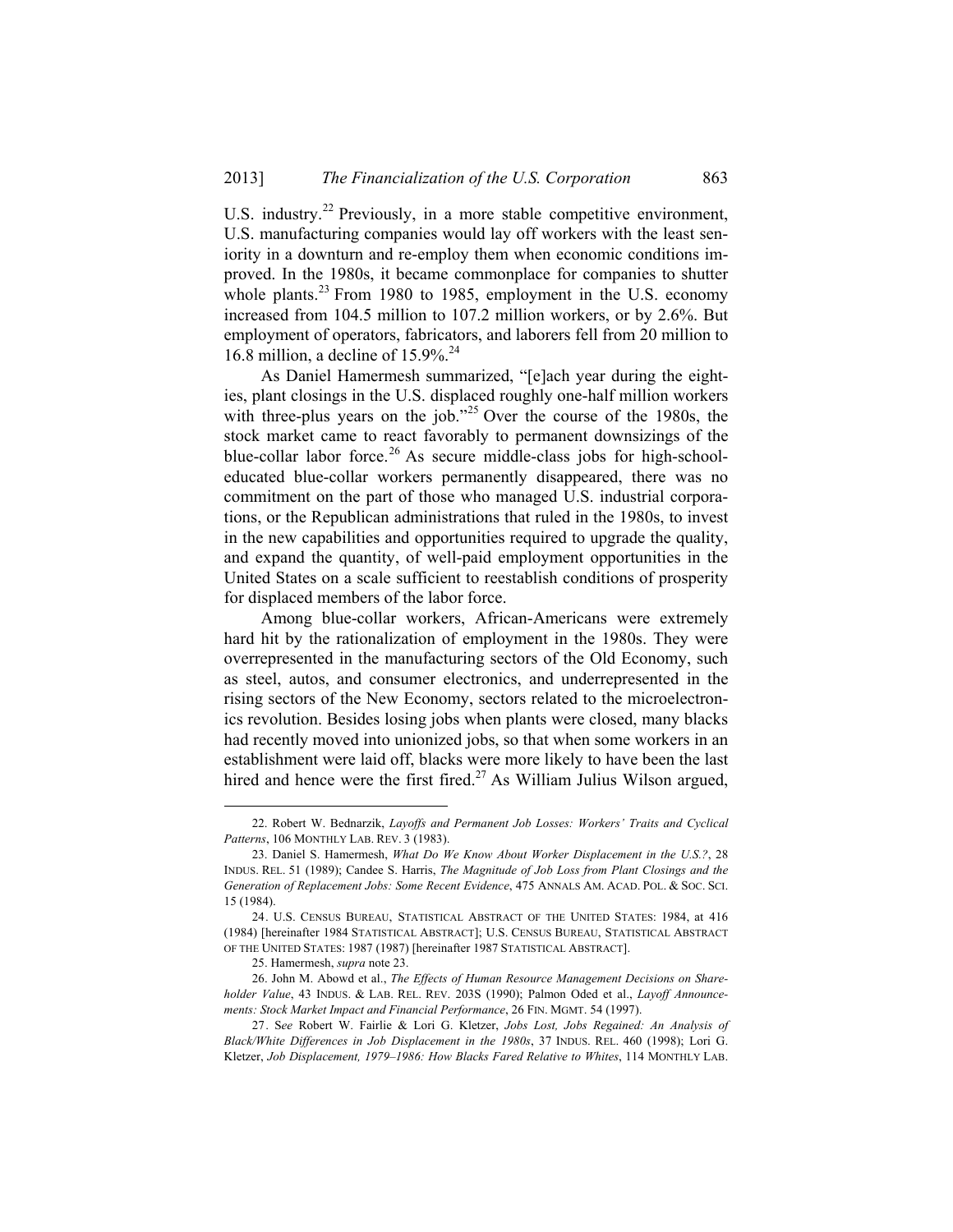U.S. industry.[22] Previously, in a more stable competitive environment, U.S. manufacturing companies would lay off workers with the least seniority in a downturn and re-employ them when economic conditions improved. In the 1980s, it became commonplace for companies to shutter whole plants.[23] From 1980 to 1985, employment in the U.S. economy increased from 104.5 million to 107.2 million workers, or by 2.6%. But employment of operators, fabricators, and laborers fell from 20 million to 16.8 million, a decline of 15.9%.[24]

As Daniel Hamermesh summarized, "[e]ach year during the eighties, plant closings in the U.S. displaced roughly one-half million workers with three-plus years on the job."[25] Over the course of the 1980s, the stock market came to react favorably to permanent downsizings of the blue-collar labor force.[26] As secure middle-class jobs for high-school-educated blue-collar workers permanently disappeared, there was no commitment on the part of those who managed U.S. industrial corporations, or the Republican administrations that ruled in the 1980s, to invest in the new capabilities and opportunities required to upgrade the quality, and expand the quantity, of well-paid employment opportunities in the United States on a scale sufficient to reestablish conditions of prosperity for displaced members of the labor force.

Among blue-collar workers, African-Americans were extremely hard hit by the rationalization of employment in the 1980s. They were overrepresented in the manufacturing sectors of the Old Economy, such as steel, autos, and consumer electronics, and underrepresented in the rising sectors of the New Economy, sectors related to the microelectronics revolution. Besides losing jobs when plants were closed, many blacks had recently moved into unionized jobs, so that when some workers in an establishment were laid off, blacks were more likely to have been the last hired and hence were the first fired.[27] As William Julius Wilson argued,

---

22. Robert W. Bednarzik, *Layoffs and Permanent Job Losses: Workers' Traits and Cyclical Patterns*, 106 MONTHLY LAB. REV. 3 (1983).

23. Daniel S. Hamermesh, *What Do We Know About Worker Displacement in the U.S.?*, 28 INDUS. REL. 51 (1989); Candee S. Harris, *The Magnitude of Job Loss from Plant Closings and the Generation of Replacement Jobs: Some Recent Evidence*, 475 ANNALS AM. ACAD. POL. & SOC. SCI. 15 (1984).

24. U.S. CENSUS BUREAU, STATISTICAL ABSTRACT OF THE UNITED STATES: 1984, at 416 (1984) [hereinafter 1984 STATISTICAL ABSTRACT]; U.S. CENSUS BUREAU, STATISTICAL ABSTRACT OF THE UNITED STATES: 1987 (1987) [hereinafter 1987 STATISTICAL ABSTRACT].

25. Hamermesh, *supra* note 23.

26. John M. Abowd et al., *The Effects of Human Resource Management Decisions on Shareholder Value*, 43 INDUS. & LAB. REL. REV. 203S (1990); Palmon Oded et al., *Layoff Announcements: Stock Market Impact and Financial Performance*, 26 FIN. MGMT. 54 (1997).

27. *See* Robert W. Fairlie & Lori G. Kletzer, *Jobs Lost, Jobs Regained: An Analysis of Black/White Differences in Job Displacement in the 1980s*, 37 INDUS. REL. 460 (1998); Lori G. Kletzer, *Job Displacement, 1979–1986: How Blacks Fared Relative to Whites*, 114 MONTHLY LAB.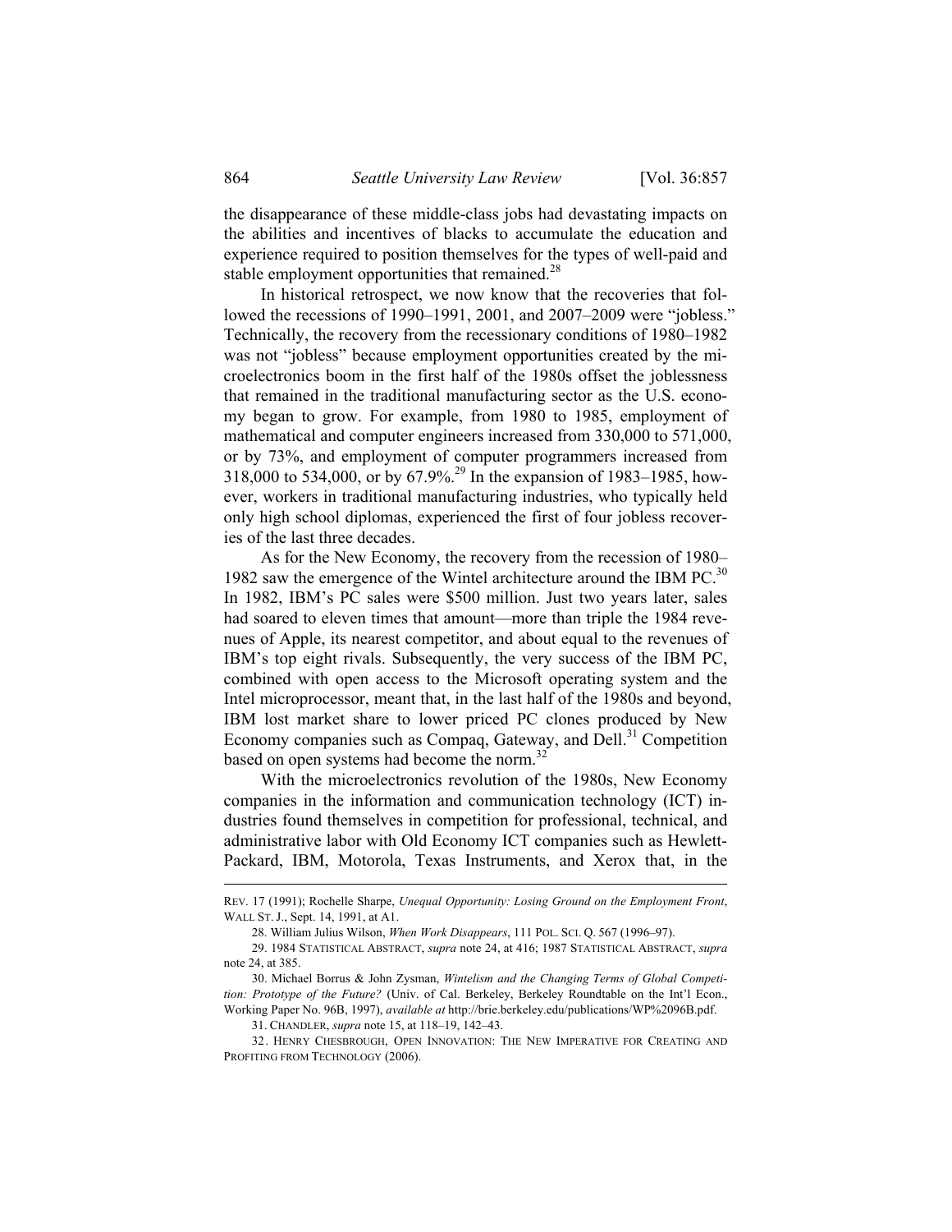the disappearance of these middle-class jobs had devastating impacts on the abilities and incentives of blacks to accumulate the education and experience required to position themselves for the types of well-paid and stable employment opportunities that remained.[28]

In historical retrospect, we now know that the recoveries that followed the recessions of 1990–1991, 2001, and 2007–2009 were "jobless." Technically, the recovery from the recessionary conditions of 1980–1982 was not "jobless" because employment opportunities created by the microelectronics boom in the first half of the 1980s offset the joblessness that remained in the traditional manufacturing sector as the U.S. economy began to grow. For example, from 1980 to 1985, employment of mathematical and computer engineers increased from 330,000 to 571,000, or by 73%, and employment of computer programmers increased from 318,000 to 534,000, or by 67.9%.[29] In the expansion of 1983–1985, however, workers in traditional manufacturing industries, who typically held only high school diplomas, experienced the first of four jobless recoveries of the last three decades.

As for the New Economy, the recovery from the recession of 1980–1982 saw the emergence of the Wintel architecture around the IBM PC.[30] In 1982, IBM's PC sales were $500 million. Just two years later, sales had soared to eleven times that amount—more than triple the 1984 revenues of Apple, its nearest competitor, and about equal to the revenues of IBM's top eight rivals. Subsequently, the very success of the IBM PC, combined with open access to the Microsoft operating system and the Intel microprocessor, meant that, in the last half of the 1980s and beyond, IBM lost market share to lower priced PC clones produced by New Economy companies such as Compaq, Gateway, and Dell.[31] Competition based on open systems had become the norm.[32]

With the microelectronics revolution of the 1980s, New Economy companies in the information and communication technology (ICT) industries found themselves in competition for professional, technical, and administrative labor with Old Economy ICT companies such as Hewlett-Packard, IBM, Motorola, Texas Instruments, and Xerox that, in the

---

REV. 17 (1991); Rochelle Sharpe, *Unequal Opportunity: Losing Ground on the Employment Front*, WALL ST. J., Sept. 14, 1991, at A1.

28. William Julius Wilson, *When Work Disappears*, 111 POL. SCI. Q. 567 (1996–97).

29. 1984 STATISTICAL ABSTRACT, *supra* note 24, at 416; 1987 STATISTICAL ABSTRACT, *supra* note 24, at 385.

30. Michael Borrus & John Zysman, *Wintelism and the Changing Terms of Global Competition: Prototype of the Future?* (Univ. of Cal. Berkeley, Berkeley Roundtable on the Int'l Econ., Working Paper No. 96B, 1997), *available at* http://brie.berkeley.edu/publications/WP%2096B.pdf.

31. CHANDLER, *supra* note 15, at 118–19, 142–43.

32. HENRY CHESBROUGH, OPEN INNOVATION: THE NEW IMPERATIVE FOR CREATING AND PROFITING FROM TECHNOLOGY (2006).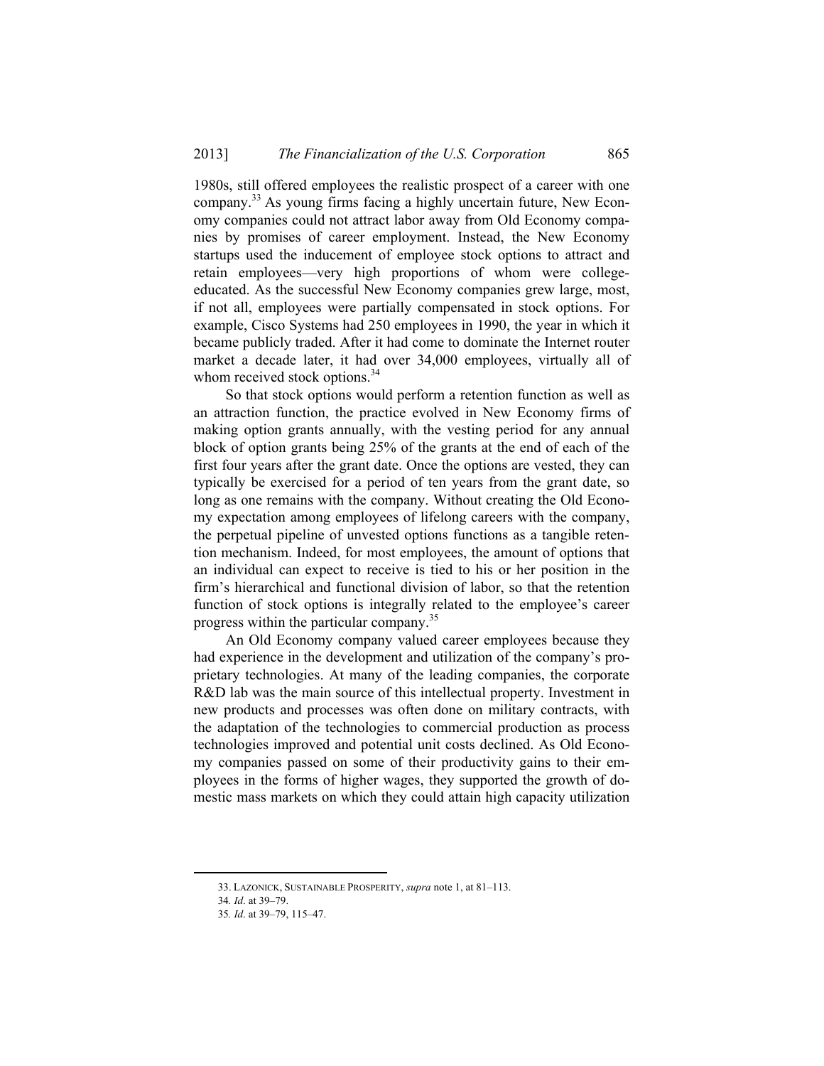1980s, still offered employees the realistic prospect of a career with one company.[33] As young firms facing a highly uncertain future, New Economy companies could not attract labor away from Old Economy companies by promises of career employment. Instead, the New Economy startups used the inducement of employee stock options to attract and retain employees—very high proportions of whom were college-educated. As the successful New Economy companies grew large, most, if not all, employees were partially compensated in stock options. For example, Cisco Systems had 250 employees in 1990, the year in which it became publicly traded. After it had come to dominate the Internet router market a decade later, it had over 34,000 employees, virtually all of whom received stock options.[34]

So that stock options would perform a retention function as well as an attraction function, the practice evolved in New Economy firms of making option grants annually, with the vesting period for any annual block of option grants being 25% of the grants at the end of each of the first four years after the grant date. Once the options are vested, they can typically be exercised for a period of ten years from the grant date, so long as one remains with the company. Without creating the Old Economy expectation among employees of lifelong careers with the company, the perpetual pipeline of unvested options functions as a tangible retention mechanism. Indeed, for most employees, the amount of options that an individual can expect to receive is tied to his or her position in the firm's hierarchical and functional division of labor, so that the retention function of stock options is integrally related to the employee's career progress within the particular company.[35]

An Old Economy company valued career employees because they had experience in the development and utilization of the company's proprietary technologies. At many of the leading companies, the corporate R&D lab was the main source of this intellectual property. Investment in new products and processes was often done on military contracts, with the adaptation of the technologies to commercial production as process technologies improved and potential unit costs declined. As Old Economy companies passed on some of their productivity gains to their employees in the forms of higher wages, they supported the growth of domestic mass markets on which they could attain high capacity utilization

---

33. LAZONICK, SUSTAINABLE PROSPERITY, *supra* note 1, at 81–113.

34. *Id*. at 39–79.

35. *Id*. at 39–79, 115–47.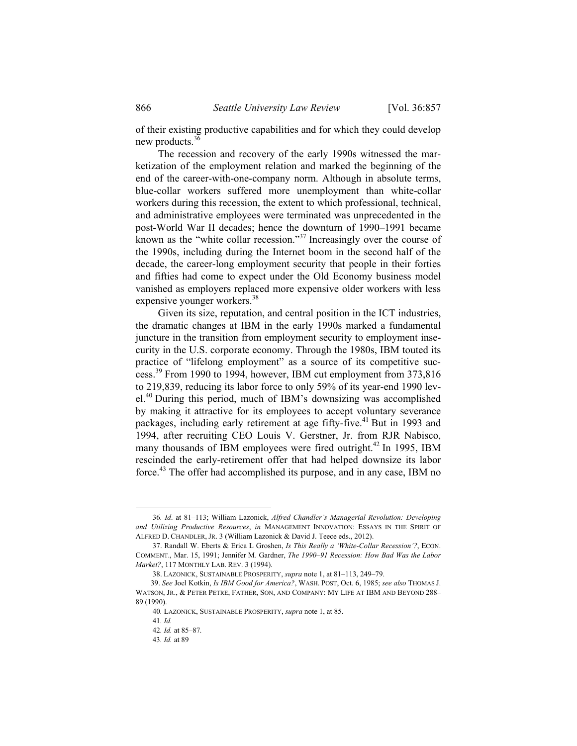of their existing productive capabilities and for which they could develop new products.[36]

The recession and recovery of the early 1990s witnessed the marketization of the employment relation and marked the beginning of the end of the career-with-one-company norm. Although in absolute terms, blue-collar workers suffered more unemployment than white-collar workers during this recession, the extent to which professional, technical, and administrative employees were terminated was unprecedented in the post-World War II decades; hence the downturn of 1990–1991 became known as the "white collar recession."[37] Increasingly over the course of the 1990s, including during the Internet boom in the second half of the decade, the career-long employment security that people in their forties and fifties had come to expect under the Old Economy business model vanished as employers replaced more expensive older workers with less expensive younger workers.[38]

Given its size, reputation, and central position in the ICT industries, the dramatic changes at IBM in the early 1990s marked a fundamental juncture in the transition from employment security to employment insecurity in the U.S. corporate economy. Through the 1980s, IBM touted its practice of "lifelong employment" as a source of its competitive success.[39] From 1990 to 1994, however, IBM cut employment from 373,816 to 219,839, reducing its labor force to only 59% of its year-end 1990 level.[40] During this period, much of IBM's downsizing was accomplished by making it attractive for its employees to accept voluntary severance packages, including early retirement at age fifty-five.[41] But in 1993 and 1994, after recruiting CEO Louis V. Gerstner, Jr. from RJR Nabisco, many thousands of IBM employees were fired outright.[42] In 1995, IBM rescinded the early-retirement offer that had helped downsize its labor force.[43] The offer had accomplished its purpose, and in any case, IBM no

---

36. *Id*. at 81–113; William Lazonick, *Alfred Chandler's Managerial Revolution: Developing and Utilizing Productive Resources*, *in* MANAGEMENT INNOVATION: ESSAYS IN THE SPIRIT OF ALFRED D. CHANDLER, JR. 3 (William Lazonick & David J. Teece eds., 2012).

37. Randall W. Eberts & Erica L Groshen, *Is This Really a 'White-Collar Recession'?*, ECON. COMMENT., Mar. 15, 1991; Jennifer M. Gardner, *The 1990–91 Recession: How Bad Was the Labor Market?*, 117 MONTHLY LAB. REV. 3 (1994).

38. LAZONICK, SUSTAINABLE PROSPERITY, *supra* note 1, at 81–113, 249–79.

39. *See* Joel Kotkin, *Is IBM Good for America?*, WASH. POST, Oct. 6, 1985; *see also* THOMAS J. WATSON, JR., & PETER PETRE, FATHER, SON, AND COMPANY: MY LIFE AT IBM AND BEYOND 288–89 (1990).

40. LAZONICK, SUSTAINABLE PROSPERITY, *supra* note 1, at 85.

41. *Id.*

42. *Id.* at 85–87.

43. *Id.* at 89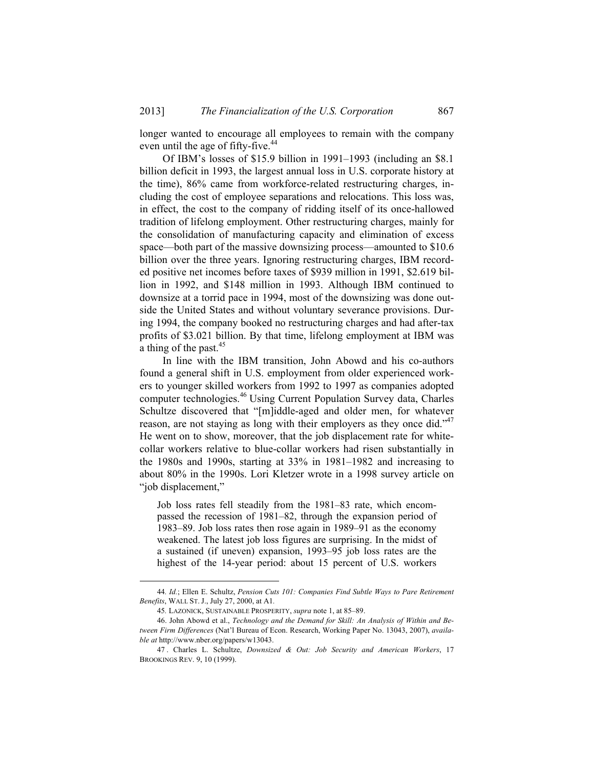longer wanted to encourage all employees to remain with the company even until the age of fifty-five.[44]

Of IBM's losses of $15.9 billion in 1991–1993 (including an $8.1 billion deficit in 1993, the largest annual loss in U.S. corporate history at the time), 86% came from workforce-related restructuring charges, including the cost of employee separations and relocations. This loss was, in effect, the cost to the company of ridding itself of its once-hallowed tradition of lifelong employment. Other restructuring charges, mainly for the consolidation of manufacturing capacity and elimination of excess space—both part of the massive downsizing process—amounted to $10.6 billion over the three years. Ignoring restructuring charges, IBM recorded positive net incomes before taxes of $939 million in 1991, $2.619 billion in 1992, and $148 million in 1993. Although IBM continued to downsize at a torrid pace in 1994, most of the downsizing was done outside the United States and without voluntary severance provisions. During 1994, the company booked no restructuring charges and had after-tax profits of $3.021 billion. By that time, lifelong employment at IBM was a thing of the past.[45]

In line with the IBM transition, John Abowd and his co-authors found a general shift in U.S. employment from older experienced workers to younger skilled workers from 1992 to 1997 as companies adopted computer technologies.[46] Using Current Population Survey data, Charles Schultze discovered that "[m]iddle-aged and older men, for whatever reason, are not staying as long with their employers as they once did."[47] He went on to show, moreover, that the job displacement rate for white-collar workers relative to blue-collar workers had risen substantially in the 1980s and 1990s, starting at 33% in 1981–1982 and increasing to about 80% in the 1990s. Lori Kletzer wrote in a 1998 survey article on "job displacement,"

> Job loss rates fell steadily from the 1981–83 rate, which encompassed the recession of 1981–82, through the expansion period of 1983–89. Job loss rates then rose again in 1989–91 as the economy weakened. The latest job loss figures are surprising. In the midst of a sustained (if uneven) expansion, 1993–95 job loss rates are the highest of the 14-year period: about 15 percent of U.S. workers

---

44. *Id.*; Ellen E. Schultz, *Pension Cuts 101: Companies Find Subtle Ways to Pare Retirement Benefits*, WALL ST. J., July 27, 2000, at A1.

45. LAZONICK, SUSTAINABLE PROSPERITY, *supra* note 1, at 85–89.

46. John Abowd et al., *Technology and the Demand for Skill: An Analysis of Within and Between Firm Differences* (Nat'l Bureau of Econ. Research, Working Paper No. 13043, 2007), *available at* http://www.nber.org/papers/w13043.

47. Charles L. Schultze, *Downsized & Out: Job Security and American Workers*, 17 BROOKINGS REV. 9, 10 (1999).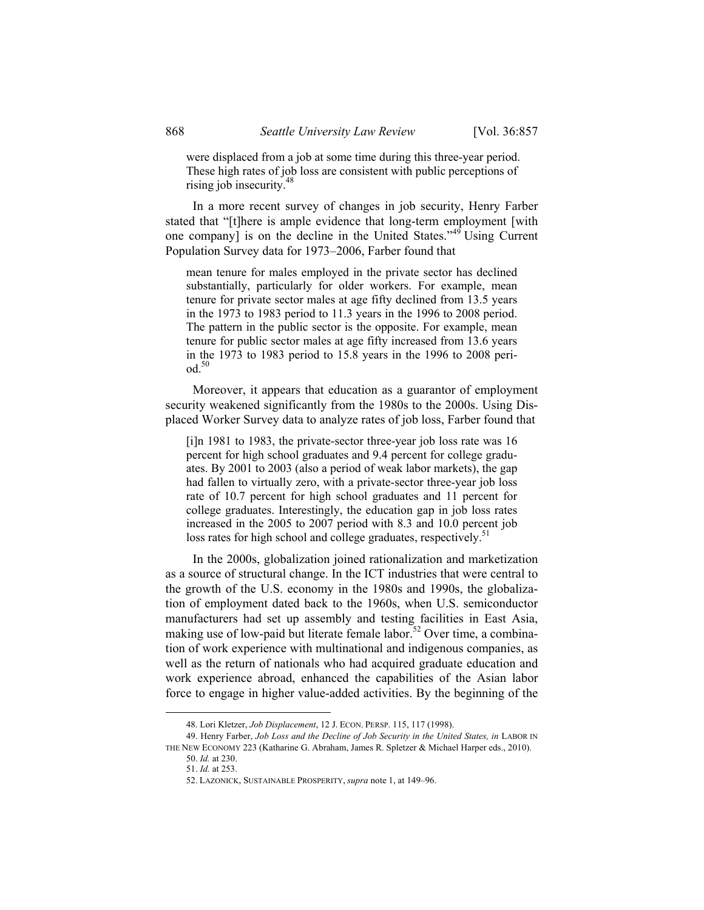> were displaced from a job at some time during this three-year period. These high rates of job loss are consistent with public perceptions of rising job insecurity.[48]

In a more recent survey of changes in job security, Henry Farber stated that "[t]here is ample evidence that long-term employment [with one company] is on the decline in the United States."[49] Using Current Population Survey data for 1973–2006, Farber found that

> mean tenure for males employed in the private sector has declined substantially, particularly for older workers. For example, mean tenure for private sector males at age fifty declined from 13.5 years in the 1973 to 1983 period to 11.3 years in the 1996 to 2008 period. The pattern in the public sector is the opposite. For example, mean tenure for public sector males at age fifty increased from 13.6 years in the 1973 to 1983 period to 15.8 years in the 1996 to 2008 period.[50]

Moreover, it appears that education as a guarantor of employment security weakened significantly from the 1980s to the 2000s. Using Displaced Worker Survey data to analyze rates of job loss, Farber found that

> [i]n 1981 to 1983, the private-sector three-year job loss rate was 16 percent for high school graduates and 9.4 percent for college graduates. By 2001 to 2003 (also a period of weak labor markets), the gap had fallen to virtually zero, with a private-sector three-year job loss rate of 10.7 percent for high school graduates and 11 percent for college graduates. Interestingly, the education gap in job loss rates increased in the 2005 to 2007 period with 8.3 and 10.0 percent job loss rates for high school and college graduates, respectively.[51]

In the 2000s, globalization joined rationalization and marketization as a source of structural change. In the ICT industries that were central to the growth of the U.S. economy in the 1980s and 1990s, the globalization of employment dated back to the 1960s, when U.S. semiconductor manufacturers had set up assembly and testing facilities in East Asia, making use of low-paid but literate female labor.[52] Over time, a combination of work experience with multinational and indigenous companies, as well as the return of nationals who had acquired graduate education and work experience abroad, enhanced the capabilities of the Asian labor force to engage in higher value-added activities. By the beginning of the

---

48. Lori Kletzer, *Job Displacement*, 12 J. ECON. PERSP. 115, 117 (1998).

49. Henry Farber, *Job Loss and the Decline of Job Security in the United States, in* LABOR IN THE NEW ECONOMY 223 (Katharine G. Abraham, James R. Spletzer & Michael Harper eds., 2010).

50. *Id.* at 230.

51. *Id.* at 253.

52. LAZONICK, SUSTAINABLE PROSPERITY, *supra* note 1, at 149–96.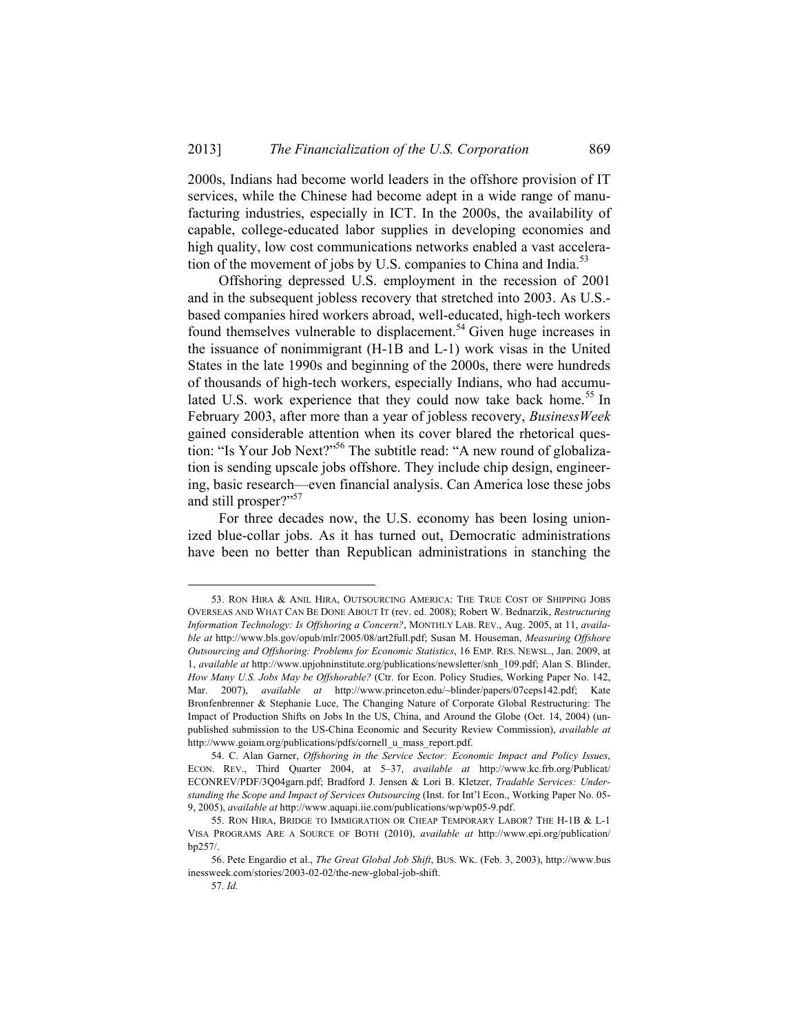2000s, Indians had become world leaders in the offshore provision of IT services, while the Chinese had become adept in a wide range of manufacturing industries, especially in ICT. In the 2000s, the availability of capable, college-educated labor supplies in developing economies and high quality, low cost communications networks enabled a vast acceleration of the movement of jobs by U.S. companies to China and India.[53]

Offshoring depressed U.S. employment in the recession of 2001 and in the subsequent jobless recovery that stretched into 2003. As U.S.-based companies hired workers abroad, well-educated, high-tech workers found themselves vulnerable to displacement.[54] Given huge increases in the issuance of nonimmigrant (H-1B and L-1) work visas in the United States in the late 1990s and beginning of the 2000s, there were hundreds of thousands of high-tech workers, especially Indians, who had accumulated U.S. work experience that they could now take back home.[55] In February 2003, after more than a year of jobless recovery, *BusinessWeek* gained considerable attention when its cover blared the rhetorical question: "Is Your Job Next?"[56] The subtitle read: "A new round of globalization is sending upscale jobs offshore. They include chip design, engineering, basic research—even financial analysis. Can America lose these jobs and still prosper?"[57]

For three decades now, the U.S. economy has been losing unionized blue-collar jobs. As it has turned out, Democratic administrations have been no better than Republican administrations in stanching the

---

53. RON HIRA & ANIL HIRA, OUTSOURCING AMERICA: THE TRUE COST OF SHIPPING JOBS OVERSEAS AND WHAT CAN BE DONE ABOUT IT (rev. ed. 2008); Robert W. Bednarzik, *Restructuring Information Technology: Is Offshoring a Concern?*, MONTHLY LAB. REV., Aug. 2005, at 11, *available at* http://www.bls.gov/opub/mlr/2005/08/art2full.pdf; Susan M. Houseman, *Measuring Offshore Outsourcing and Offshoring: Problems for Economic Statistics*, 16 EMP. RES. NEWSL., Jan. 2009, at 1, *available at* http://www.upjohninstitute.org/publications/newsletter/snh_109.pdf; Alan S. Blinder, *How Many U.S. Jobs May be Offshorable?* (Ctr. for Econ. Policy Studies, Working Paper No. 142, Mar. 2007), *available at* http://www.princeton.edu/~blinder/papers/07ceps142.pdf; Kate Bronfenbrenner & Stephanie Luce, The Changing Nature of Corporate Global Restructuring: The Impact of Production Shifts on Jobs In the US, China, and Around the Globe (Oct. 14, 2004) (unpublished submission to the US-China Economic and Security Review Commission), *available at* http://www.goiam.org/publications/pdfs/cornell_u_mass_report.pdf.

54. C. Alan Garner, *Offshoring in the Service Sector: Economic Impact and Policy Issues*, ECON. REV., Third Quarter 2004, at 5–37, *available at* http://www.kc.frb.org/Publicat/ECONREV/PDF/3Q04garn.pdf; Bradford J. Jensen & Lori B. Kletzer, *Tradable Services: Understanding the Scope and Impact of Services Outsourcing* (Inst. for Int'l Econ., Working Paper No. 05-9, 2005), *available at* http://www.aquapi.iie.com/publications/wp/wp05-9.pdf.

55. RON HIRA, BRIDGE TO IMMIGRATION OR CHEAP TEMPORARY LABOR? THE H-1B & L-1 VISA PROGRAMS ARE A SOURCE OF BOTH (2010), *available at* http://www.epi.org/publication/bp257/.

56. Pete Engardio et al., *The Great Global Job Shift*, BUS. WK. (Feb. 3, 2003), http://www.businessweek.com/stories/2003-02-02/the-new-global-job-shift.

57. *Id.*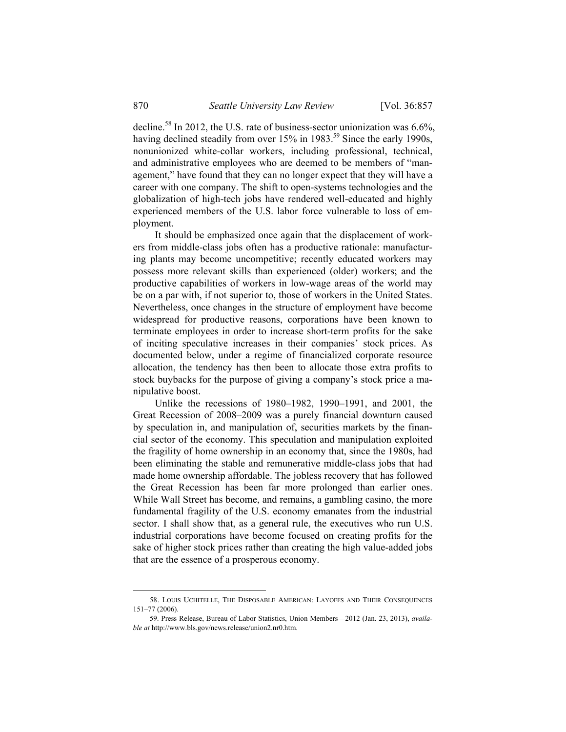decline.[58] In 2012, the U.S. rate of business-sector unionization was 6.6%, having declined steadily from over 15% in 1983.[59] Since the early 1990s, nonunionized white-collar workers, including professional, technical, and administrative employees who are deemed to be members of "management," have found that they can no longer expect that they will have a career with one company. The shift to open-systems technologies and the globalization of high-tech jobs have rendered well-educated and highly experienced members of the U.S. labor force vulnerable to loss of employment.

It should be emphasized once again that the displacement of workers from middle-class jobs often has a productive rationale: manufacturing plants may become uncompetitive; recently educated workers may possess more relevant skills than experienced (older) workers; and the productive capabilities of workers in low-wage areas of the world may be on a par with, if not superior to, those of workers in the United States. Nevertheless, once changes in the structure of employment have become widespread for productive reasons, corporations have been known to terminate employees in order to increase short-term profits for the sake of inciting speculative increases in their companies' stock prices. As documented below, under a regime of financialized corporate resource allocation, the tendency has then been to allocate those extra profits to stock buybacks for the purpose of giving a company's stock price a manipulative boost.

Unlike the recessions of 1980–1982, 1990–1991, and 2001, the Great Recession of 2008–2009 was a purely financial downturn caused by speculation in, and manipulation of, securities markets by the financial sector of the economy. This speculation and manipulation exploited the fragility of home ownership in an economy that, since the 1980s, had been eliminating the stable and remunerative middle-class jobs that had made home ownership affordable. The jobless recovery that has followed the Great Recession has been far more prolonged than earlier ones. While Wall Street has become, and remains, a gambling casino, the more fundamental fragility of the U.S. economy emanates from the industrial sector. I shall show that, as a general rule, the executives who run U.S. industrial corporations have become focused on creating profits for the sake of higher stock prices rather than creating the high value-added jobs that are the essence of a prosperous economy.

---

58. LOUIS UCHITELLE, THE DISPOSABLE AMERICAN: LAYOFFS AND THEIR CONSEQUENCES 151–77 (2006).

59. Press Release, Bureau of Labor Statistics, Union Members—2012 (Jan. 23, 2013), *available at* http://www.bls.gov/news.release/union2.nr0.htm.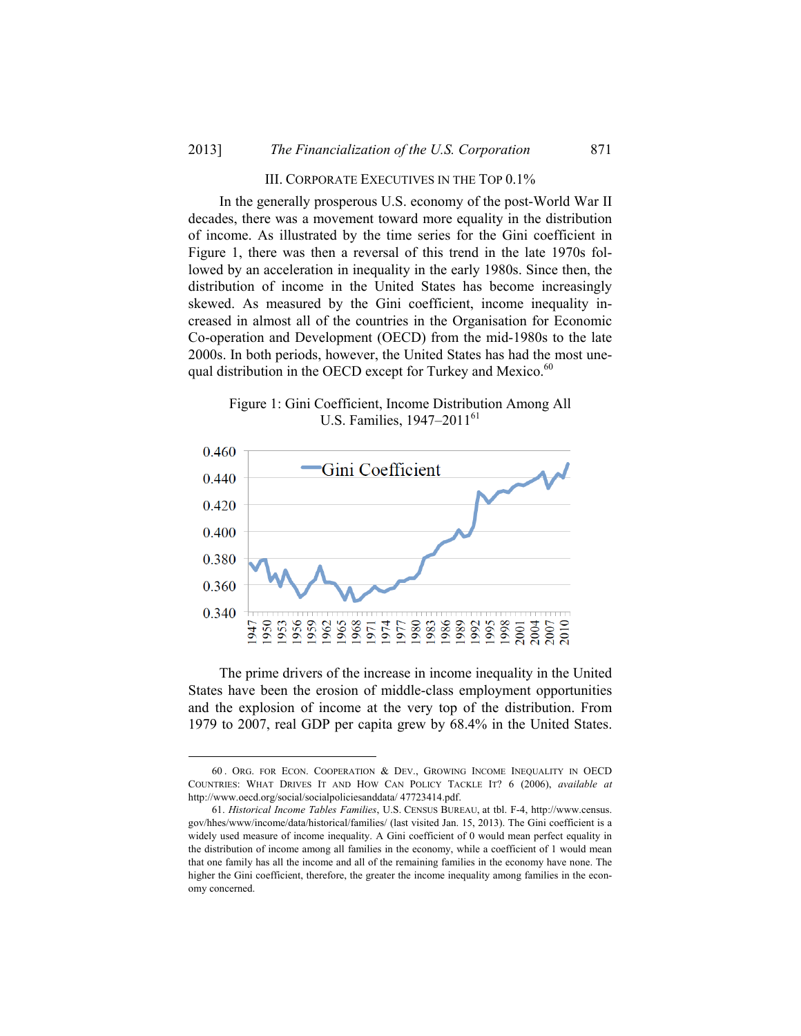## III. CORPORATE EXECUTIVES IN THE TOP 0.1%

In the generally prosperous U.S. economy of the post-World War II decades, there was a movement toward more equality in the distribution of income. As illustrated by the time series for the Gini coefficient in Figure 1, there was then a reversal of this trend in the late 1970s followed by an acceleration in inequality in the early 1980s. Since then, the distribution of income in the United States has become increasingly skewed. As measured by the Gini coefficient, income inequality increased in almost all of the countries in the Organisation for Economic Co-operation and Development (OECD) from the mid-1980s to the late 2000s. In both periods, however, the United States has had the most unequal distribution in the OECD except for Turkey and Mexico.[60]

Figure 1: Gini Coefficient, Income Distribution Among All U.S. Families, 1947–2011[61]

The prime drivers of the increase in income inequality in the United States have been the erosion of middle-class employment opportunities and the explosion of income at the very top of the distribution. From 1979 to 2007, real GDP per capita grew by 68.4% in the United States.

---

60. ORG. FOR ECON. COOPERATION & DEV., GROWING INCOME INEQUALITY IN OECD COUNTRIES: WHAT DRIVES IT AND HOW CAN POLICY TACKLE IT? 6 (2006), *available at* http://www.oecd.org/social/socialpoliciesanddata/ 47723414.pdf.

61. *Historical Income Tables Families*, U.S. CENSUS BUREAU, at tbl. F-4, http://www.census.gov/hhes/www/income/data/historical/families/ (last visited Jan. 15, 2013). The Gini coefficient is a widely used measure of income inequality. A Gini coefficient of 0 would mean perfect equality in the distribution of income among all families in the economy, while a coefficient of 1 would mean that one family has all the income and all of the remaining families in the economy have none. The higher the Gini coefficient, therefore, the greater the income inequality among families in the economy concerned.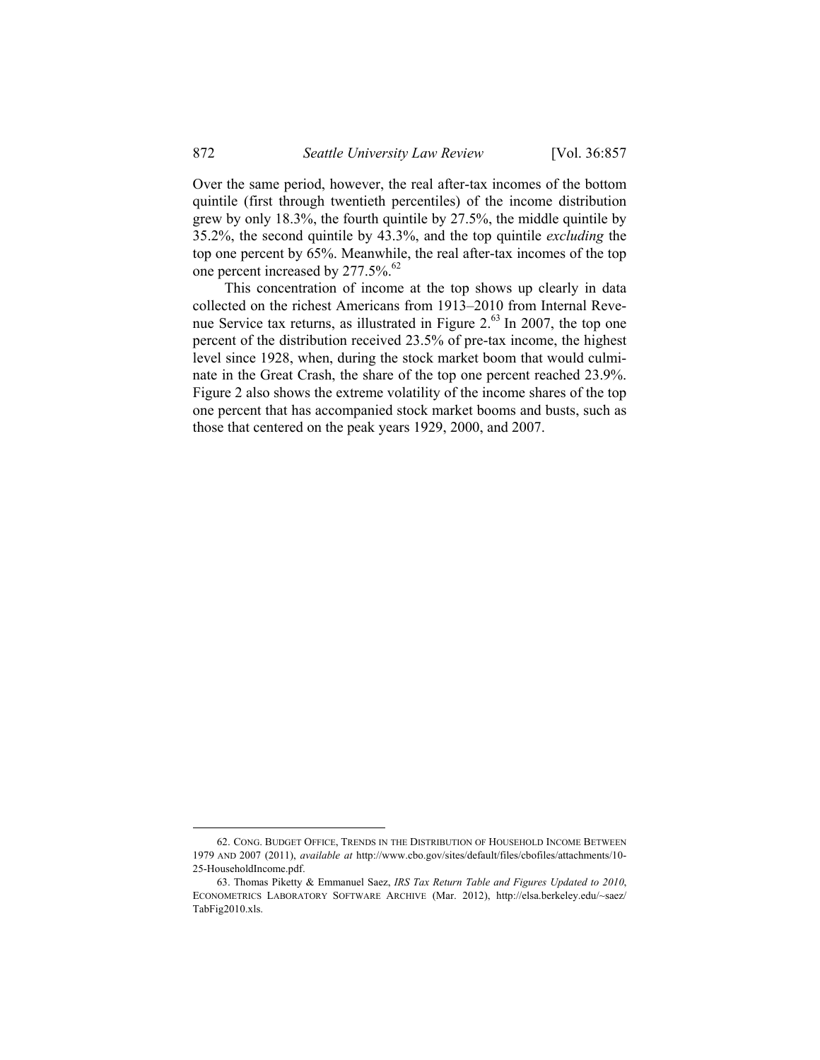Over the same period, however, the real after-tax incomes of the bottom quintile (first through twentieth percentiles) of the income distribution grew by only 18.3%, the fourth quintile by 27.5%, the middle quintile by 35.2%, the second quintile by 43.3%, and the top quintile *excluding* the top one percent by 65%. Meanwhile, the real after-tax incomes of the top one percent increased by 277.5%.[62]

This concentration of income at the top shows up clearly in data collected on the richest Americans from 1913–2010 from Internal Revenue Service tax returns, as illustrated in Figure 2.[63] In 2007, the top one percent of the distribution received 23.5% of pre-tax income, the highest level since 1928, when, during the stock market boom that would culminate in the Great Crash, the share of the top one percent reached 23.9%. Figure 2 also shows the extreme volatility of the income shares of the top one percent that has accompanied stock market booms and busts, such as those that centered on the peak years 1929, 2000, and 2007.

---

62. CONG. BUDGET OFFICE, TRENDS IN THE DISTRIBUTION OF HOUSEHOLD INCOME BETWEEN 1979 AND 2007 (2011), *available at* http://www.cbo.gov/sites/default/files/cbofiles/attachments/10-25-HouseholdIncome.pdf.

63. Thomas Piketty & Emmanuel Saez, *IRS Tax Return Table and Figures Updated to 2010*, ECONOMETRICS LABORATORY SOFTWARE ARCHIVE (Mar. 2012), http://elsa.berkeley.edu/~saez/TabFig2010.xls.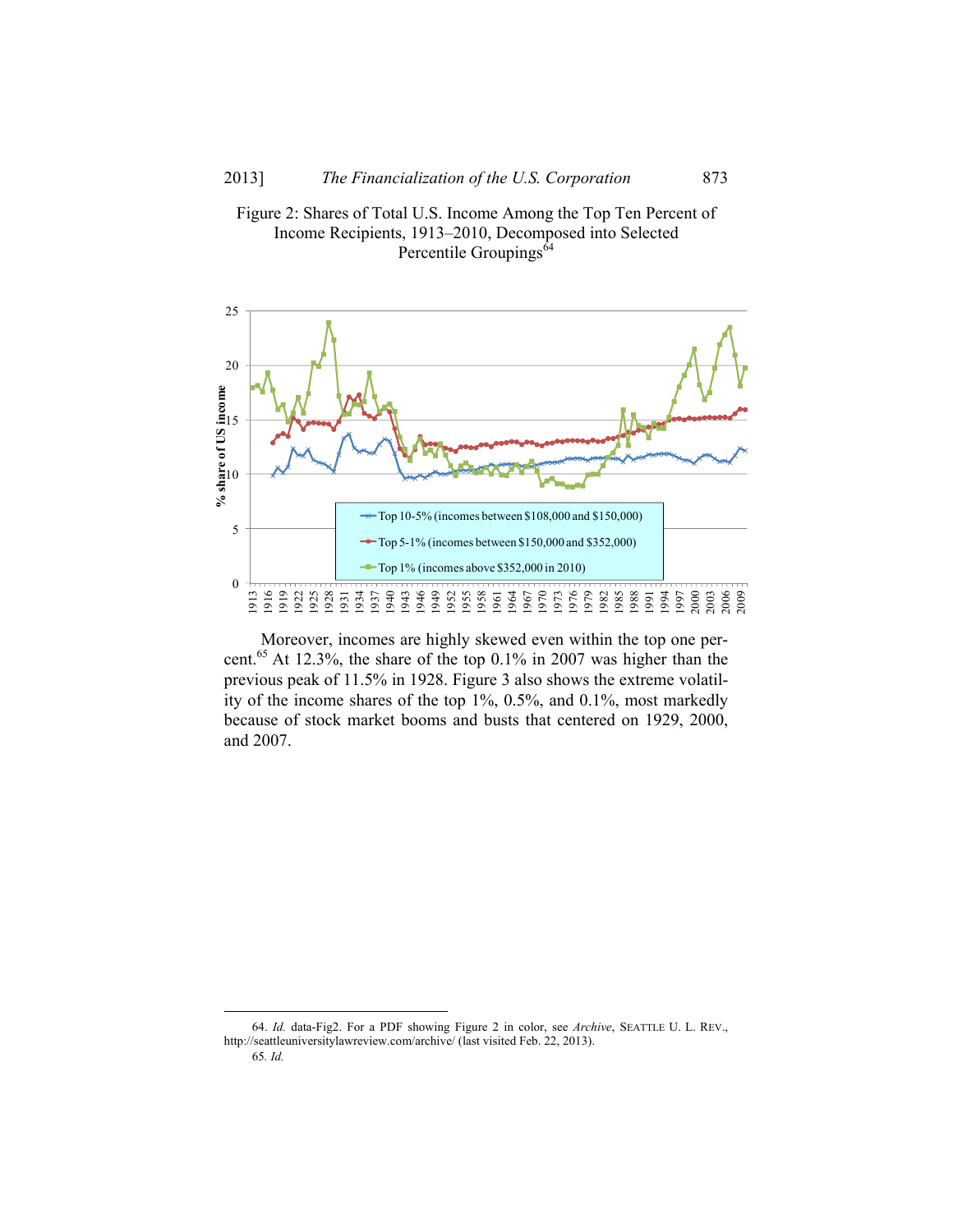Figure 2: Shares of Total U.S. Income Among the Top Ten Percent of Income Recipients, 1913–2010, Decomposed into Selected Percentile Groupings[64]

Moreover, incomes are highly skewed even within the top one percent.[65] At 12.3%, the share of the top 0.1% in 2007 was higher than the previous peak of 11.5% in 1928. Figure 3 also shows the extreme volatility of the income shares of the top 1%, 0.5%, and 0.1%, most markedly because of stock market booms and busts that centered on 1929, 2000, and 2007.

---

64. *Id.* data-Fig2. For a PDF showing Figure 2 in color, see *Archive*, SEATTLE U. L. REV., http://seattleuniversitylawreview.com/archive/ (last visited Feb. 22, 2013).

65. *Id.*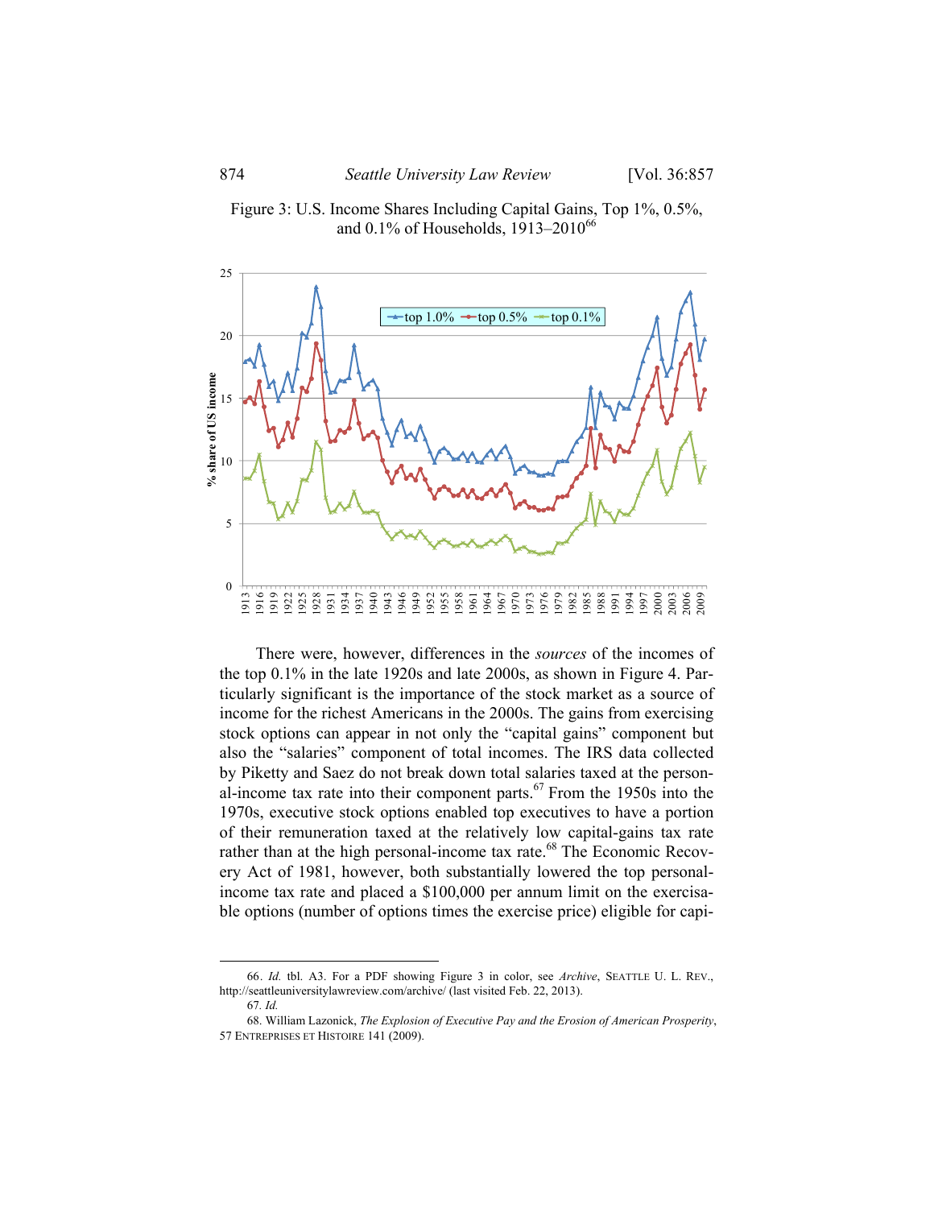Figure 3: U.S. Income Shares Including Capital Gains, Top 1%, 0.5%, and 0.1% of Households, 1913–2010[66]

There were, however, differences in the *sources* of the incomes of the top 0.1% in the late 1920s and late 2000s, as shown in Figure 4. Particularly significant is the importance of the stock market as a source of income for the richest Americans in the 2000s. The gains from exercising stock options can appear in not only the "capital gains" component but also the "salaries" component of total incomes. The IRS data collected by Piketty and Saez do not break down total salaries taxed at the personal-income tax rate into their component parts.[67] From the 1950s into the 1970s, executive stock options enabled top executives to have a portion of their remuneration taxed at the relatively low capital-gains tax rate rather than at the high personal-income tax rate.[68] The Economic Recovery Act of 1981, however, both substantially lowered the top personal-income tax rate and placed a $100,000 per annum limit on the exercisable options (number of options times the exercise price) eligible for capi-

---

66. *Id.* tbl. A3. For a PDF showing Figure 3 in color, see *Archive*, SEATTLE U. L. REV., http://seattleuniversitylawreview.com/archive/ (last visited Feb. 22, 2013).

67. *Id.*

68. William Lazonick, *The Explosion of Executive Pay and the Erosion of American Prosperity*, 57 ENTREPRISES ET HISTOIRE 141 (2009).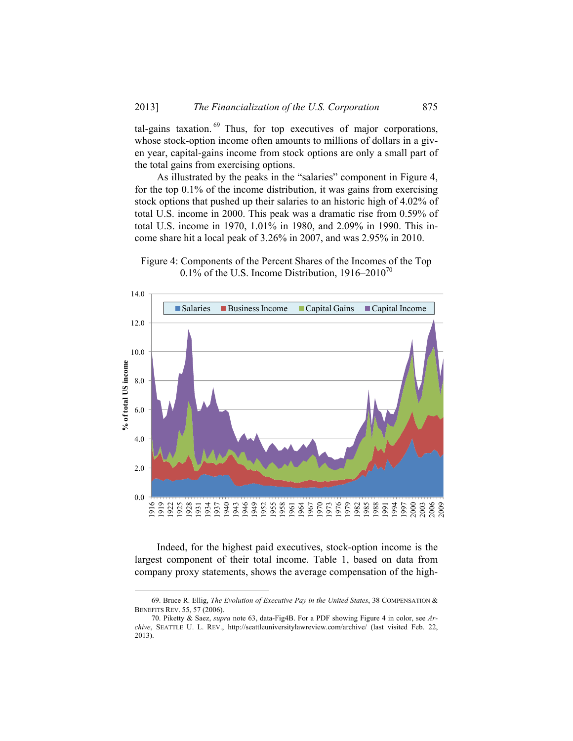tal-gains taxation.[69] Thus, for top executives of major corporations, whose stock-option income often amounts to millions of dollars in a given year, capital-gains income from stock options are only a small part of the total gains from exercising options.

As illustrated by the peaks in the "salaries" component in Figure 4, for the top 0.1% of the income distribution, it was gains from exercising stock options that pushed up their salaries to an historic high of 4.02% of total U.S. income in 2000. This peak was a dramatic rise from 0.59% of total U.S. income in 1970, 1.01% in 1980, and 2.09% in 1990. This income share hit a local peak of 3.26% in 2007, and was 2.95% in 2010.

Figure 4: Components of the Percent Shares of the Incomes of the Top 0.1% of the U.S. Income Distribution, 1916–2010[70]

Indeed, for the highest paid executives, stock-option income is the largest component of their total income. Table 1, based on data from company proxy statements, shows the average compensation of the high-

---

69. Bruce R. Ellig, *The Evolution of Executive Pay in the United States*, 38 COMPENSATION & BENEFITS REV. 55, 57 (2006).

70. Piketty & Saez, *supra* note 63, data-Fig4B. For a PDF showing Figure 4 in color, see *Archive*, SEATTLE U. L. REV., http://seattleuniversitylawreview.com/archive/ (last visited Feb. 22, 2013).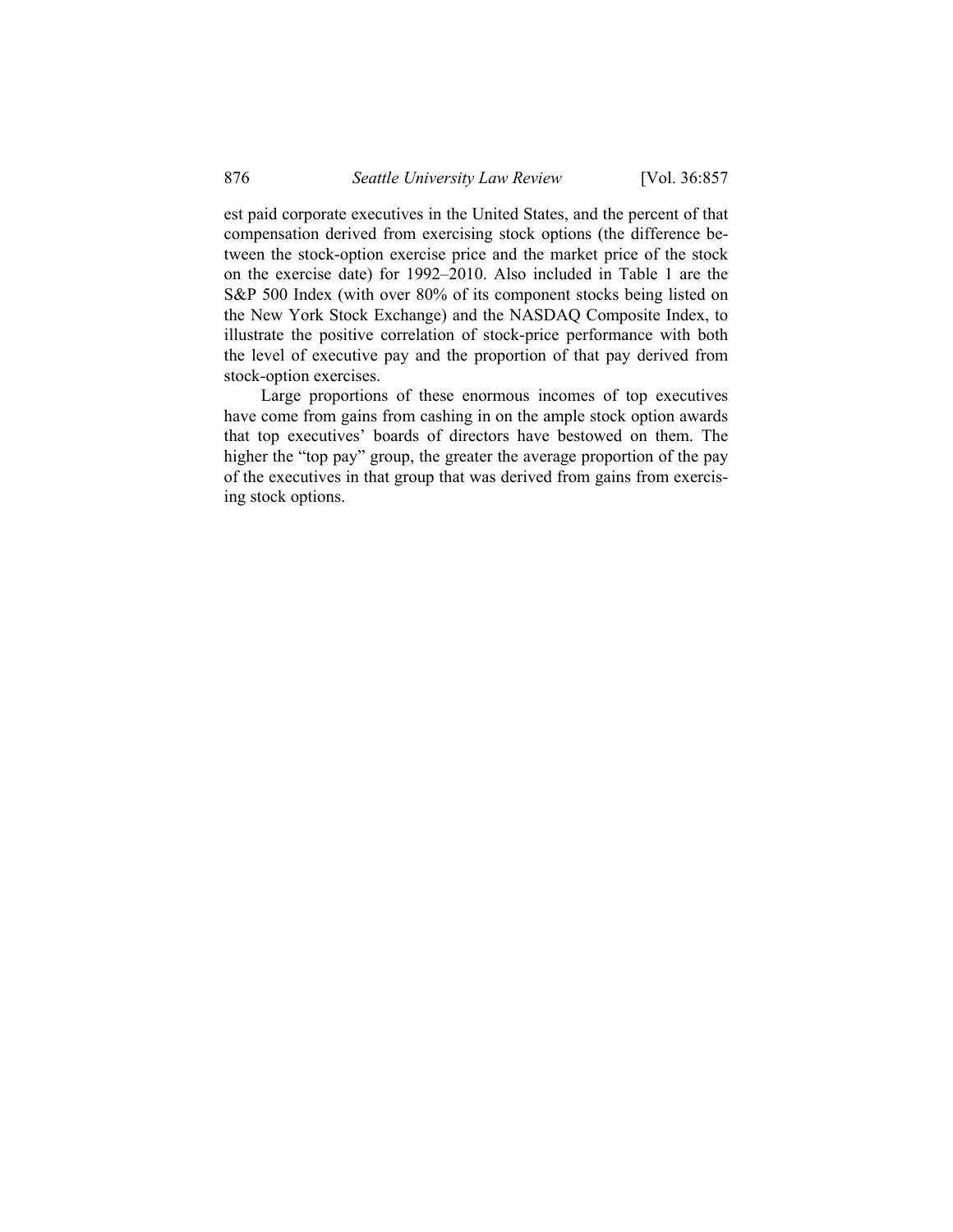est paid corporate executives in the United States, and the percent of that compensation derived from exercising stock options (the difference between the stock-option exercise price and the market price of the stock on the exercise date) for 1992–2010. Also included in Table 1 are the S&P 500 Index (with over 80% of its component stocks being listed on the New York Stock Exchange) and the NASDAQ Composite Index, to illustrate the positive correlation of stock-price performance with both the level of executive pay and the proportion of that pay derived from stock-option exercises.

Large proportions of these enormous incomes of top executives have come from gains from cashing in on the ample stock option awards that top executives' boards of directors have bestowed on them. The higher the "top pay" group, the greater the average proportion of the pay of the executives in that group that was derived from gains from exercising stock options.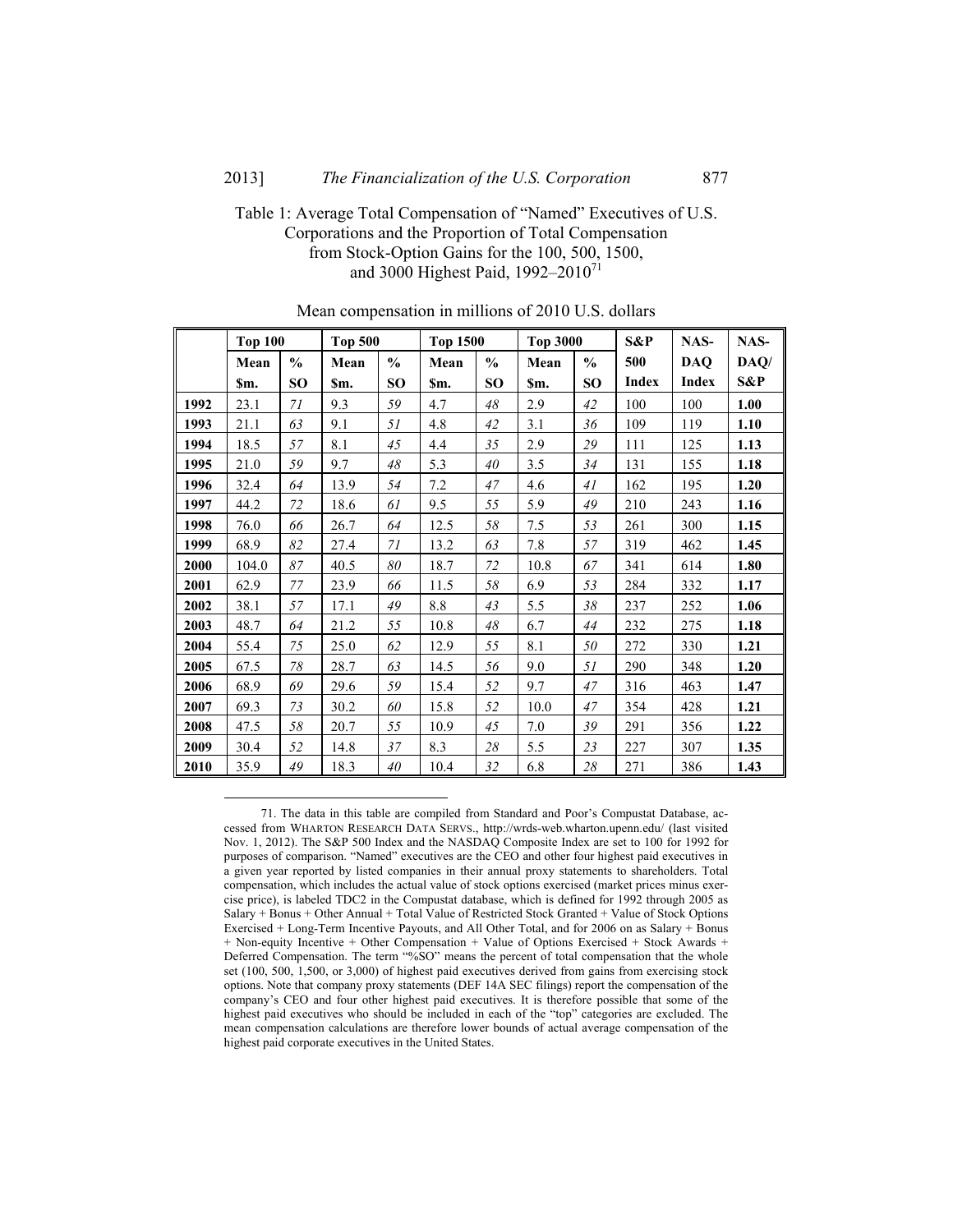Table 1: Average Total Compensation of "Named" Executives of U.S. Corporations and the Proportion of Total Compensation from Stock-Option Gains for the 100, 500, 1500, and 3000 Highest Paid, 1992–2010[71]

Mean compensation in millions of 2010 U.S. dollars

| | Top 100 | | Top 500 | | Top 1500 | | Top 3000 | | S&P | NAS- | NAS- |
|---|---|---|---|---|---|---|---|---|---|---|---|
| | Mean $m. | % SO | Mean $m. | % SO | Mean $m. | % SO | Mean $m. | % SO | 500 Index | DAQ Index | DAQ/ S&P |
| **1992** | 23.1 | *71* | 9.3 | *59* | 4.7 | *48* | 2.9 | *42* | 100 | 100 | **1.00** |
| **1993** | 21.1 | *63* | 9.1 | *51* | 4.8 | *42* | 3.1 | *36* | 109 | 119 | **1.10** |
| **1994** | 18.5 | *57* | 8.1 | *45* | 4.4 | *35* | 2.9 | *29* | 111 | 125 | **1.13** |
| **1995** | 21.0 | *59* | 9.7 | *48* | 5.3 | *40* | 3.5 | *34* | 131 | 155 | **1.18** |
| **1996** | 32.4 | *64* | 13.9 | *54* | 7.2 | *47* | 4.6 | *41* | 162 | 195 | **1.20** |
| **1997** | 44.2 | *72* | 18.6 | *61* | 9.5 | *55* | 5.9 | *49* | 210 | 243 | **1.16** |
| **1998** | 76.0 | *66* | 26.7 | *64* | 12.5 | *58* | 7.5 | *53* | 261 | 300 | **1.15** |
| **1999** | 68.9 | *82* | 27.4 | *71* | 13.2 | *63* | 7.8 | *57* | 319 | 462 | **1.45** |
| **2000** | 104.0 | *87* | 40.5 | *80* | 18.7 | *72* | 10.8 | *67* | 341 | 614 | **1.80** |
| **2001** | 62.9 | *77* | 23.9 | *66* | 11.5 | *58* | 6.9 | *53* | 284 | 332 | **1.17** |
| **2002** | 38.1 | *57* | 17.1 | *49* | 8.8 | *43* | 5.5 | *38* | 237 | 252 | **1.06** |
| **2003** | 48.7 | *64* | 21.2 | *55* | 10.8 | *48* | 6.7 | *44* | 232 | 275 | **1.18** |
| **2004** | 55.4 | *75* | 25.0 | *62* | 12.9 | *55* | 8.1 | *50* | 272 | 330 | **1.21** |
| **2005** | 67.5 | *78* | 28.7 | *63* | 14.5 | *56* | 9.0 | *51* | 290 | 348 | **1.20** |
| **2006** | 68.9 | *69* | 29.6 | *59* | 15.4 | *52* | 9.7 | *47* | 316 | 463 | **1.47** |
| **2007** | 69.3 | *73* | 30.2 | *60* | 15.8 | *52* | 10.0 | *47* | 354 | 428 | **1.21** |
| **2008** | 47.5 | *58* | 20.7 | *55* | 10.9 | *45* | 7.0 | *39* | 291 | 356 | **1.22** |
| **2009** | 30.4 | *52* | 14.8 | *37* | 8.3 | *28* | 5.5 | *23* | 227 | 307 | **1.35** |
| **2010** | 35.9 | *49* | 18.3 | *40* | 10.4 | *32* | 6.8 | *28* | 271 | 386 | **1.43** |

---

71. The data in this table are compiled from Standard and Poor's Compustat Database, accessed from WHARTON RESEARCH DATA SERVS., http://wrds-web.wharton.upenn.edu/ (last visited Nov. 1, 2012). The S&P 500 Index and the NASDAQ Composite Index are set to 100 for 1992 for purposes of comparison. "Named" executives are the CEO and other four highest paid executives in a given year reported by listed companies in their annual proxy statements to shareholders. Total compensation, which includes the actual value of stock options exercised (market prices minus exercise price), is labeled TDC2 in the Compustat database, which is defined for 1992 through 2005 as Salary + Bonus + Other Annual + Total Value of Restricted Stock Granted + Value of Stock Options Exercised + Long-Term Incentive Payouts, and All Other Total, and for 2006 on as Salary + Bonus + Non-equity Incentive + Other Compensation + Value of Options Exercised + Stock Awards + Deferred Compensation. The term "%SO" means the percent of total compensation that the whole set (100, 500, 1,500, or 3,000) of highest paid executives derived from gains from exercising stock options. Note that company proxy statements (DEF 14A SEC filings) report the compensation of the company's CEO and four other highest paid executives. It is therefore possible that some of the highest paid executives who should be included in each of the "top" categories are excluded. The mean compensation calculations are therefore lower bounds of actual average compensation of the highest paid corporate executives in the United States.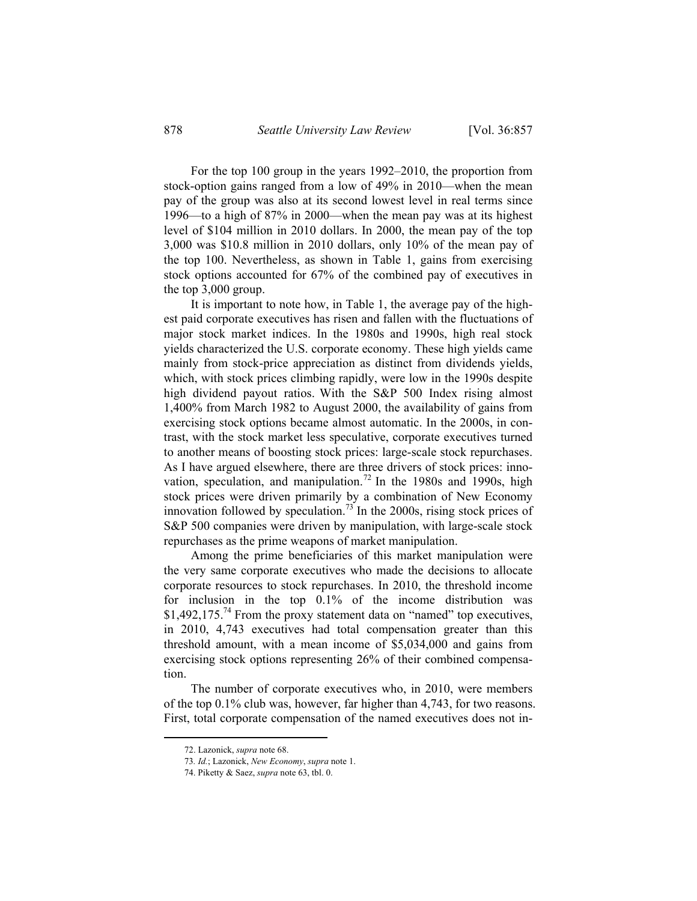For the top 100 group in the years 1992–2010, the proportion from stock-option gains ranged from a low of 49% in 2010—when the mean pay of the group was also at its second lowest level in real terms since 1996—to a high of 87% in 2000—when the mean pay was at its highest level of \$104 million in 2010 dollars. In 2000, the mean pay of the top 3,000 was \$10.8 million in 2010 dollars, only 10% of the mean pay of the top 100. Nevertheless, as shown in Table 1, gains from exercising stock options accounted for 67% of the combined pay of executives in the top 3,000 group.

It is important to note how, in Table 1, the average pay of the highest paid corporate executives has risen and fallen with the fluctuations of major stock market indices. In the 1980s and 1990s, high real stock yields characterized the U.S. corporate economy. These high yields came mainly from stock-price appreciation as distinct from dividends yields, which, with stock prices climbing rapidly, were low in the 1990s despite high dividend payout ratios. With the S&P 500 Index rising almost 1,400% from March 1982 to August 2000, the availability of gains from exercising stock options became almost automatic. In the 2000s, in contrast, with the stock market less speculative, corporate executives turned to another means of boosting stock prices: large-scale stock repurchases. As I have argued elsewhere, there are three drivers of stock prices: innovation, speculation, and manipulation.[72] In the 1980s and 1990s, high stock prices were driven primarily by a combination of New Economy innovation followed by speculation.[73] In the 2000s, rising stock prices of S&P 500 companies were driven by manipulation, with large-scale stock repurchases as the prime weapons of market manipulation.

Among the prime beneficiaries of this market manipulation were the very same corporate executives who made the decisions to allocate corporate resources to stock repurchases. In 2010, the threshold income for inclusion in the top 0.1% of the income distribution was \$1,492,175.[74] From the proxy statement data on "named" top executives, in 2010, 4,743 executives had total compensation greater than this threshold amount, with a mean income of \$5,034,000 and gains from exercising stock options representing 26% of their combined compensation.

The number of corporate executives who, in 2010, were members of the top 0.1% club was, however, far higher than 4,743, for two reasons. First, total corporate compensation of the named executives does not in-

---

72. Lazonick, *supra* note 68.

73. *Id.*; Lazonick, *New Economy*, *supra* note 1.

74. Piketty & Saez, *supra* note 63, tbl. 0.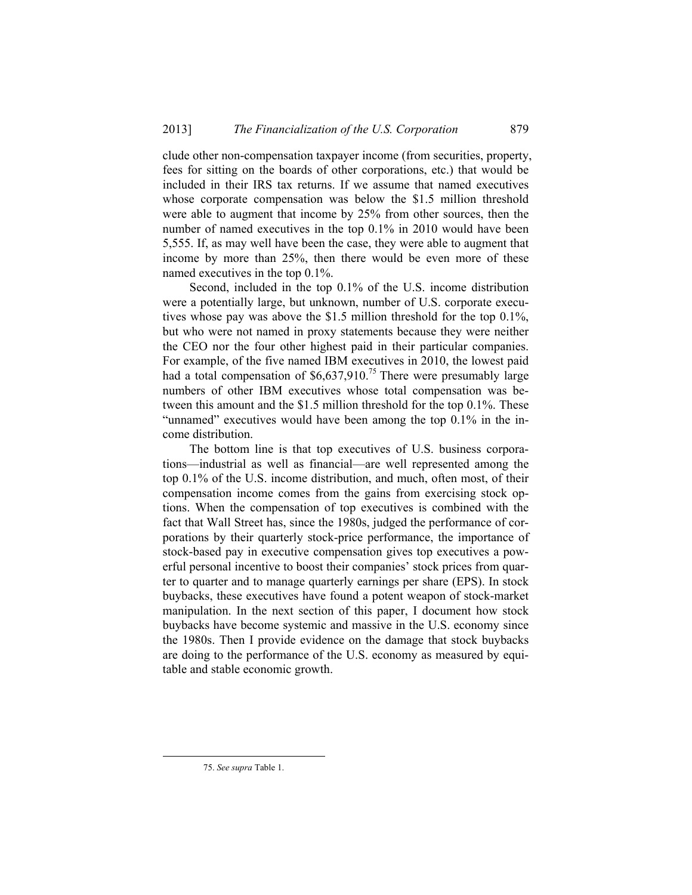clude other non-compensation taxpayer income (from securities, property, fees for sitting on the boards of other corporations, etc.) that would be included in their IRS tax returns. If we assume that named executives whose corporate compensation was below the $1.5 million threshold were able to augment that income by 25% from other sources, then the number of named executives in the top 0.1% in 2010 would have been 5,555. If, as may well have been the case, they were able to augment that income by more than 25%, then there would be even more of these named executives in the top 0.1%.

Second, included in the top 0.1% of the U.S. income distribution were a potentially large, but unknown, number of U.S. corporate executives whose pay was above the $1.5 million threshold for the top 0.1%, but who were not named in proxy statements because they were neither the CEO nor the four other highest paid in their particular companies. For example, of the five named IBM executives in 2010, the lowest paid had a total compensation of $6,637,910.[75] There were presumably large numbers of other IBM executives whose total compensation was between this amount and the $1.5 million threshold for the top 0.1%. These "unnamed" executives would have been among the top 0.1% in the income distribution.

The bottom line is that top executives of U.S. business corporations—industrial as well as financial—are well represented among the top 0.1% of the U.S. income distribution, and much, often most, of their compensation income comes from the gains from exercising stock options. When the compensation of top executives is combined with the fact that Wall Street has, since the 1980s, judged the performance of corporations by their quarterly stock-price performance, the importance of stock-based pay in executive compensation gives top executives a powerful personal incentive to boost their companies' stock prices from quarter to quarter and to manage quarterly earnings per share (EPS). In stock buybacks, these executives have found a potent weapon of stock-market manipulation. In the next section of this paper, I document how stock buybacks have become systemic and massive in the U.S. economy since the 1980s. Then I provide evidence on the damage that stock buybacks are doing to the performance of the U.S. economy as measured by equitable and stable economic growth.

75. *See supra* Table 1.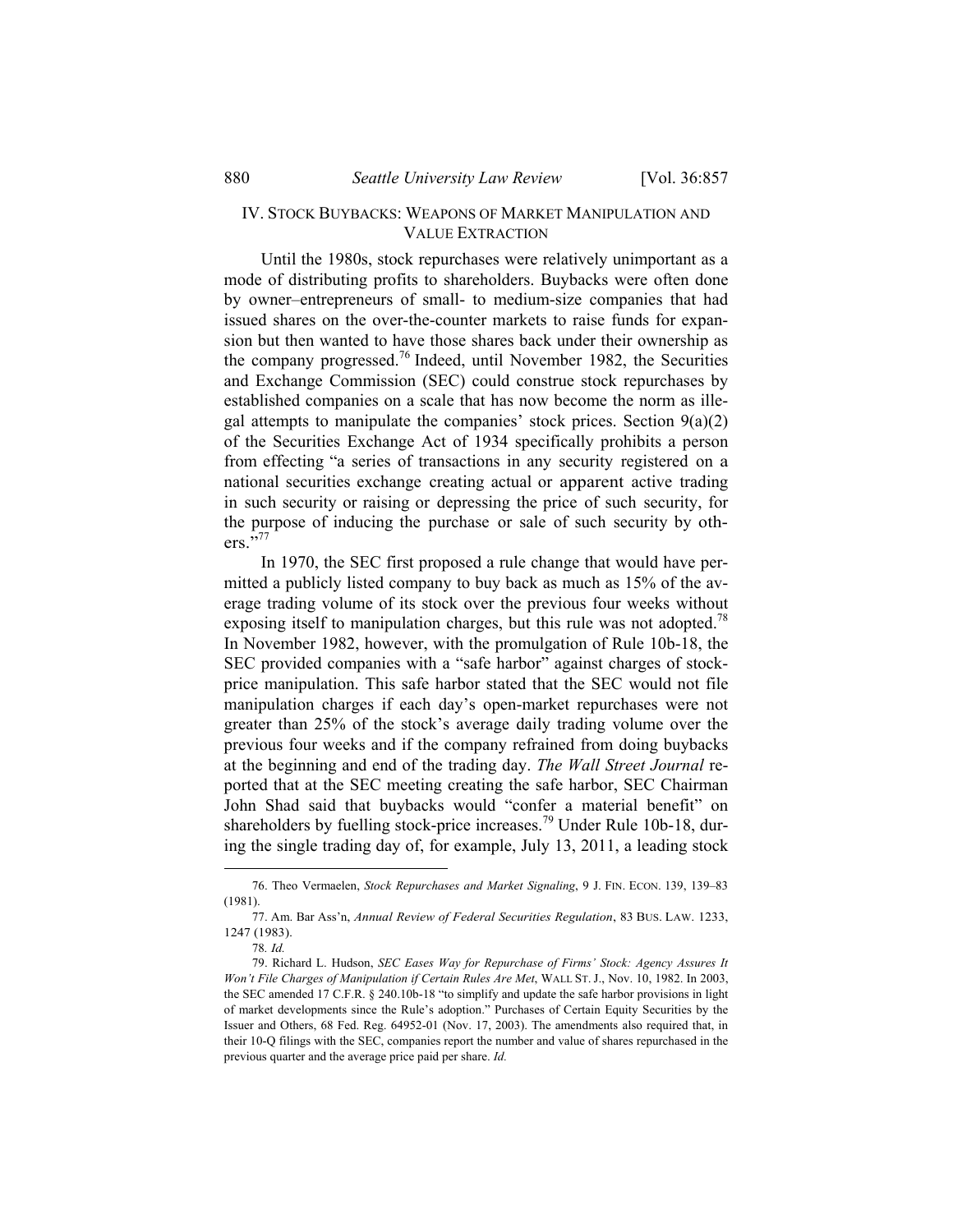## IV. STOCK BUYBACKS: WEAPONS OF MARKET MANIPULATION AND VALUE EXTRACTION

Until the 1980s, stock repurchases were relatively unimportant as a mode of distributing profits to shareholders. Buybacks were often done by owner–entrepreneurs of small- to medium-size companies that had issued shares on the over-the-counter markets to raise funds for expansion but then wanted to have those shares back under their ownership as the company progressed.[76] Indeed, until November 1982, the Securities and Exchange Commission (SEC) could construe stock repurchases by established companies on a scale that has now become the norm as illegal attempts to manipulate the companies' stock prices. Section 9(a)(2) of the Securities Exchange Act of 1934 specifically prohibits a person from effecting "a series of transactions in any security registered on a national securities exchange creating actual or apparent active trading in such security or raising or depressing the price of such security, for the purpose of inducing the purchase or sale of such security by others."[77]

In 1970, the SEC first proposed a rule change that would have permitted a publicly listed company to buy back as much as 15% of the average trading volume of its stock over the previous four weeks without exposing itself to manipulation charges, but this rule was not adopted.[78] In November 1982, however, with the promulgation of Rule 10b-18, the SEC provided companies with a "safe harbor" against charges of stock-price manipulation. This safe harbor stated that the SEC would not file manipulation charges if each day's open-market repurchases were not greater than 25% of the stock's average daily trading volume over the previous four weeks and if the company refrained from doing buybacks at the beginning and end of the trading day. *The Wall Street Journal* reported that at the SEC meeting creating the safe harbor, SEC Chairman John Shad said that buybacks would "confer a material benefit" on shareholders by fuelling stock-price increases.[79] Under Rule 10b-18, during the single trading day of, for example, July 13, 2011, a leading stock

---

76. Theo Vermaelen, *Stock Repurchases and Market Signaling*, 9 J. FIN. ECON. 139, 139–83 (1981).

77. Am. Bar Ass'n, *Annual Review of Federal Securities Regulation*, 83 BUS. LAW. 1233, 1247 (1983).

78. *Id.*

79. Richard L. Hudson, *SEC Eases Way for Repurchase of Firms' Stock: Agency Assures It Won't File Charges of Manipulation if Certain Rules Are Met*, WALL ST. J., Nov. 10, 1982. In 2003, the SEC amended 17 C.F.R. § 240.10b-18 "to simplify and update the safe harbor provisions in light of market developments since the Rule's adoption." Purchases of Certain Equity Securities by the Issuer and Others, 68 Fed. Reg. 64952-01 (Nov. 17, 2003). The amendments also required that, in their 10-Q filings with the SEC, companies report the number and value of shares repurchased in the previous quarter and the average price paid per share. *Id.*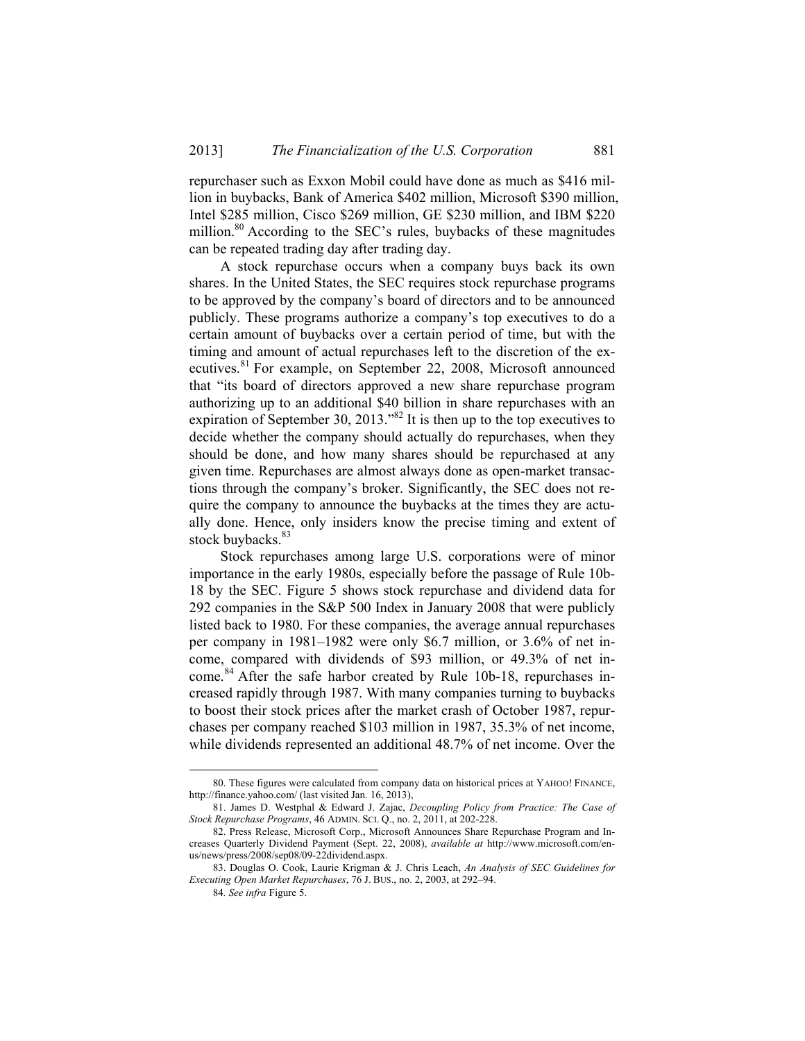repurchaser such as Exxon Mobil could have done as much as $416 million in buybacks, Bank of America $402 million, Microsoft $390 million, Intel $285 million, Cisco $269 million, GE $230 million, and IBM $220 million.[80] According to the SEC's rules, buybacks of these magnitudes can be repeated trading day after trading day.

A stock repurchase occurs when a company buys back its own shares. In the United States, the SEC requires stock repurchase programs to be approved by the company's board of directors and to be announced publicly. These programs authorize a company's top executives to do a certain amount of buybacks over a certain period of time, but with the timing and amount of actual repurchases left to the discretion of the executives.[81] For example, on September 22, 2008, Microsoft announced that "its board of directors approved a new share repurchase program authorizing up to an additional $40 billion in share repurchases with an expiration of September 30, 2013."[82] It is then up to the top executives to decide whether the company should actually do repurchases, when they should be done, and how many shares should be repurchased at any given time. Repurchases are almost always done as open-market transactions through the company's broker. Significantly, the SEC does not require the company to announce the buybacks at the times they are actually done. Hence, only insiders know the precise timing and extent of stock buybacks.[83]

Stock repurchases among large U.S. corporations were of minor importance in the early 1980s, especially before the passage of Rule 10b-18 by the SEC. Figure 5 shows stock repurchase and dividend data for 292 companies in the S&P 500 Index in January 2008 that were publicly listed back to 1980. For these companies, the average annual repurchases per company in 1981–1982 were only $6.7 million, or 3.6% of net income, compared with dividends of $93 million, or 49.3% of net income.[84] After the safe harbor created by Rule 10b-18, repurchases increased rapidly through 1987. With many companies turning to buybacks to boost their stock prices after the market crash of October 1987, repurchases per company reached $103 million in 1987, 35.3% of net income, while dividends represented an additional 48.7% of net income. Over the

80. These figures were calculated from company data on historical prices at YAHOO! FINANCE, http://finance.yahoo.com/ (last visited Jan. 16, 2013),

81. James D. Westphal & Edward J. Zajac, *Decoupling Policy from Practice: The Case of Stock Repurchase Programs*, 46 ADMIN. SCI. Q., no. 2, 2011, at 202-228.

82. Press Release, Microsoft Corp., Microsoft Announces Share Repurchase Program and Increases Quarterly Dividend Payment (Sept. 22, 2008), *available at* http://www.microsoft.com/en-us/news/press/2008/sep08/09-22dividend.aspx.

83. Douglas O. Cook, Laurie Krigman & J. Chris Leach, *An Analysis of SEC Guidelines for Executing Open Market Repurchases*, 76 J. BUS., no. 2, 2003, at 292–94.

84. *See infra* Figure 5.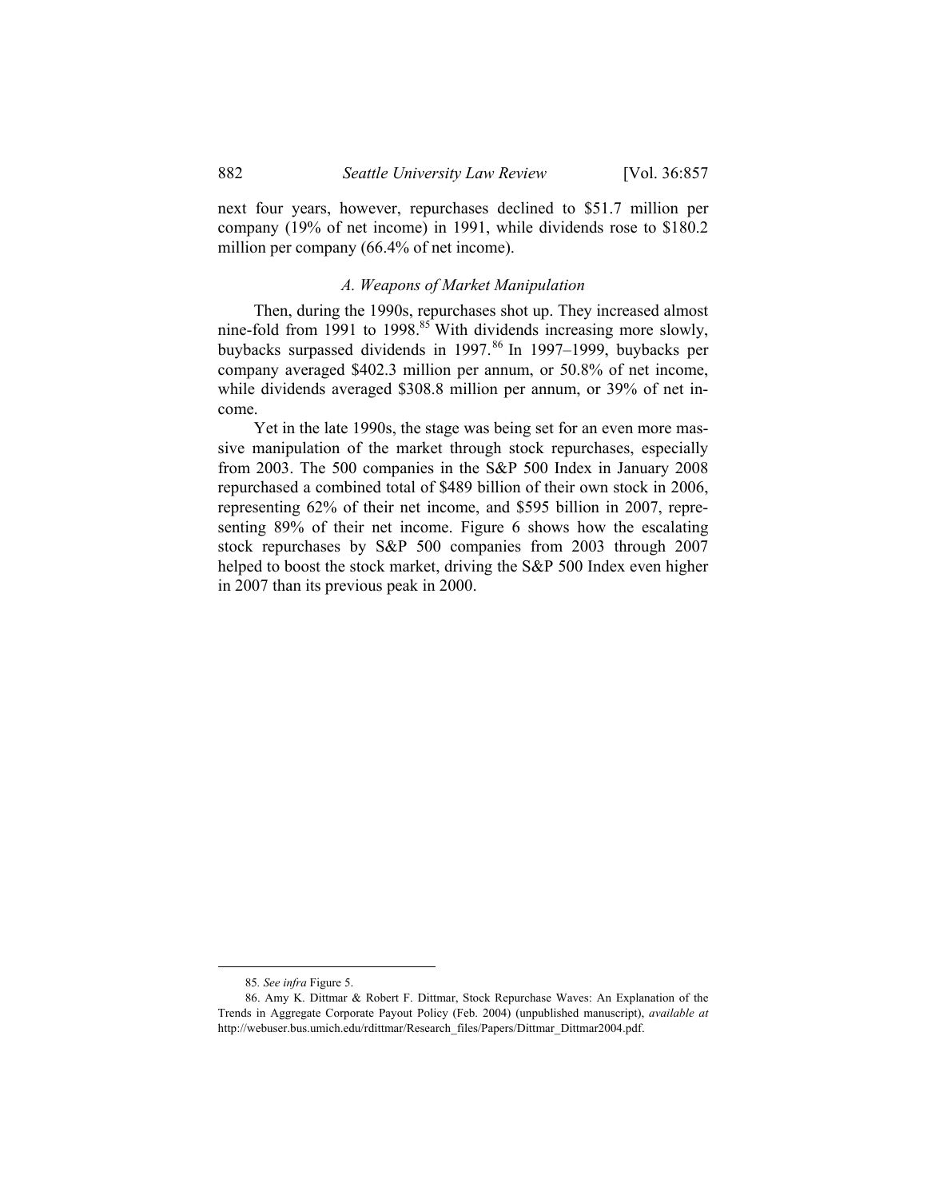next four years, however, repurchases declined to $51.7 million per company (19% of net income) in 1991, while dividends rose to $180.2 million per company (66.4% of net income).

### *A. Weapons of Market Manipulation*

Then, during the 1990s, repurchases shot up. They increased almost nine-fold from 1991 to 1998.[85] With dividends increasing more slowly, buybacks surpassed dividends in 1997.[86] In 1997–1999, buybacks per company averaged $402.3 million per annum, or 50.8% of net income, while dividends averaged $308.8 million per annum, or 39% of net income.

Yet in the late 1990s, the stage was being set for an even more massive manipulation of the market through stock repurchases, especially from 2003. The 500 companies in the S&P 500 Index in January 2008 repurchased a combined total of $489 billion of their own stock in 2006, representing 62% of their net income, and $595 billion in 2007, representing 89% of their net income. Figure 6 shows how the escalating stock repurchases by S&P 500 companies from 2003 through 2007 helped to boost the stock market, driving the S&P 500 Index even higher in 2007 than its previous peak in 2000.

---

85. *See infra* Figure 5.

86. Amy K. Dittmar & Robert F. Dittmar, Stock Repurchase Waves: An Explanation of the Trends in Aggregate Corporate Payout Policy (Feb. 2004) (unpublished manuscript), *available at* http://webuser.bus.umich.edu/rdittmar/Research_files/Papers/Dittmar_Dittmar2004.pdf.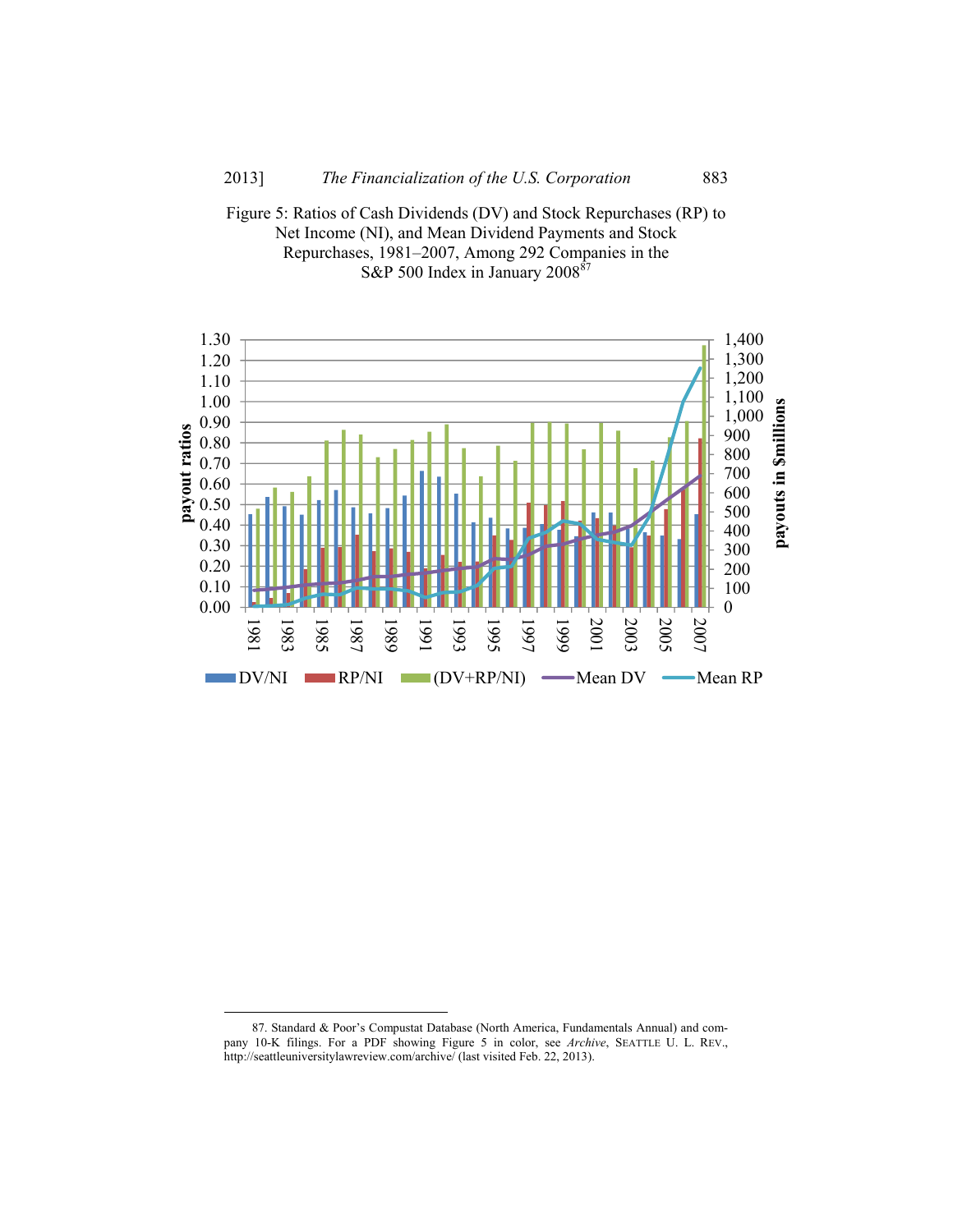Figure 5: Ratios of Cash Dividends (DV) and Stock Repurchases (RP) to Net Income (NI), and Mean Dividend Payments and Stock Repurchases, 1981–2007, Among 292 Companies in the S&P 500 Index in January 2008[87]

---

87. Standard & Poor's Compustat Database (North America, Fundamentals Annual) and company 10-K filings. For a PDF showing Figure 5 in color, see *Archive*, SEATTLE U. L. REV., http://seattleuniversitylawreview.com/archive/ (last visited Feb. 22, 2013).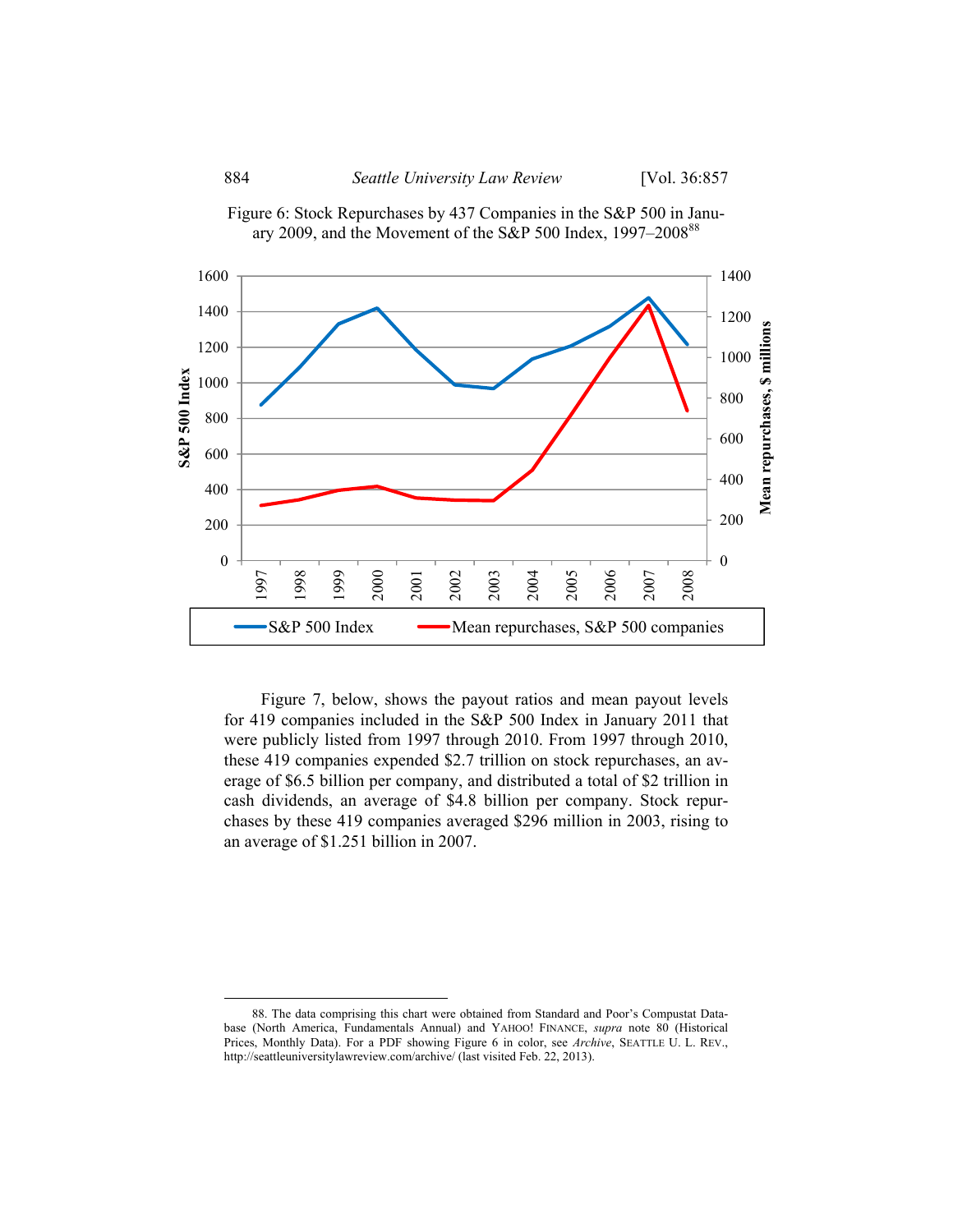Figure 6: Stock Repurchases by 437 Companies in the S&P 500 in January 2009, and the Movement of the S&P 500 Index, 1997–2008[88]

Figure 7, below, shows the payout ratios and mean payout levels for 419 companies included in the S&P 500 Index in January 2011 that were publicly listed from 1997 through 2010. From 1997 through 2010, these 419 companies expended $2.7 trillion on stock repurchases, an average of $6.5 billion per company, and distributed a total of $2 trillion in cash dividends, an average of $4.8 billion per company. Stock repurchases by these 419 companies averaged $296 million in 2003, rising to an average of $1.251 billion in 2007.

88. The data comprising this chart were obtained from Standard and Poor's Compustat Database (North America, Fundamentals Annual) and YAHOO! FINANCE, *supra* note 80 (Historical Prices, Monthly Data). For a PDF showing Figure 6 in color, see *Archive*, SEATTLE U. L. REV., http://seattleuniversitylawreview.com/archive/ (last visited Feb. 22, 2013).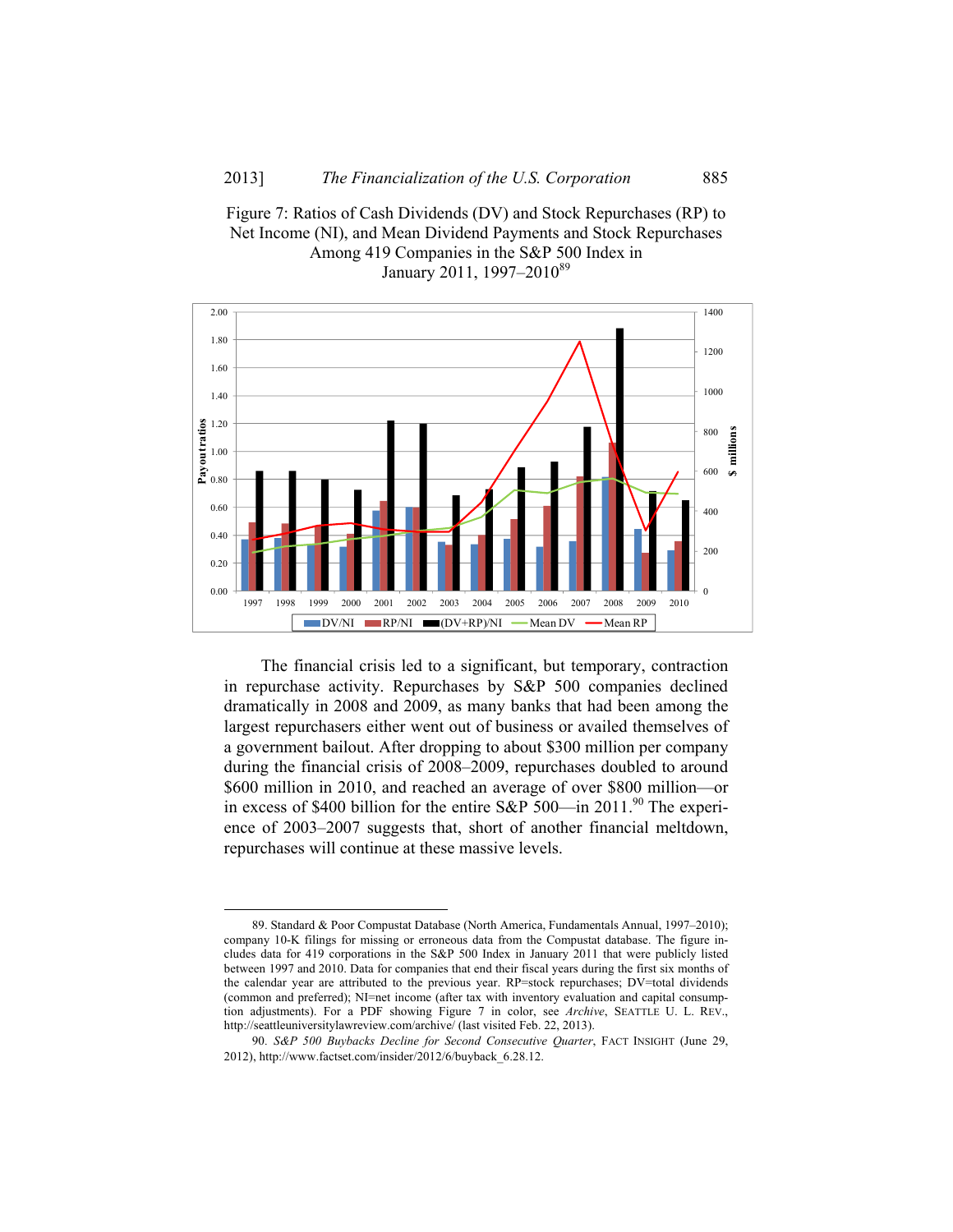Figure 7: Ratios of Cash Dividends (DV) and Stock Repurchases (RP) to Net Income (NI), and Mean Dividend Payments and Stock Repurchases Among 419 Companies in the S&P 500 Index in January 2011, 1997–2010[89]

The financial crisis led to a significant, but temporary, contraction in repurchase activity. Repurchases by S&P 500 companies declined dramatically in 2008 and 2009, as many banks that had been among the largest repurchasers either went out of business or availed themselves of a government bailout. After dropping to about $300 million per company during the financial crisis of 2008–2009, repurchases doubled to around $600 million in 2010, and reached an average of over $800 million—or in excess of $400 billion for the entire S&P 500—in 2011.[90] The experience of 2003–2007 suggests that, short of another financial meltdown, repurchases will continue at these massive levels.

---

89. Standard & Poor Compustat Database (North America, Fundamentals Annual, 1997–2010); company 10-K filings for missing or erroneous data from the Compustat database. The figure includes data for 419 corporations in the S&P 500 Index in January 2011 that were publicly listed between 1997 and 2010. Data for companies that end their fiscal years during the first six months of the calendar year are attributed to the previous year. RP=stock repurchases; DV=total dividends (common and preferred); NI=net income (after tax with inventory evaluation and capital consumption adjustments). For a PDF showing Figure 7 in color, see *Archive*, SEATTLE U. L. REV., http://seattleuniversitylawreview.com/archive/ (last visited Feb. 22, 2013).

90. *S&P 500 Buybacks Decline for Second Consecutive Quarter*, FACT INSIGHT (June 29, 2012), http://www.factset.com/insider/2012/6/buyback_6.28.12.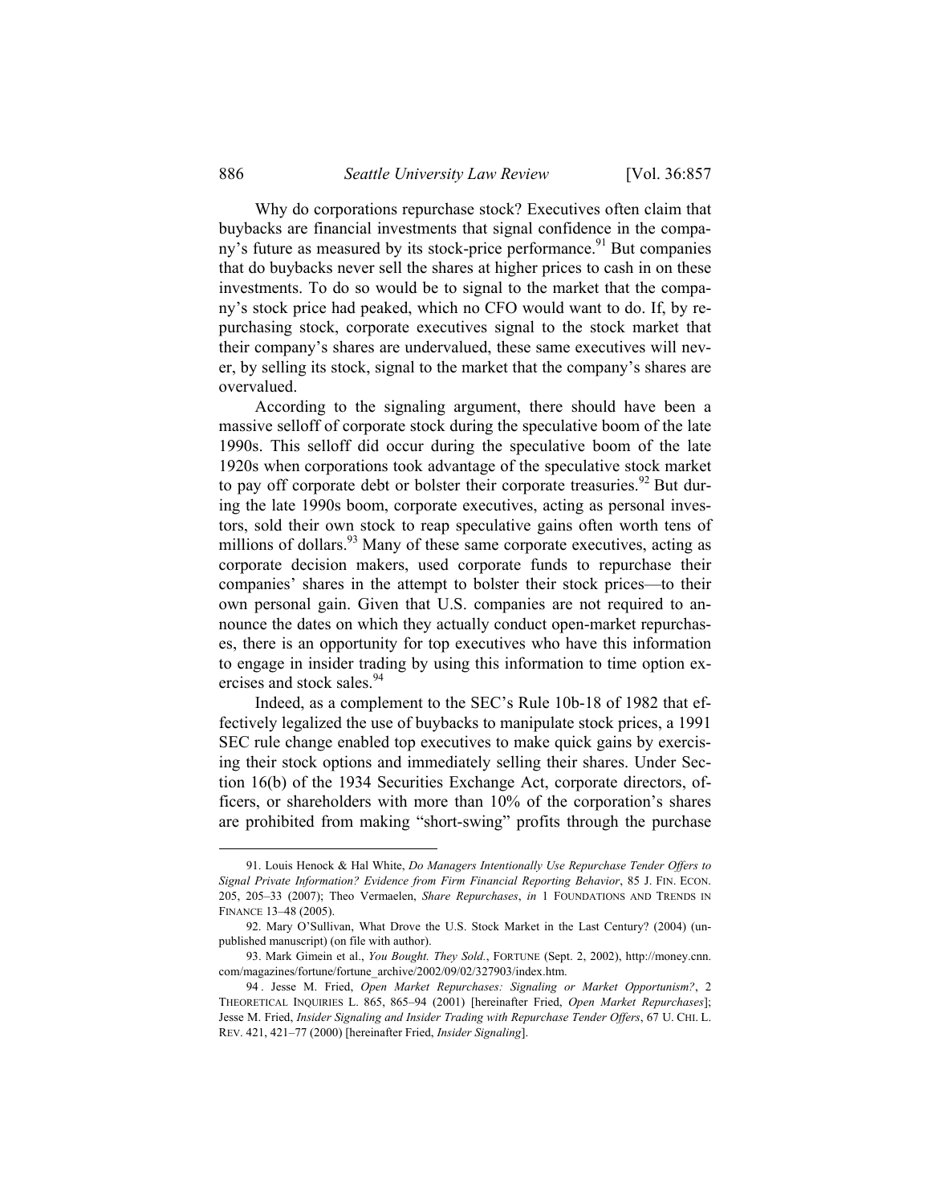Why do corporations repurchase stock? Executives often claim that buybacks are financial investments that signal confidence in the company's future as measured by its stock-price performance.[91] But companies that do buybacks never sell the shares at higher prices to cash in on these investments. To do so would be to signal to the market that the company's stock price had peaked, which no CFO would want to do. If, by repurchasing stock, corporate executives signal to the stock market that their company's shares are undervalued, these same executives will never, by selling its stock, signal to the market that the company's shares are overvalued.

According to the signaling argument, there should have been a massive selloff of corporate stock during the speculative boom of the late 1990s. This selloff did occur during the speculative boom of the late 1920s when corporations took advantage of the speculative stock market to pay off corporate debt or bolster their corporate treasuries.[92] But during the late 1990s boom, corporate executives, acting as personal investors, sold their own stock to reap speculative gains often worth tens of millions of dollars.[93] Many of these same corporate executives, acting as corporate decision makers, used corporate funds to repurchase their companies' shares in the attempt to bolster their stock prices—to their own personal gain. Given that U.S. companies are not required to announce the dates on which they actually conduct open-market repurchases, there is an opportunity for top executives who have this information to engage in insider trading by using this information to time option exercises and stock sales.[94]

Indeed, as a complement to the SEC's Rule 10b-18 of 1982 that effectively legalized the use of buybacks to manipulate stock prices, a 1991 SEC rule change enabled top executives to make quick gains by exercising their stock options and immediately selling their shares. Under Section 16(b) of the 1934 Securities Exchange Act, corporate directors, officers, or shareholders with more than 10% of the corporation's shares are prohibited from making "short-swing" profits through the purchase

---

91. Louis Henock & Hal White, *Do Managers Intentionally Use Repurchase Tender Offers to Signal Private Information? Evidence from Firm Financial Reporting Behavior*, 85 J. FIN. ECON. 205, 205–33 (2007); Theo Vermaelen, *Share Repurchases*, *in* 1 FOUNDATIONS AND TRENDS IN FINANCE 13–48 (2005).

92. Mary O'Sullivan, What Drove the U.S. Stock Market in the Last Century? (2004) (unpublished manuscript) (on file with author).

93. Mark Gimein et al., *You Bought. They Sold.*, FORTUNE (Sept. 2, 2002), http://money.cnn.com/magazines/fortune/fortune_archive/2002/09/02/327903/index.htm.

94. Jesse M. Fried, *Open Market Repurchases: Signaling or Market Opportunism?*, 2 THEORETICAL INQUIRIES L. 865, 865–94 (2001) [hereinafter Fried, *Open Market Repurchases*]; Jesse M. Fried, *Insider Signaling and Insider Trading with Repurchase Tender Offers*, 67 U. CHI. L. REV. 421, 421–77 (2000) [hereinafter Fried, *Insider Signaling*].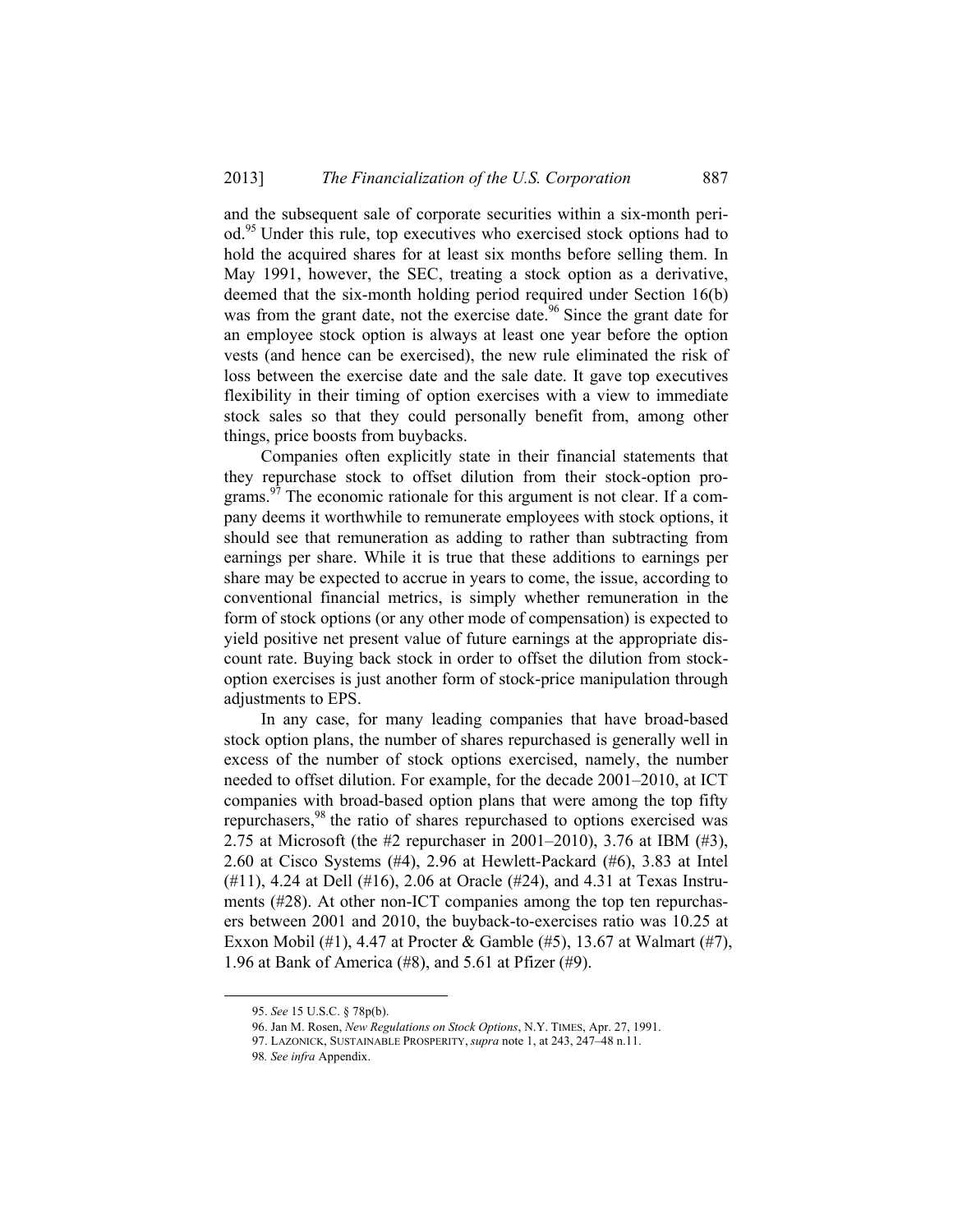and the subsequent sale of corporate securities within a six-month period.[95] Under this rule, top executives who exercised stock options had to hold the acquired shares for at least six months before selling them. In May 1991, however, the SEC, treating a stock option as a derivative, deemed that the six-month holding period required under Section 16(b) was from the grant date, not the exercise date.[96] Since the grant date for an employee stock option is always at least one year before the option vests (and hence can be exercised), the new rule eliminated the risk of loss between the exercise date and the sale date. It gave top executives flexibility in their timing of option exercises with a view to immediate stock sales so that they could personally benefit from, among other things, price boosts from buybacks.

Companies often explicitly state in their financial statements that they repurchase stock to offset dilution from their stock-option programs.[97] The economic rationale for this argument is not clear. If a company deems it worthwhile to remunerate employees with stock options, it should see that remuneration as adding to rather than subtracting from earnings per share. While it is true that these additions to earnings per share may be expected to accrue in years to come, the issue, according to conventional financial metrics, is simply whether remuneration in the form of stock options (or any other mode of compensation) is expected to yield positive net present value of future earnings at the appropriate discount rate. Buying back stock in order to offset the dilution from stock-option exercises is just another form of stock-price manipulation through adjustments to EPS.

In any case, for many leading companies that have broad-based stock option plans, the number of shares repurchased is generally well in excess of the number of stock options exercised, namely, the number needed to offset dilution. For example, for the decade 2001–2010, at ICT companies with broad-based option plans that were among the top fifty repurchasers,[98] the ratio of shares repurchased to options exercised was 2.75 at Microsoft (the #2 repurchaser in 2001–2010), 3.76 at IBM (#3), 2.60 at Cisco Systems (#4), 2.96 at Hewlett-Packard (#6), 3.83 at Intel (#11), 4.24 at Dell (#16), 2.06 at Oracle (#24), and 4.31 at Texas Instruments (#28). At other non-ICT companies among the top ten repurchasers between 2001 and 2010, the buyback-to-exercises ratio was 10.25 at Exxon Mobil (#1), 4.47 at Procter & Gamble (#5), 13.67 at Walmart (#7), 1.96 at Bank of America (#8), and 5.61 at Pfizer (#9).

---

95. *See* 15 U.S.C. § 78p(b).

96. Jan M. Rosen, *New Regulations on Stock Options*, N.Y. TIMES, Apr. 27, 1991.

97. LAZONICK, SUSTAINABLE PROSPERITY, *supra* note 1, at 243, 247–48 n.11.

98. *See infra* Appendix.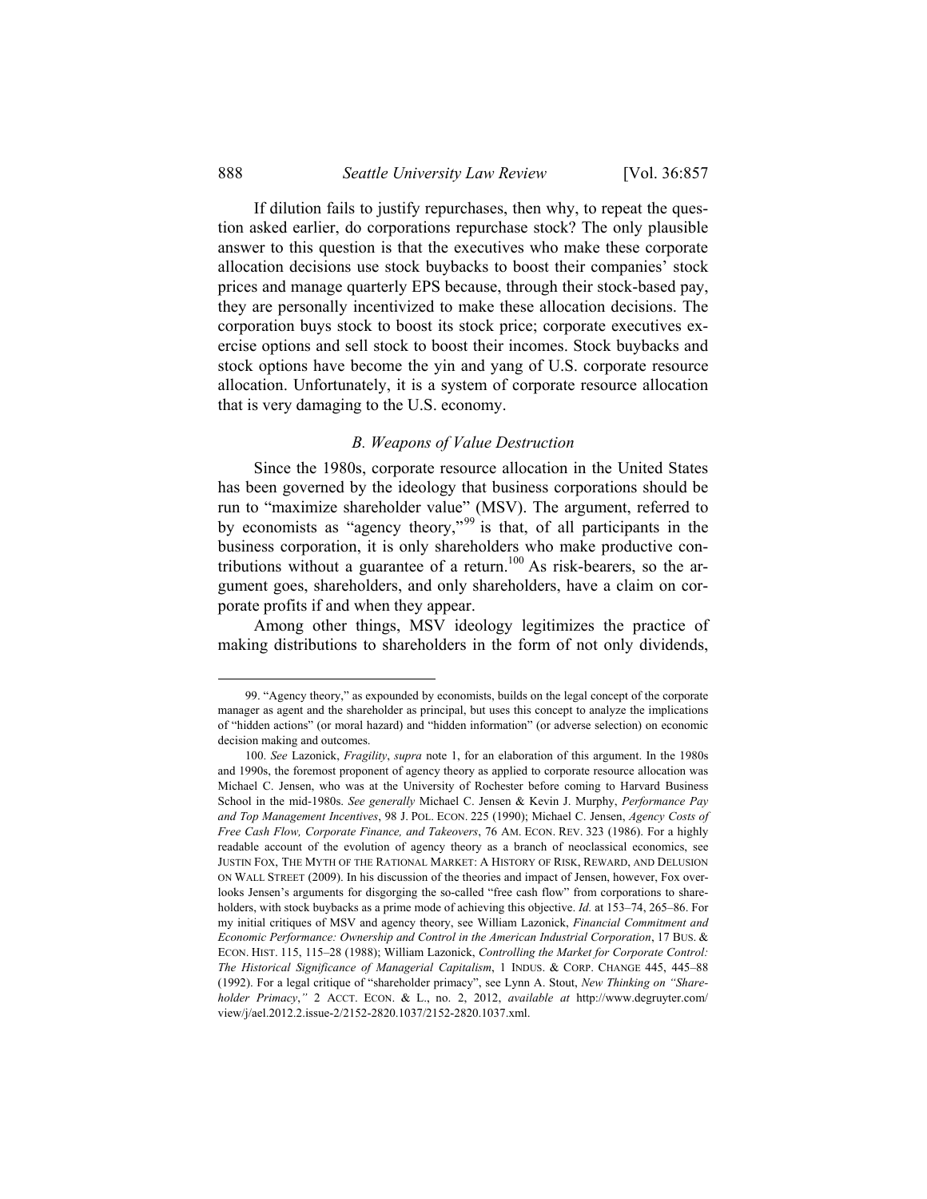If dilution fails to justify repurchases, then why, to repeat the question asked earlier, do corporations repurchase stock? The only plausible answer to this question is that the executives who make these corporate allocation decisions use stock buybacks to boost their companies' stock prices and manage quarterly EPS because, through their stock-based pay, they are personally incentivized to make these allocation decisions. The corporation buys stock to boost its stock price; corporate executives exercise options and sell stock to boost their incomes. Stock buybacks and stock options have become the yin and yang of U.S. corporate resource allocation. Unfortunately, it is a system of corporate resource allocation that is very damaging to the U.S. economy.

### *B. Weapons of Value Destruction*

Since the 1980s, corporate resource allocation in the United States has been governed by the ideology that business corporations should be run to "maximize shareholder value" (MSV). The argument, referred to by economists as "agency theory,"[99] is that, of all participants in the business corporation, it is only shareholders who make productive contributions without a guarantee of a return.[100] As risk-bearers, so the argument goes, shareholders, and only shareholders, have a claim on corporate profits if and when they appear.

Among other things, MSV ideology legitimizes the practice of making distributions to shareholders in the form of not only dividends,

---

99. "Agency theory," as expounded by economists, builds on the legal concept of the corporate manager as agent and the shareholder as principal, but uses this concept to analyze the implications of "hidden actions" (or moral hazard) and "hidden information" (or adverse selection) on economic decision making and outcomes.

100. *See* Lazonick, *Fragility*, *supra* note 1, for an elaboration of this argument. In the 1980s and 1990s, the foremost proponent of agency theory as applied to corporate resource allocation was Michael C. Jensen, who was at the University of Rochester before coming to Harvard Business School in the mid-1980s. *See generally* Michael C. Jensen & Kevin J. Murphy, *Performance Pay and Top Management Incentives*, 98 J. POL. ECON. 225 (1990); Michael C. Jensen, *Agency Costs of Free Cash Flow, Corporate Finance, and Takeovers*, 76 AM. ECON. REV. 323 (1986). For a highly readable account of the evolution of agency theory as a branch of neoclassical economics, see JUSTIN FOX, THE MYTH OF THE RATIONAL MARKET: A HISTORY OF RISK, REWARD, AND DELUSION ON WALL STREET (2009). In his discussion of the theories and impact of Jensen, however, Fox overlooks Jensen's arguments for disgorging the so-called "free cash flow" from corporations to shareholders, with stock buybacks as a prime mode of achieving this objective. *Id.* at 153–74, 265–86. For my initial critiques of MSV and agency theory, see William Lazonick, *Financial Commitment and Economic Performance: Ownership and Control in the American Industrial Corporation*, 17 BUS. & ECON. HIST. 115, 115–28 (1988); William Lazonick, *Controlling the Market for Corporate Control: The Historical Significance of Managerial Capitalism*, 1 INDUS. & CORP. CHANGE 445, 445–88 (1992). For a legal critique of "shareholder primacy", see Lynn A. Stout, *New Thinking on "Shareholder Primacy*,*"* 2 ACCT. ECON. & L., no. 2, 2012, *available at* http://www.degruyter.com/view/j/ael.2012.2.issue-2/2152-2820.1037/2152-2820.1037.xml.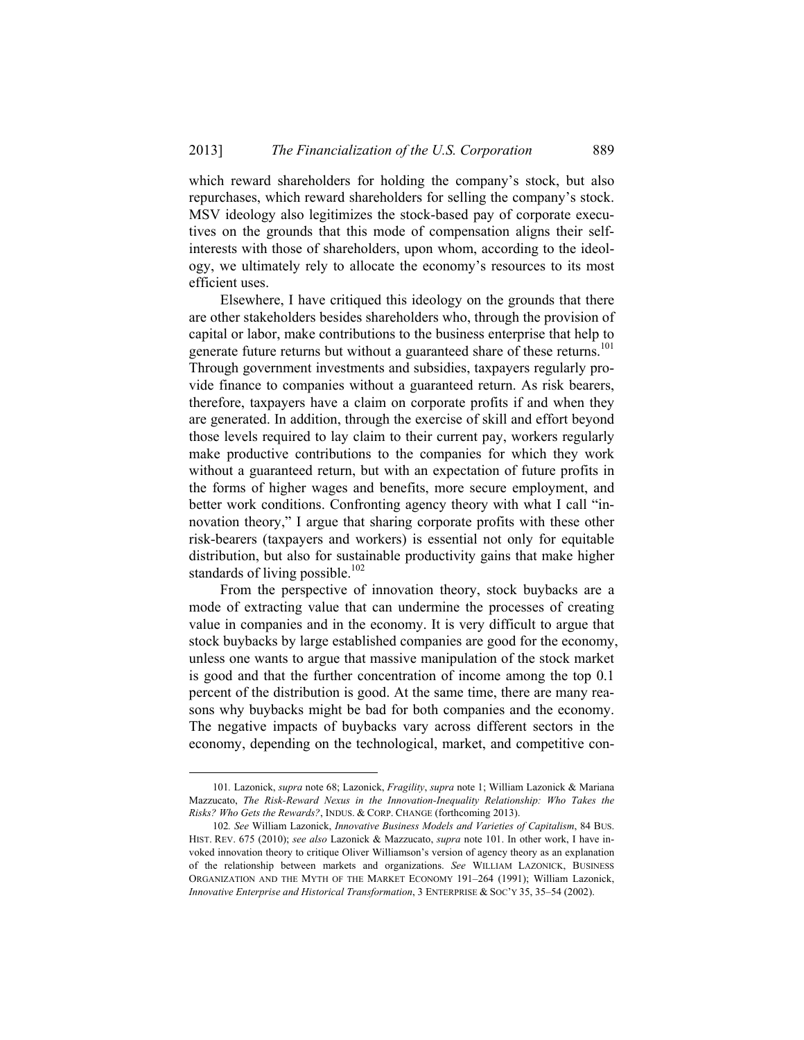which reward shareholders for holding the company's stock, but also repurchases, which reward shareholders for selling the company's stock. MSV ideology also legitimizes the stock-based pay of corporate executives on the grounds that this mode of compensation aligns their self-interests with those of shareholders, upon whom, according to the ideology, we ultimately rely to allocate the economy's resources to its most efficient uses.

Elsewhere, I have critiqued this ideology on the grounds that there are other stakeholders besides shareholders who, through the provision of capital or labor, make contributions to the business enterprise that help to generate future returns but without a guaranteed share of these returns.[101] Through government investments and subsidies, taxpayers regularly provide finance to companies without a guaranteed return. As risk bearers, therefore, taxpayers have a claim on corporate profits if and when they are generated. In addition, through the exercise of skill and effort beyond those levels required to lay claim to their current pay, workers regularly make productive contributions to the companies for which they work without a guaranteed return, but with an expectation of future profits in the forms of higher wages and benefits, more secure employment, and better work conditions. Confronting agency theory with what I call "innovation theory," I argue that sharing corporate profits with these other risk-bearers (taxpayers and workers) is essential not only for equitable distribution, but also for sustainable productivity gains that make higher standards of living possible.[102]

From the perspective of innovation theory, stock buybacks are a mode of extracting value that can undermine the processes of creating value in companies and in the economy. It is very difficult to argue that stock buybacks by large established companies are good for the economy, unless one wants to argue that massive manipulation of the stock market is good and that the further concentration of income among the top 0.1 percent of the distribution is good. At the same time, there are many reasons why buybacks might be bad for both companies and the economy. The negative impacts of buybacks vary across different sectors in the economy, depending on the technological, market, and competitive con-

---

101. Lazonick, *supra* note 68; Lazonick, *Fragility*, *supra* note 1; William Lazonick & Mariana Mazzucato, *The Risk-Reward Nexus in the Innovation-Inequality Relationship: Who Takes the Risks? Who Gets the Rewards?*, INDUS. & CORP. CHANGE (forthcoming 2013).

102. *See* William Lazonick, *Innovative Business Models and Varieties of Capitalism*, 84 BUS. HIST. REV. 675 (2010); *see also* Lazonick & Mazzucato, *supra* note 101. In other work, I have invoked innovation theory to critique Oliver Williamson's version of agency theory as an explanation of the relationship between markets and organizations. *See* WILLIAM LAZONICK, BUSINESS ORGANIZATION AND THE MYTH OF THE MARKET ECONOMY 191–264 (1991); William Lazonick, *Innovative Enterprise and Historical Transformation*, 3 ENTERPRISE & SOC'Y 35, 35–54 (2002).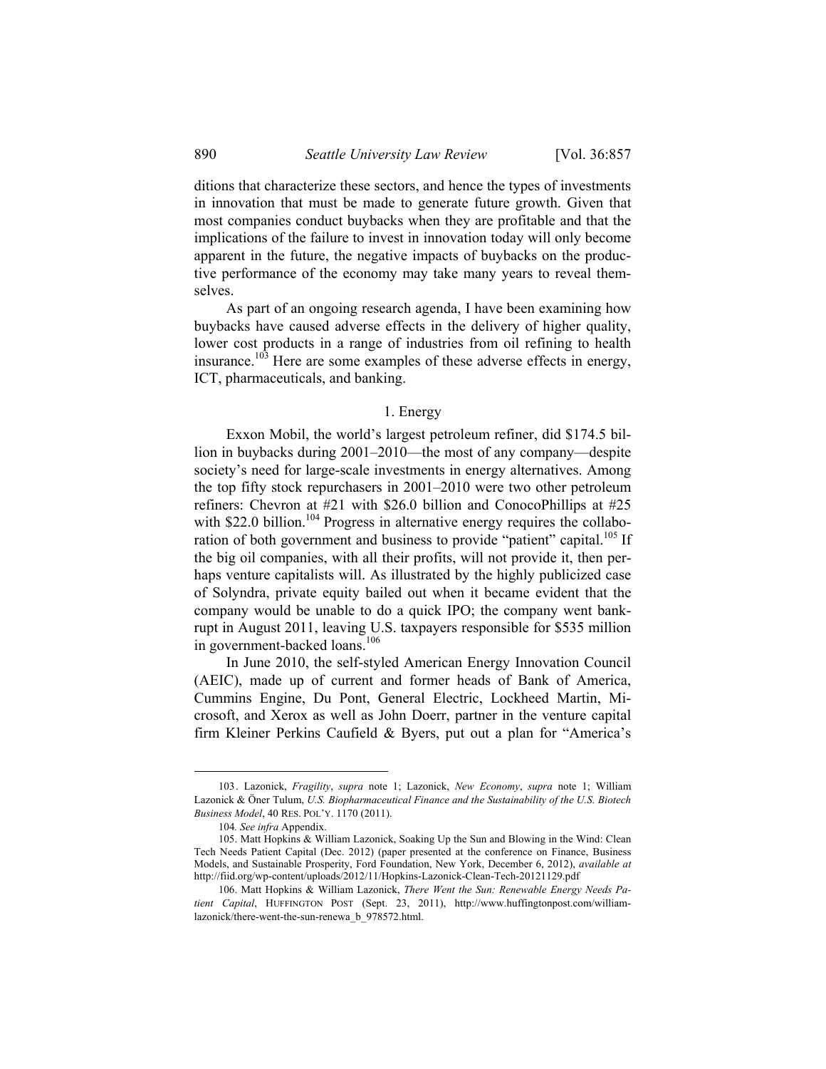ditions that characterize these sectors, and hence the types of investments in innovation that must be made to generate future growth. Given that most companies conduct buybacks when they are profitable and that the implications of the failure to invest in innovation today will only become apparent in the future, the negative impacts of buybacks on the productive performance of the economy may take many years to reveal themselves.

As part of an ongoing research agenda, I have been examining how buybacks have caused adverse effects in the delivery of higher quality, lower cost products in a range of industries from oil refining to health insurance.[103] Here are some examples of these adverse effects in energy, ICT, pharmaceuticals, and banking.

### 1. Energy

Exxon Mobil, the world's largest petroleum refiner, did $174.5 billion in buybacks during 2001–2010—the most of any company—despite society's need for large-scale investments in energy alternatives. Among the top fifty stock repurchasers in 2001–2010 were two other petroleum refiners: Chevron at #21 with $26.0 billion and ConocoPhillips at #25 with $22.0 billion.[104] Progress in alternative energy requires the collaboration of both government and business to provide "patient" capital.[105] If the big oil companies, with all their profits, will not provide it, then perhaps venture capitalists will. As illustrated by the highly publicized case of Solyndra, private equity bailed out when it became evident that the company would be unable to do a quick IPO; the company went bankrupt in August 2011, leaving U.S. taxpayers responsible for $535 million in government-backed loans.[106]

In June 2010, the self-styled American Energy Innovation Council (AEIC), made up of current and former heads of Bank of America, Cummins Engine, Du Pont, General Electric, Lockheed Martin, Microsoft, and Xerox as well as John Doerr, partner in the venture capital firm Kleiner Perkins Caufield & Byers, put out a plan for "America's

---

103. Lazonick, *Fragility*, *supra* note 1; Lazonick, *New Economy*, *supra* note 1; William Lazonick & Öner Tulum, *U.S. Biopharmaceutical Finance and the Sustainability of the U.S. Biotech Business Model*, 40 RES. POL'Y. 1170 (2011).

104. *See infra* Appendix.

105. Matt Hopkins & William Lazonick, Soaking Up the Sun and Blowing in the Wind: Clean Tech Needs Patient Capital (Dec. 2012) (paper presented at the conference on Finance, Business Models, and Sustainable Prosperity, Ford Foundation, New York, December 6, 2012), *available at* http://fiid.org/wp-content/uploads/2012/11/Hopkins-Lazonick-Clean-Tech-20121129.pdf

106. Matt Hopkins & William Lazonick, *There Went the Sun: Renewable Energy Needs Patient Capital*, HUFFINGTON POST (Sept. 23, 2011), http://www.huffingtonpost.com/william-lazonick/there-went-the-sun-renewa_b_978572.html.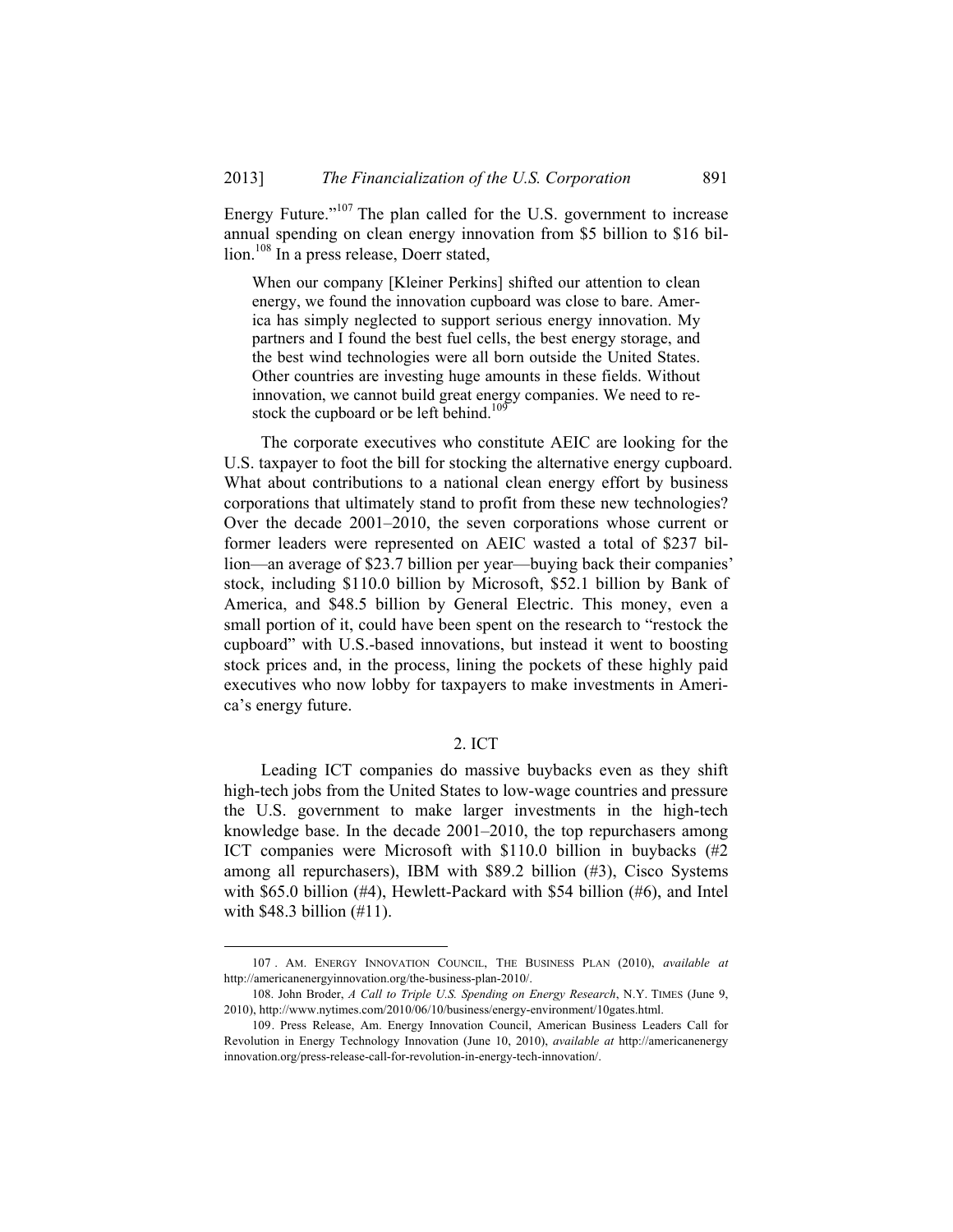Energy Future."[107] The plan called for the U.S. government to increase annual spending on clean energy innovation from $5 billion to $16 billion.[108] In a press release, Doerr stated,

> When our company [Kleiner Perkins] shifted our attention to clean energy, we found the innovation cupboard was close to bare. America has simply neglected to support serious energy innovation. My partners and I found the best fuel cells, the best energy storage, and the best wind technologies were all born outside the United States. Other countries are investing huge amounts in these fields. Without innovation, we cannot build great energy companies. We need to restock the cupboard or be left behind.[109]

The corporate executives who constitute AEIC are looking for the U.S. taxpayer to foot the bill for stocking the alternative energy cupboard. What about contributions to a national clean energy effort by business corporations that ultimately stand to profit from these new technologies? Over the decade 2001–2010, the seven corporations whose current or former leaders were represented on AEIC wasted a total of $237 billion—an average of $23.7 billion per year—buying back their companies' stock, including $110.0 billion by Microsoft, $52.1 billion by Bank of America, and $48.5 billion by General Electric. This money, even a small portion of it, could have been spent on the research to "restock the cupboard" with U.S.-based innovations, but instead it went to boosting stock prices and, in the process, lining the pockets of these highly paid executives who now lobby for taxpayers to make investments in America's energy future.

### 2. ICT

Leading ICT companies do massive buybacks even as they shift high-tech jobs from the United States to low-wage countries and pressure the U.S. government to make larger investments in the high-tech knowledge base. In the decade 2001–2010, the top repurchasers among ICT companies were Microsoft with $110.0 billion in buybacks (#2 among all repurchasers), IBM with $89.2 billion (#3), Cisco Systems with $65.0 billion (#4), Hewlett-Packard with $54 billion (#6), and Intel with $48.3 billion (#11).

---

107. AM. ENERGY INNOVATION COUNCIL, THE BUSINESS PLAN (2010), *available at* http://americanenergyinnovation.org/the-business-plan-2010/.

108. John Broder, *A Call to Triple U.S. Spending on Energy Research*, N.Y. TIMES (June 9, 2010), http://www.nytimes.com/2010/06/10/business/energy-environment/10gates.html.

109. Press Release, Am. Energy Innovation Council, American Business Leaders Call for Revolution in Energy Technology Innovation (June 10, 2010), *available at* http://americanenergyinnovation.org/press-release-call-for-revolution-in-energy-tech-innovation/.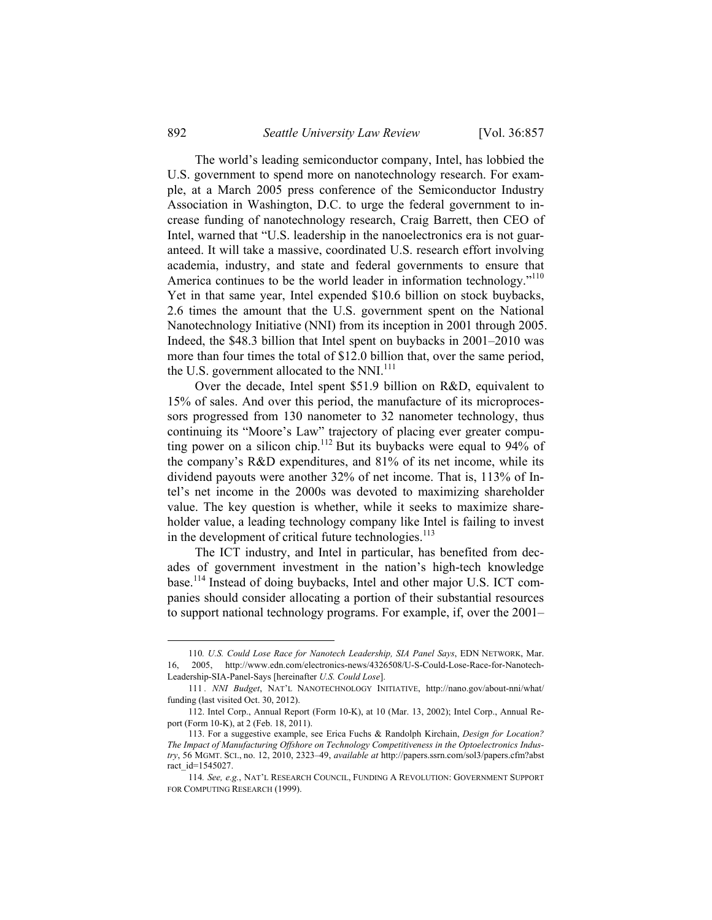The world's leading semiconductor company, Intel, has lobbied the U.S. government to spend more on nanotechnology research. For example, at a March 2005 press conference of the Semiconductor Industry Association in Washington, D.C. to urge the federal government to increase funding of nanotechnology research, Craig Barrett, then CEO of Intel, warned that "U.S. leadership in the nanoelectronics era is not guaranteed. It will take a massive, coordinated U.S. research effort involving academia, industry, and state and federal governments to ensure that America continues to be the world leader in information technology."[110] Yet in that same year, Intel expended $10.6 billion on stock buybacks, 2.6 times the amount that the U.S. government spent on the National Nanotechnology Initiative (NNI) from its inception in 2001 through 2005. Indeed, the $48.3 billion that Intel spent on buybacks in 2001–2010 was more than four times the total of $12.0 billion that, over the same period, the U.S. government allocated to the NNI.[111]

Over the decade, Intel spent $51.9 billion on R&D, equivalent to 15% of sales. And over this period, the manufacture of its microprocessors progressed from 130 nanometer to 32 nanometer technology, thus continuing its "Moore's Law" trajectory of placing ever greater computing power on a silicon chip.[112] But its buybacks were equal to 94% of the company's R&D expenditures, and 81% of its net income, while its dividend payouts were another 32% of net income. That is, 113% of Intel's net income in the 2000s was devoted to maximizing shareholder value. The key question is whether, while it seeks to maximize shareholder value, a leading technology company like Intel is failing to invest in the development of critical future technologies.[113]

The ICT industry, and Intel in particular, has benefited from decades of government investment in the nation's high-tech knowledge base.[114] Instead of doing buybacks, Intel and other major U.S. ICT companies should consider allocating a portion of their substantial resources to support national technology programs. For example, if, over the 2001–

---

110. *U.S. Could Lose Race for Nanotech Leadership, SIA Panel Says*, EDN NETWORK, Mar. 16, 2005, http://www.edn.com/electronics-news/4326508/U-S-Could-Lose-Race-for-Nanotech-Leadership-SIA-Panel-Says [hereinafter *U.S. Could Lose*].

111. *NNI Budget*, NAT'L NANOTECHNOLOGY INITIATIVE, http://nano.gov/about-nni/what/funding (last visited Oct. 30, 2012).

112. Intel Corp., Annual Report (Form 10-K), at 10 (Mar. 13, 2002); Intel Corp., Annual Report (Form 10-K), at 2 (Feb. 18, 2011).

113. For a suggestive example, see Erica Fuchs & Randolph Kirchain, *Design for Location? The Impact of Manufacturing Offshore on Technology Competitiveness in the Optoelectronics Industry*, 56 MGMT. SCI., no. 12, 2010, 2323–49, *available at* http://papers.ssrn.com/sol3/papers.cfm?abstract_id=1545027.

114. *See, e.g.*, NAT'L RESEARCH COUNCIL, FUNDING A REVOLUTION: GOVERNMENT SUPPORT FOR COMPUTING RESEARCH (1999).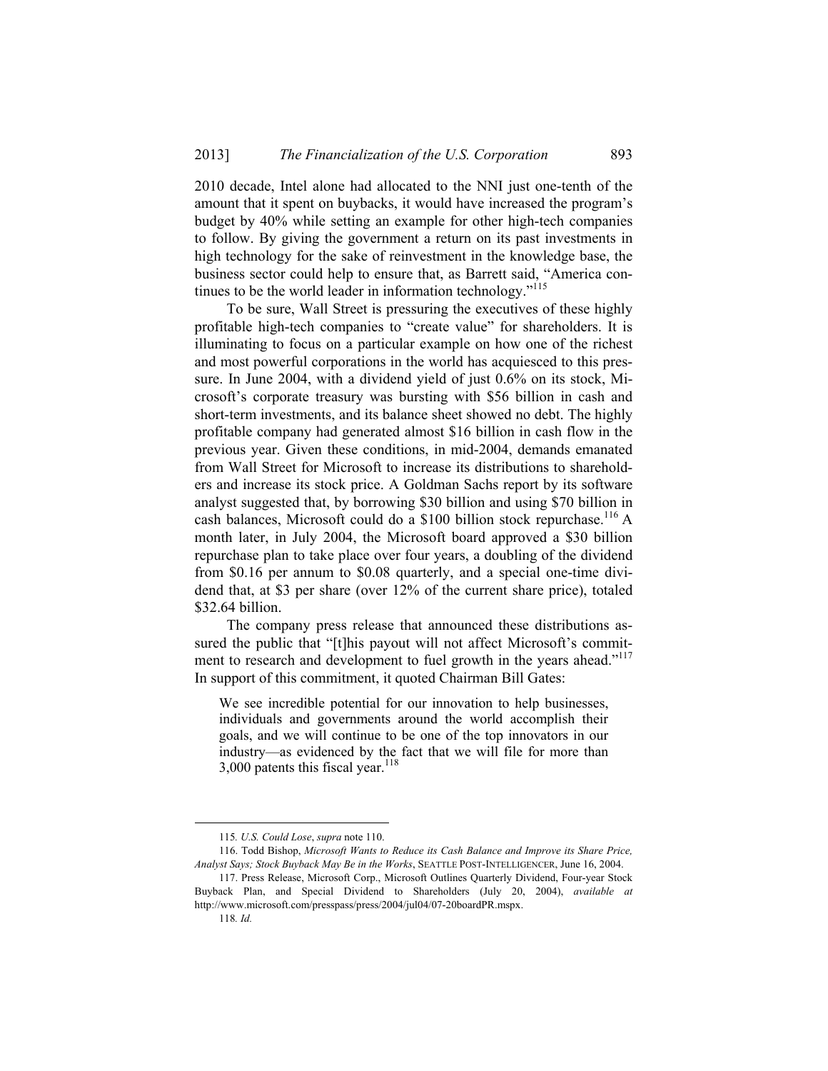2010 decade, Intel alone had allocated to the NNI just one-tenth of the amount that it spent on buybacks, it would have increased the program's budget by 40% while setting an example for other high-tech companies to follow. By giving the government a return on its past investments in high technology for the sake of reinvestment in the knowledge base, the business sector could help to ensure that, as Barrett said, "America continues to be the world leader in information technology."[115]

To be sure, Wall Street is pressuring the executives of these highly profitable high-tech companies to "create value" for shareholders. It is illuminating to focus on a particular example on how one of the richest and most powerful corporations in the world has acquiesced to this pressure. In June 2004, with a dividend yield of just 0.6% on its stock, Microsoft's corporate treasury was bursting with $56 billion in cash and short-term investments, and its balance sheet showed no debt. The highly profitable company had generated almost $16 billion in cash flow in the previous year. Given these conditions, in mid-2004, demands emanated from Wall Street for Microsoft to increase its distributions to shareholders and increase its stock price. A Goldman Sachs report by its software analyst suggested that, by borrowing $30 billion and using $70 billion in cash balances, Microsoft could do a $100 billion stock repurchase.[116] A month later, in July 2004, the Microsoft board approved a $30 billion repurchase plan to take place over four years, a doubling of the dividend from $0.16 per annum to $0.08 quarterly, and a special one-time dividend that, at $3 per share (over 12% of the current share price), totaled $32.64 billion.

The company press release that announced these distributions assured the public that "[t]his payout will not affect Microsoft's commitment to research and development to fuel growth in the years ahead."[117] In support of this commitment, it quoted Chairman Bill Gates:

> We see incredible potential for our innovation to help businesses, individuals and governments around the world accomplish their goals, and we will continue to be one of the top innovators in our industry—as evidenced by the fact that we will file for more than 3,000 patents this fiscal year.[118]

---

115. *U.S. Could Lose*, *supra* note 110.

116. Todd Bishop, *Microsoft Wants to Reduce its Cash Balance and Improve its Share Price, Analyst Says; Stock Buyback May Be in the Works*, SEATTLE POST-INTELLIGENCER, June 16, 2004.

117. Press Release, Microsoft Corp., Microsoft Outlines Quarterly Dividend, Four-year Stock Buyback Plan, and Special Dividend to Shareholders (July 20, 2004), *available at* http://www.microsoft.com/presspass/press/2004/jul04/07-20boardPR.mspx.

118. *Id.*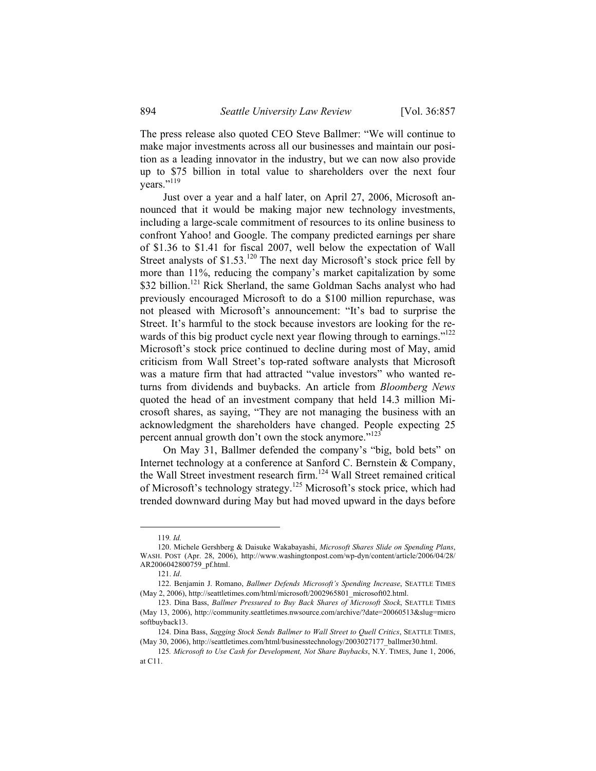The press release also quoted CEO Steve Ballmer: "We will continue to make major investments across all our businesses and maintain our position as a leading innovator in the industry, but we can now also provide up to $75 billion in total value to shareholders over the next four years."[119]

Just over a year and a half later, on April 27, 2006, Microsoft announced that it would be making major new technology investments, including a large-scale commitment of resources to its online business to confront Yahoo! and Google. The company predicted earnings per share of $1.36 to $1.41 for fiscal 2007, well below the expectation of Wall Street analysts of $1.53.[120] The next day Microsoft's stock price fell by more than 11%, reducing the company's market capitalization by some $32 billion.[121] Rick Sherland, the same Goldman Sachs analyst who had previously encouraged Microsoft to do a $100 million repurchase, was not pleased with Microsoft's announcement: "It's bad to surprise the Street. It's harmful to the stock because investors are looking for the rewards of this big product cycle next year flowing through to earnings."[122] Microsoft's stock price continued to decline during most of May, amid criticism from Wall Street's top-rated software analysts that Microsoft was a mature firm that had attracted "value investors" who wanted returns from dividends and buybacks. An article from *Bloomberg News* quoted the head of an investment company that held 14.3 million Microsoft shares, as saying, "They are not managing the business with an acknowledgment the shareholders have changed. People expecting 25 percent annual growth don't own the stock anymore."[123]

On May 31, Ballmer defended the company's "big, bold bets" on Internet technology at a conference at Sanford C. Bernstein & Company, the Wall Street investment research firm.[124] Wall Street remained critical of Microsoft's technology strategy.[125] Microsoft's stock price, which had trended downward during May but had moved upward in the days before

---

119. *Id.*

120. Michele Gershberg & Daisuke Wakabayashi, *Microsoft Shares Slide on Spending Plans*, WASH. POST (Apr. 28, 2006), http://www.washingtonpost.com/wp-dyn/content/article/2006/04/28/AR2006042800759_pf.html.

121. *Id*.

122. Benjamin J. Romano, *Ballmer Defends Microsoft's Spending Increase*, SEATTLE TIMES (May 2, 2006), http://seattletimes.com/html/microsoft/2002965801_microsoft02.html.

123. Dina Bass, *Ballmer Pressured to Buy Back Shares of Microsoft Stock*, SEATTLE TIMES (May 13, 2006), http://community.seattletimes.nwsource.com/archive/?date=20060513&slug=microsoftbuyback13.

124. Dina Bass, *Sagging Stock Sends Ballmer to Wall Street to Quell Critics*, SEATTLE TIMES, (May 30, 2006), http://seattletimes.com/html/businesstechnology/2003027177_ballmer30.html.

125. *Microsoft to Use Cash for Development, Not Share Buybacks*, N.Y. TIMES, June 1, 2006, at C11.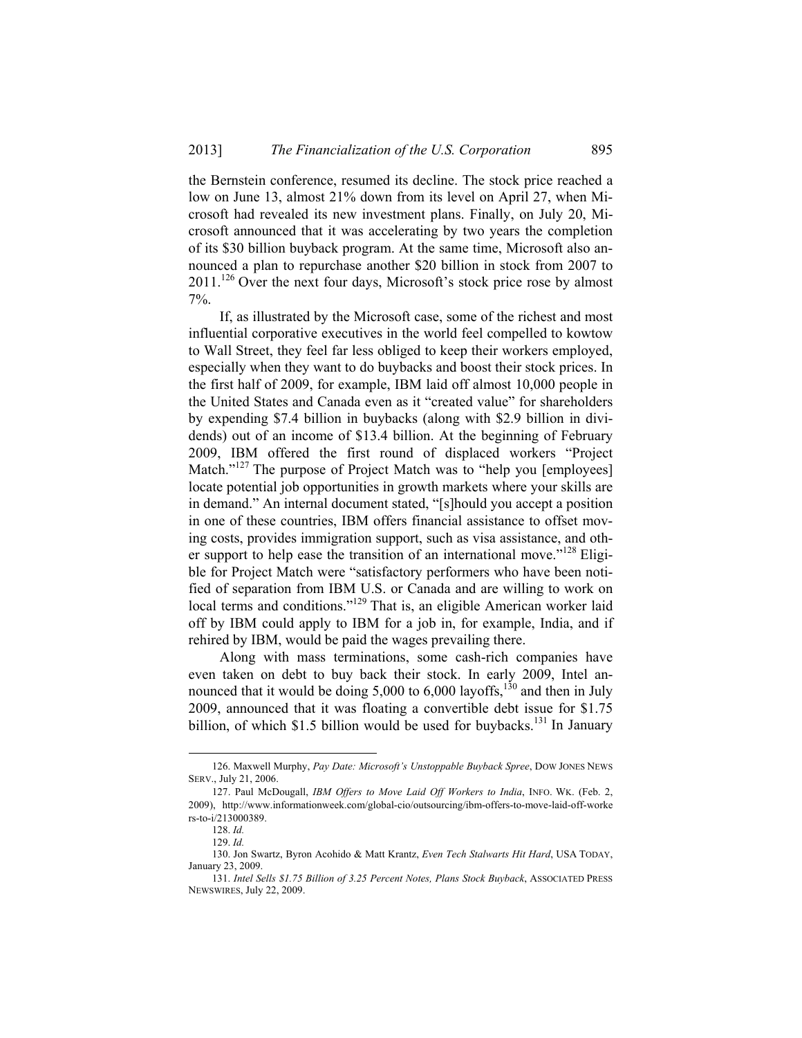the Bernstein conference, resumed its decline. The stock price reached a low on June 13, almost 21% down from its level on April 27, when Microsoft had revealed its new investment plans. Finally, on July 20, Microsoft announced that it was accelerating by two years the completion of its $30 billion buyback program. At the same time, Microsoft also announced a plan to repurchase another $20 billion in stock from 2007 to 2011.[126] Over the next four days, Microsoft's stock price rose by almost 7%.

If, as illustrated by the Microsoft case, some of the richest and most influential corporative executives in the world feel compelled to kowtow to Wall Street, they feel far less obliged to keep their workers employed, especially when they want to do buybacks and boost their stock prices. In the first half of 2009, for example, IBM laid off almost 10,000 people in the United States and Canada even as it "created value" for shareholders by expending $7.4 billion in buybacks (along with $2.9 billion in dividends) out of an income of $13.4 billion. At the beginning of February 2009, IBM offered the first round of displaced workers "Project Match."[127] The purpose of Project Match was to "help you [employees] locate potential job opportunities in growth markets where your skills are in demand." An internal document stated, "[s]hould you accept a position in one of these countries, IBM offers financial assistance to offset moving costs, provides immigration support, such as visa assistance, and other support to help ease the transition of an international move."[128] Eligible for Project Match were "satisfactory performers who have been notified of separation from IBM U.S. or Canada and are willing to work on local terms and conditions."[129] That is, an eligible American worker laid off by IBM could apply to IBM for a job in, for example, India, and if rehired by IBM, would be paid the wages prevailing there.

Along with mass terminations, some cash-rich companies have even taken on debt to buy back their stock. In early 2009, Intel announced that it would be doing 5,000 to 6,000 layoffs,[130] and then in July 2009, announced that it was floating a convertible debt issue for $1.75 billion, of which $1.5 billion would be used for buybacks.[131] In January

---

126. Maxwell Murphy, *Pay Date: Microsoft's Unstoppable Buyback Spree*, DOW JONES NEWS SERV., July 21, 2006.

127. Paul McDougall, *IBM Offers to Move Laid Off Workers to India*, INFO. WK. (Feb. 2, 2009), http://www.informationweek.com/global-cio/outsourcing/ibm-offers-to-move-laid-off-workers-to-i/213000389.

128. *Id.*

129. *Id.*

130. Jon Swartz, Byron Acohido & Matt Krantz, *Even Tech Stalwarts Hit Hard*, USA TODAY, January 23, 2009.

131. *Intel Sells $1.75 Billion of 3.25 Percent Notes, Plans Stock Buyback*, ASSOCIATED PRESS NEWSWIRES, July 22, 2009.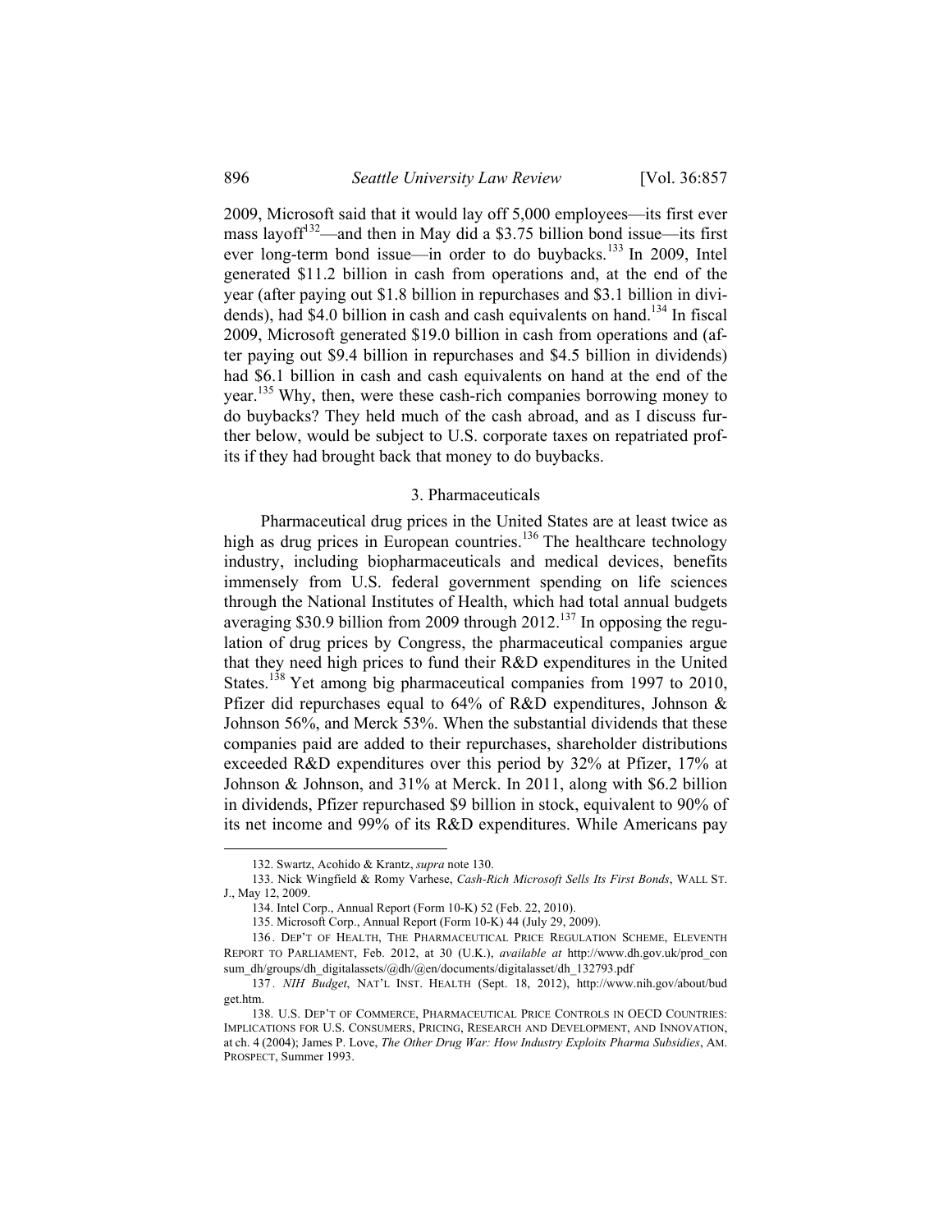2009, Microsoft said that it would lay off 5,000 employees—its first ever mass layoff[132]—and then in May did a $3.75 billion bond issue—its first ever long-term bond issue—in order to do buybacks.[133] In 2009, Intel generated $11.2 billion in cash from operations and, at the end of the year (after paying out $1.8 billion in repurchases and $3.1 billion in dividends), had $4.0 billion in cash and cash equivalents on hand.[134] In fiscal 2009, Microsoft generated $19.0 billion in cash from operations and (after paying out $9.4 billion in repurchases and $4.5 billion in dividends) had $6.1 billion in cash and cash equivalents on hand at the end of the year.[135] Why, then, were these cash-rich companies borrowing money to do buybacks? They held much of the cash abroad, and as I discuss further below, would be subject to U.S. corporate taxes on repatriated profits if they had brought back that money to do buybacks.

### 3. Pharmaceuticals

Pharmaceutical drug prices in the United States are at least twice as high as drug prices in European countries.[136] The healthcare technology industry, including biopharmaceuticals and medical devices, benefits immensely from U.S. federal government spending on life sciences through the National Institutes of Health, which had total annual budgets averaging $30.9 billion from 2009 through 2012.[137] In opposing the regulation of drug prices by Congress, the pharmaceutical companies argue that they need high prices to fund their R&D expenditures in the United States.[138] Yet among big pharmaceutical companies from 1997 to 2010, Pfizer did repurchases equal to 64% of R&D expenditures, Johnson & Johnson 56%, and Merck 53%. When the substantial dividends that these companies paid are added to their repurchases, shareholder distributions exceeded R&D expenditures over this period by 32% at Pfizer, 17% at Johnson & Johnson, and 31% at Merck. In 2011, along with $6.2 billion in dividends, Pfizer repurchased $9 billion in stock, equivalent to 90% of its net income and 99% of its R&D expenditures. While Americans pay

---

132. Swartz, Acohido & Krantz, *supra* note 130.

133. Nick Wingfield & Romy Varhese, *Cash-Rich Microsoft Sells Its First Bonds*, WALL ST. J., May 12, 2009.

134. Intel Corp., Annual Report (Form 10-K) 52 (Feb. 22, 2010).

135. Microsoft Corp., Annual Report (Form 10-K) 44 (July 29, 2009).

136. DEP'T OF HEALTH, THE PHARMACEUTICAL PRICE REGULATION SCHEME, ELEVENTH REPORT TO PARLIAMENT, Feb. 2012, at 30 (U.K.), *available at* http://www.dh.gov.uk/prod_consum_dh/groups/dh_digitalassets/@dh/@en/documents/digitalasset/dh_132793.pdf

137. *NIH Budget*, NAT'L INST. HEALTH (Sept. 18, 2012), http://www.nih.gov/about/budget.htm.

138. U.S. DEP'T OF COMMERCE, PHARMACEUTICAL PRICE CONTROLS IN OECD COUNTRIES: IMPLICATIONS FOR U.S. CONSUMERS, PRICING, RESEARCH AND DEVELOPMENT, AND INNOVATION, at ch. 4 (2004); James P. Love, *The Other Drug War: How Industry Exploits Pharma Subsidies*, AM. PROSPECT, Summer 1993.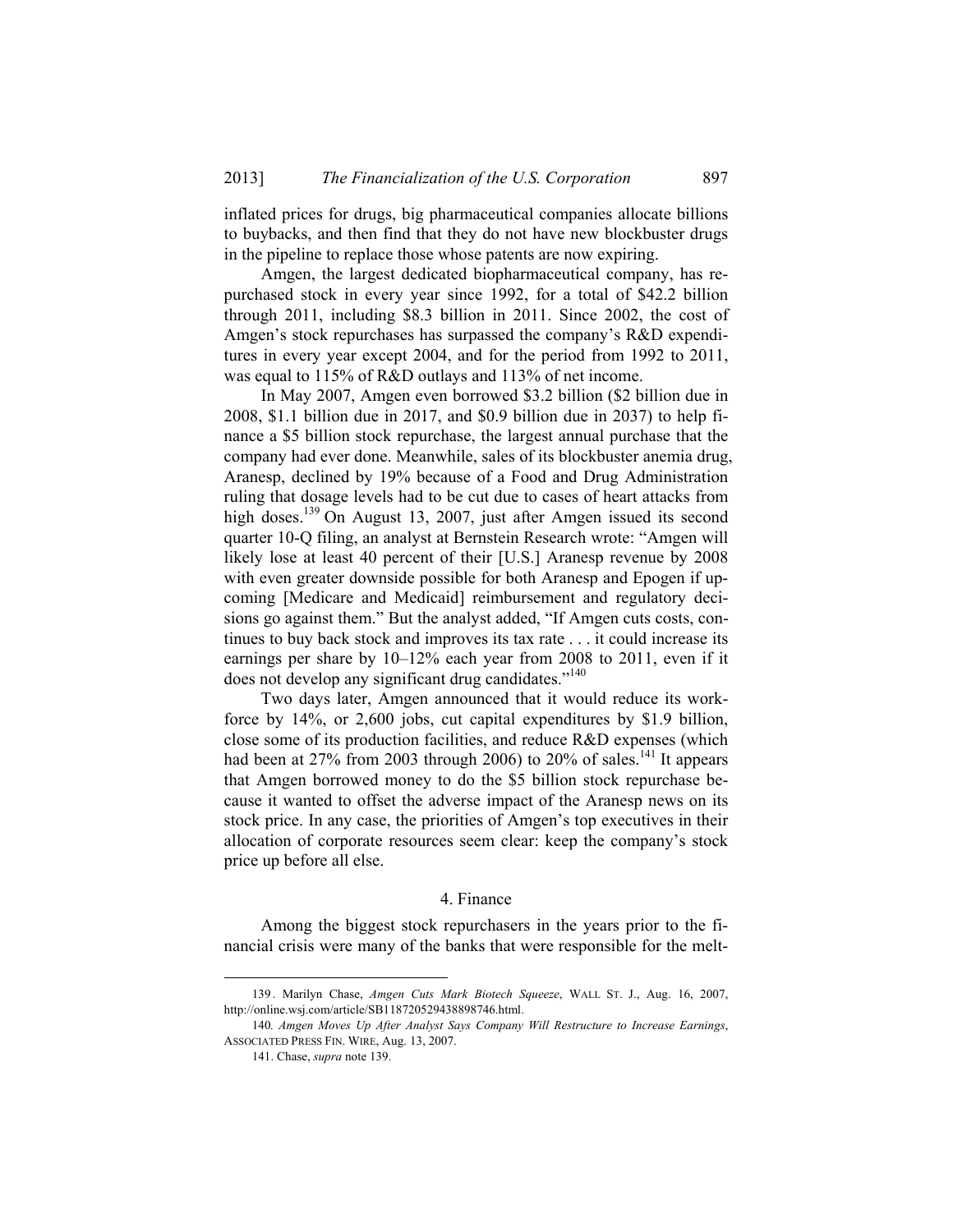inflated prices for drugs, big pharmaceutical companies allocate billions to buybacks, and then find that they do not have new blockbuster drugs in the pipeline to replace those whose patents are now expiring.

Amgen, the largest dedicated biopharmaceutical company, has repurchased stock in every year since 1992, for a total of \$42.2 billion through 2011, including \$8.3 billion in 2011. Since 2002, the cost of Amgen's stock repurchases has surpassed the company's R&D expenditures in every year except 2004, and for the period from 1992 to 2011, was equal to 115% of R&D outlays and 113% of net income.

In May 2007, Amgen even borrowed \$3.2 billion (\$2 billion due in 2008, \$1.1 billion due in 2017, and \$0.9 billion due in 2037) to help finance a \$5 billion stock repurchase, the largest annual purchase that the company had ever done. Meanwhile, sales of its blockbuster anemia drug, Aranesp, declined by 19% because of a Food and Drug Administration ruling that dosage levels had to be cut due to cases of heart attacks from high doses.[139] On August 13, 2007, just after Amgen issued its second quarter 10-Q filing, an analyst at Bernstein Research wrote: "Amgen will likely lose at least 40 percent of their [U.S.] Aranesp revenue by 2008 with even greater downside possible for both Aranesp and Epogen if upcoming [Medicare and Medicaid] reimbursement and regulatory decisions go against them." But the analyst added, "If Amgen cuts costs, continues to buy back stock and improves its tax rate . . . it could increase its earnings per share by 10–12% each year from 2008 to 2011, even if it does not develop any significant drug candidates."[140]

Two days later, Amgen announced that it would reduce its workforce by 14%, or 2,600 jobs, cut capital expenditures by \$1.9 billion, close some of its production facilities, and reduce R&D expenses (which had been at 27% from 2003 through 2006) to 20% of sales.[141] It appears that Amgen borrowed money to do the \$5 billion stock repurchase because it wanted to offset the adverse impact of the Aranesp news on its stock price. In any case, the priorities of Amgen's top executives in their allocation of corporate resources seem clear: keep the company's stock price up before all else.

#### 4. Finance

Among the biggest stock repurchasers in the years prior to the financial crisis were many of the banks that were responsible for the melt-

139. Marilyn Chase, *Amgen Cuts Mark Biotech Squeeze*, WALL ST. J., Aug. 16, 2007, http://online.wsj.com/article/SB118720529438898746.html.

140. *Amgen Moves Up After Analyst Says Company Will Restructure to Increase Earnings*, ASSOCIATED PRESS FIN. WIRE, Aug. 13, 2007.

141. Chase, *supra* note 139.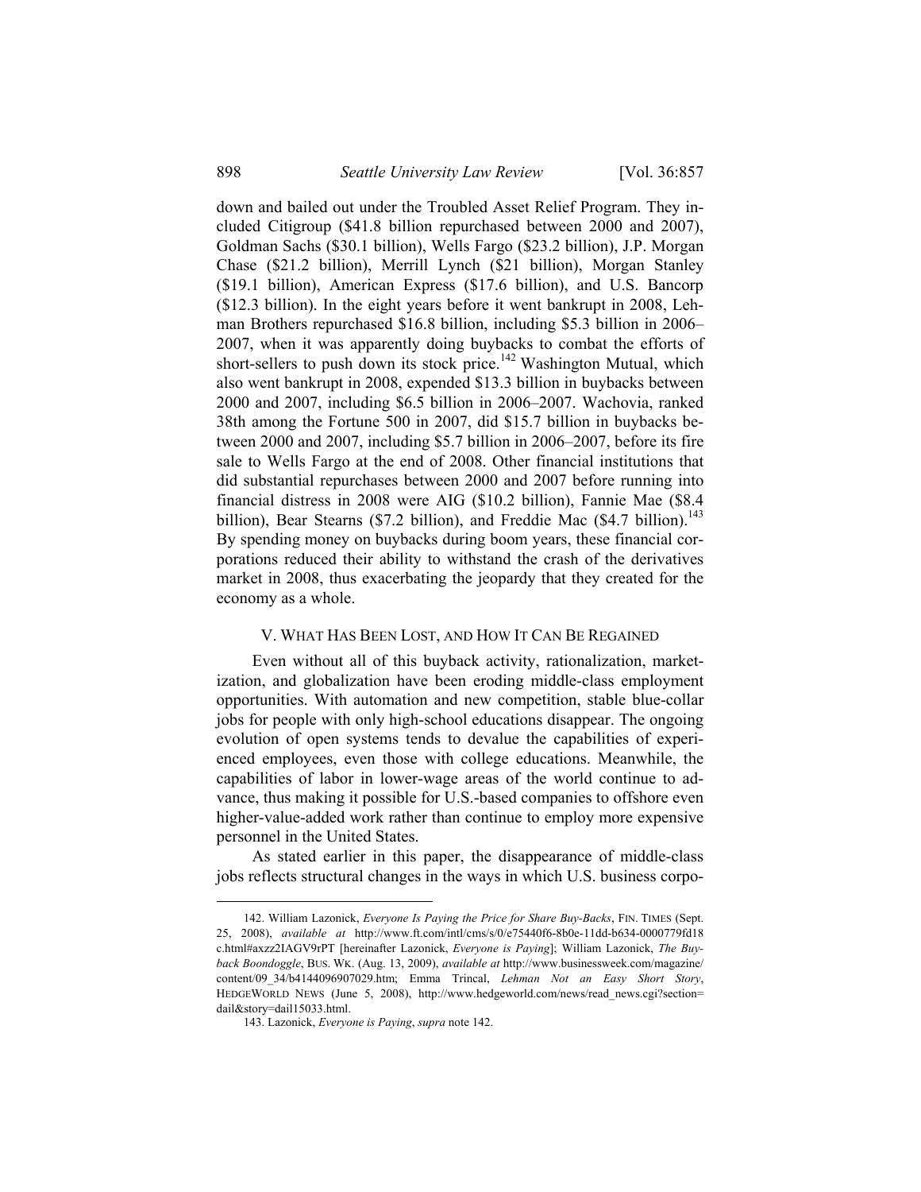down and bailed out under the Troubled Asset Relief Program. They included Citigroup ($41.8 billion repurchased between 2000 and 2007), Goldman Sachs ($30.1 billion), Wells Fargo ($23.2 billion), J.P. Morgan Chase ($21.2 billion), Merrill Lynch ($21 billion), Morgan Stanley ($19.1 billion), American Express ($17.6 billion), and U.S. Bancorp ($12.3 billion). In the eight years before it went bankrupt in 2008, Lehman Brothers repurchased $16.8 billion, including $5.3 billion in 2006–2007, when it was apparently doing buybacks to combat the efforts of short-sellers to push down its stock price.[142] Washington Mutual, which also went bankrupt in 2008, expended $13.3 billion in buybacks between 2000 and 2007, including $6.5 billion in 2006–2007. Wachovia, ranked 38th among the Fortune 500 in 2007, did $15.7 billion in buybacks between 2000 and 2007, including $5.7 billion in 2006–2007, before its fire sale to Wells Fargo at the end of 2008. Other financial institutions that did substantial repurchases between 2000 and 2007 before running into financial distress in 2008 were AIG ($10.2 billion), Fannie Mae ($8.4 billion), Bear Stearns ($7.2 billion), and Freddie Mac ($4.7 billion).[143] By spending money on buybacks during boom years, these financial corporations reduced their ability to withstand the crash of the derivatives market in 2008, thus exacerbating the jeopardy that they created for the economy as a whole.

## V. What Has Been Lost, and How It Can Be Regained

Even without all of this buyback activity, rationalization, marketization, and globalization have been eroding middle-class employment opportunities. With automation and new competition, stable blue-collar jobs for people with only high-school educations disappear. The ongoing evolution of open systems tends to devalue the capabilities of experienced employees, even those with college educations. Meanwhile, the capabilities of labor in lower-wage areas of the world continue to advance, thus making it possible for U.S.-based companies to offshore even higher-value-added work rather than continue to employ more expensive personnel in the United States.

As stated earlier in this paper, the disappearance of middle-class jobs reflects structural changes in the ways in which U.S. business corpo-

---

142. William Lazonick, *Everyone Is Paying the Price for Share Buy-Backs*, FIN. TIMES (Sept. 25, 2008), *available at* http://www.ft.com/intl/cms/s/0/e75440f6-8b0e-11dd-b634-0000779fd18c.html#axzz2IAGV9rPT [hereinafter Lazonick, *Everyone is Paying*]; William Lazonick, *The Buyback Boondoggle*, BUS. WK. (Aug. 13, 2009), *available at* http://www.businessweek.com/magazine/content/09_34/b4144096907029.htm; Emma Trincal, *Lehman Not an Easy Short Story*, HEDGEWORLD NEWS (June 5, 2008), http://www.hedgeworld.com/news/read_news.cgi?section=dail&story=dail15033.html.

143. Lazonick, *Everyone is Paying*, *supra* note 142.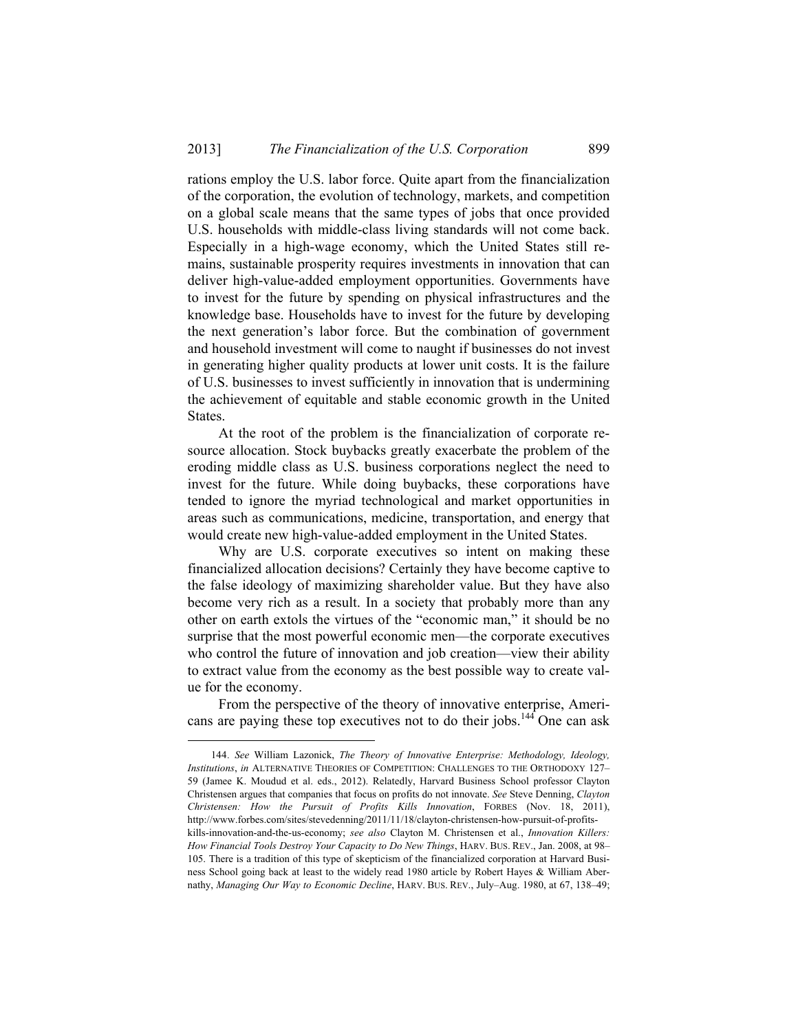rations employ the U.S. labor force. Quite apart from the financialization of the corporation, the evolution of technology, markets, and competition on a global scale means that the same types of jobs that once provided U.S. households with middle-class living standards will not come back. Especially in a high-wage economy, which the United States still remains, sustainable prosperity requires investments in innovation that can deliver high-value-added employment opportunities. Governments have to invest for the future by spending on physical infrastructures and the knowledge base. Households have to invest for the future by developing the next generation's labor force. But the combination of government and household investment will come to naught if businesses do not invest in generating higher quality products at lower unit costs. It is the failure of U.S. businesses to invest sufficiently in innovation that is undermining the achievement of equitable and stable economic growth in the United States.

At the root of the problem is the financialization of corporate resource allocation. Stock buybacks greatly exacerbate the problem of the eroding middle class as U.S. business corporations neglect the need to invest for the future. While doing buybacks, these corporations have tended to ignore the myriad technological and market opportunities in areas such as communications, medicine, transportation, and energy that would create new high-value-added employment in the United States.

Why are U.S. corporate executives so intent on making these financialized allocation decisions? Certainly they have become captive to the false ideology of maximizing shareholder value. But they have also become very rich as a result. In a society that probably more than any other on earth extols the virtues of the "economic man," it should be no surprise that the most powerful economic men—the corporate executives who control the future of innovation and job creation—view their ability to extract value from the economy as the best possible way to create value for the economy.

From the perspective of the theory of innovative enterprise, Americans are paying these top executives not to do their jobs.[144] One can ask

---

144. *See* William Lazonick, *The Theory of Innovative Enterprise: Methodology, Ideology, Institutions*, *in* ALTERNATIVE THEORIES OF COMPETITION: CHALLENGES TO THE ORTHODOXY 127–59 (Jamee K. Moudud et al. eds., 2012). Relatedly, Harvard Business School professor Clayton Christensen argues that companies that focus on profits do not innovate. *See* Steve Denning, *Clayton Christensen: How the Pursuit of Profits Kills Innovation*, FORBES (Nov. 18, 2011), http://www.forbes.com/sites/stevedenning/2011/11/18/clayton-christensen-how-pursuit-of-profits-kills-innovation-and-the-us-economy; *see also* Clayton M. Christensen et al., *Innovation Killers: How Financial Tools Destroy Your Capacity to Do New Things*, HARV. BUS. REV., Jan. 2008, at 98–105. There is a tradition of this type of skepticism of the financialized corporation at Harvard Business School going back at least to the widely read 1980 article by Robert Hayes & William Abernathy, *Managing Our Way to Economic Decline*, HARV. BUS. REV., July–Aug. 1980, at 67, 138–49;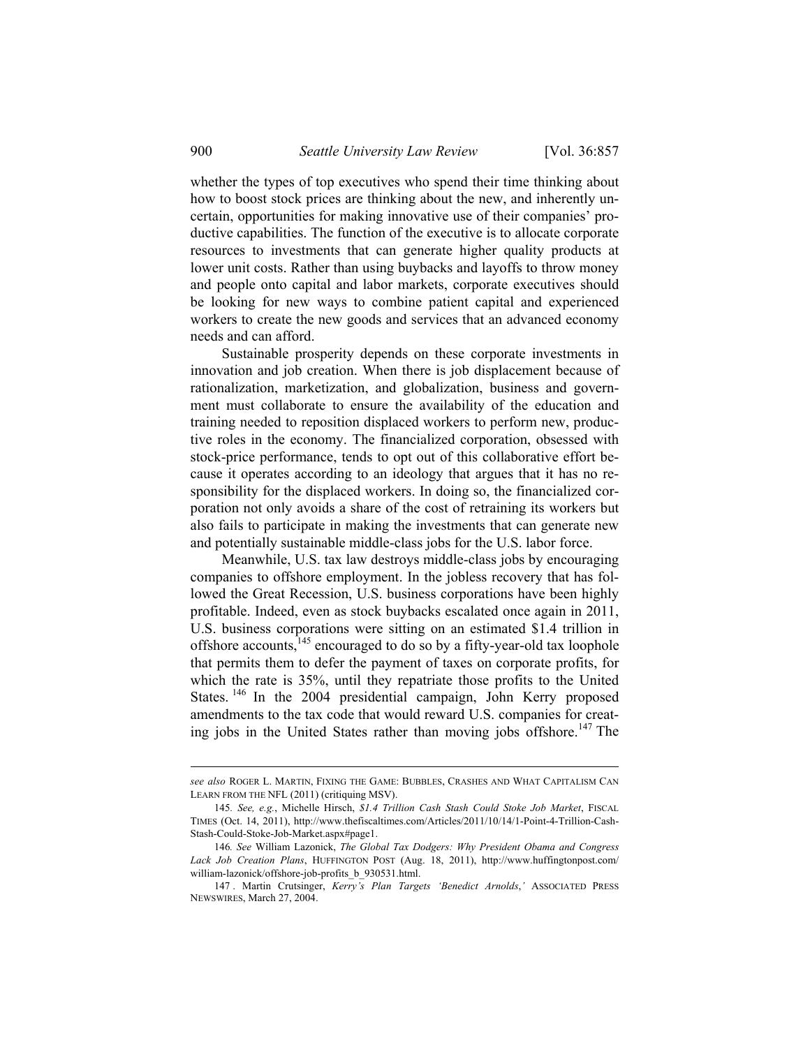whether the types of top executives who spend their time thinking about how to boost stock prices are thinking about the new, and inherently uncertain, opportunities for making innovative use of their companies' productive capabilities. The function of the executive is to allocate corporate resources to investments that can generate higher quality products at lower unit costs. Rather than using buybacks and layoffs to throw money and people onto capital and labor markets, corporate executives should be looking for new ways to combine patient capital and experienced workers to create the new goods and services that an advanced economy needs and can afford.

Sustainable prosperity depends on these corporate investments in innovation and job creation. When there is job displacement because of rationalization, marketization, and globalization, business and government must collaborate to ensure the availability of the education and training needed to reposition displaced workers to perform new, productive roles in the economy. The financialized corporation, obsessed with stock-price performance, tends to opt out of this collaborative effort because it operates according to an ideology that argues that it has no responsibility for the displaced workers. In doing so, the financialized corporation not only avoids a share of the cost of retraining its workers but also fails to participate in making the investments that can generate new and potentially sustainable middle-class jobs for the U.S. labor force.

Meanwhile, U.S. tax law destroys middle-class jobs by encouraging companies to offshore employment. In the jobless recovery that has followed the Great Recession, U.S. business corporations have been highly profitable. Indeed, even as stock buybacks escalated once again in 2011, U.S. business corporations were sitting on an estimated $1.4 trillion in offshore accounts,[145] encouraged to do so by a fifty-year-old tax loophole that permits them to defer the payment of taxes on corporate profits, for which the rate is 35%, until they repatriate those profits to the United States.[146] In the 2004 presidential campaign, John Kerry proposed amendments to the tax code that would reward U.S. companies for creating jobs in the United States rather than moving jobs offshore.[147] The

---

*see also* ROGER L. MARTIN, FIXING THE GAME: BUBBLES, CRASHES AND WHAT CAPITALISM CAN LEARN FROM THE NFL (2011) (critiquing MSV).

145. *See, e.g.*, Michelle Hirsch, *$1.4 Trillion Cash Stash Could Stoke Job Market*, FISCAL TIMES (Oct. 14, 2011), http://www.thefiscaltimes.com/Articles/2011/10/14/1-Point-4-Trillion-Cash-Stash-Could-Stoke-Job-Market.aspx#page1.

146. *See* William Lazonick, *The Global Tax Dodgers: Why President Obama and Congress Lack Job Creation Plans*, HUFFINGTON POST (Aug. 18, 2011), http://www.huffingtonpost.com/william-lazonick/offshore-job-profits_b_930531.html.

147. Martin Crutsinger, *Kerry's Plan Targets 'Benedict Arnolds*,*'* ASSOCIATED PRESS NEWSWIRES, March 27, 2004.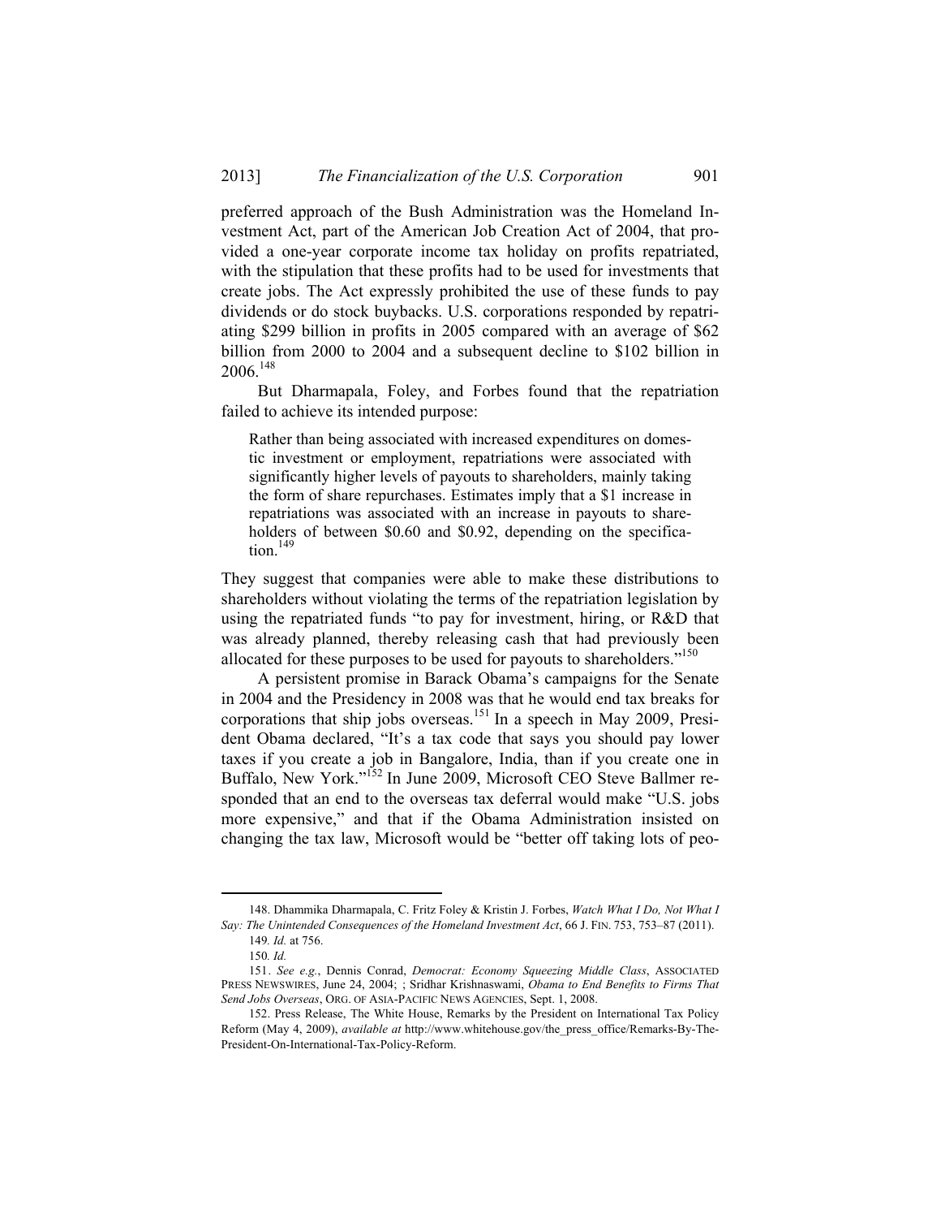preferred approach of the Bush Administration was the Homeland Investment Act, part of the American Job Creation Act of 2004, that provided a one-year corporate income tax holiday on profits repatriated, with the stipulation that these profits had to be used for investments that create jobs. The Act expressly prohibited the use of these funds to pay dividends or do stock buybacks. U.S. corporations responded by repatriating $299 billion in profits in 2005 compared with an average of $62 billion from 2000 to 2004 and a subsequent decline to $102 billion in 2006.[148]

But Dharmapala, Foley, and Forbes found that the repatriation failed to achieve its intended purpose:

> Rather than being associated with increased expenditures on domestic investment or employment, repatriations were associated with significantly higher levels of payouts to shareholders, mainly taking the form of share repurchases. Estimates imply that a $1 increase in repatriations was associated with an increase in payouts to shareholders of between $0.60 and $0.92, depending on the specification.[149]

They suggest that companies were able to make these distributions to shareholders without violating the terms of the repatriation legislation by using the repatriated funds "to pay for investment, hiring, or R&D that was already planned, thereby releasing cash that had previously been allocated for these purposes to be used for payouts to shareholders."[150]

A persistent promise in Barack Obama's campaigns for the Senate in 2004 and the Presidency in 2008 was that he would end tax breaks for corporations that ship jobs overseas.[151] In a speech in May 2009, President Obama declared, "It's a tax code that says you should pay lower taxes if you create a job in Bangalore, India, than if you create one in Buffalo, New York."[152] In June 2009, Microsoft CEO Steve Ballmer responded that an end to the overseas tax deferral would make "U.S. jobs more expensive," and that if the Obama Administration insisted on changing the tax law, Microsoft would be "better off taking lots of peo-

---

148. Dhammika Dharmapala, C. Fritz Foley & Kristin J. Forbes, *Watch What I Do, Not What I Say: The Unintended Consequences of the Homeland Investment Act*, 66 J. FIN. 753, 753–87 (2011).

149. *Id.* at 756.

150. *Id.*

151. *See e.g.*, Dennis Conrad, *Democrat: Economy Squeezing Middle Class*, ASSOCIATED PRESS NEWSWIRES, June 24, 2004; ; Sridhar Krishnaswami, *Obama to End Benefits to Firms That Send Jobs Overseas*, ORG. OF ASIA-PACIFIC NEWS AGENCIES, Sept. 1, 2008.

152. Press Release, The White House, Remarks by the President on International Tax Policy Reform (May 4, 2009), *available at* http://www.whitehouse.gov/the_press_office/Remarks-By-The-President-On-International-Tax-Policy-Reform.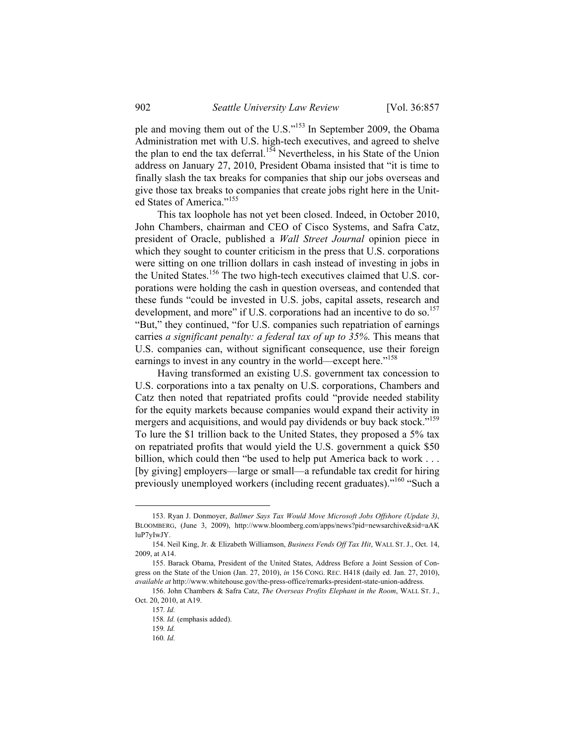ple and moving them out of the U.S."[153] In September 2009, the Obama Administration met with U.S. high-tech executives, and agreed to shelve the plan to end the tax deferral.[154] Nevertheless, in his State of the Union address on January 27, 2010, President Obama insisted that "it is time to finally slash the tax breaks for companies that ship our jobs overseas and give those tax breaks to companies that create jobs right here in the United States of America."[155]

This tax loophole has not yet been closed. Indeed, in October 2010, John Chambers, chairman and CEO of Cisco Systems, and Safra Catz, president of Oracle, published a *Wall Street Journal* opinion piece in which they sought to counter criticism in the press that U.S. corporations were sitting on one trillion dollars in cash instead of investing in jobs in the United States.[156] The two high-tech executives claimed that U.S. corporations were holding the cash in question overseas, and contended that these funds "could be invested in U.S. jobs, capital assets, research and development, and more" if U.S. corporations had an incentive to do so.[157] "But," they continued, "for U.S. companies such repatriation of earnings carries *a significant penalty: a federal tax of up to 35%.* This means that U.S. companies can, without significant consequence, use their foreign earnings to invest in any country in the world—except here."[158]

Having transformed an existing U.S. government tax concession to U.S. corporations into a tax penalty on U.S. corporations, Chambers and Catz then noted that repatriated profits could "provide needed stability for the equity markets because companies would expand their activity in mergers and acquisitions, and would pay dividends or buy back stock."[159] To lure the $1 trillion back to the United States, they proposed a 5% tax on repatriated profits that would yield the U.S. government a quick $50 billion, which could then "be used to help put America back to work . . . [by giving] employers—large or small—a refundable tax credit for hiring previously unemployed workers (including recent graduates)."[160] "Such a

---

153. Ryan J. Donmoyer, *Ballmer Says Tax Would Move Microsoft Jobs Offshore (Update 3)*, BLOOMBERG, (June 3, 2009), http://www.bloomberg.com/apps/news?pid=newsarchive&sid=aAKluP7yIwJY.

154. Neil King, Jr. & Elizabeth Williamson, *Business Fends Off Tax Hit*, WALL ST. J., Oct. 14, 2009, at A14.

155. Barack Obama, President of the United States, Address Before a Joint Session of Congress on the State of the Union (Jan. 27, 2010), *in* 156 CONG. REC. H418 (daily ed. Jan. 27, 2010), *available at* http://www.whitehouse.gov/the-press-office/remarks-president-state-union-address.

156. John Chambers & Safra Catz, *The Overseas Profits Elephant in the Room*, WALL ST. J., Oct. 20, 2010, at A19.

157. *Id.*

158. *Id.* (emphasis added).

159. *Id.*

160. *Id.*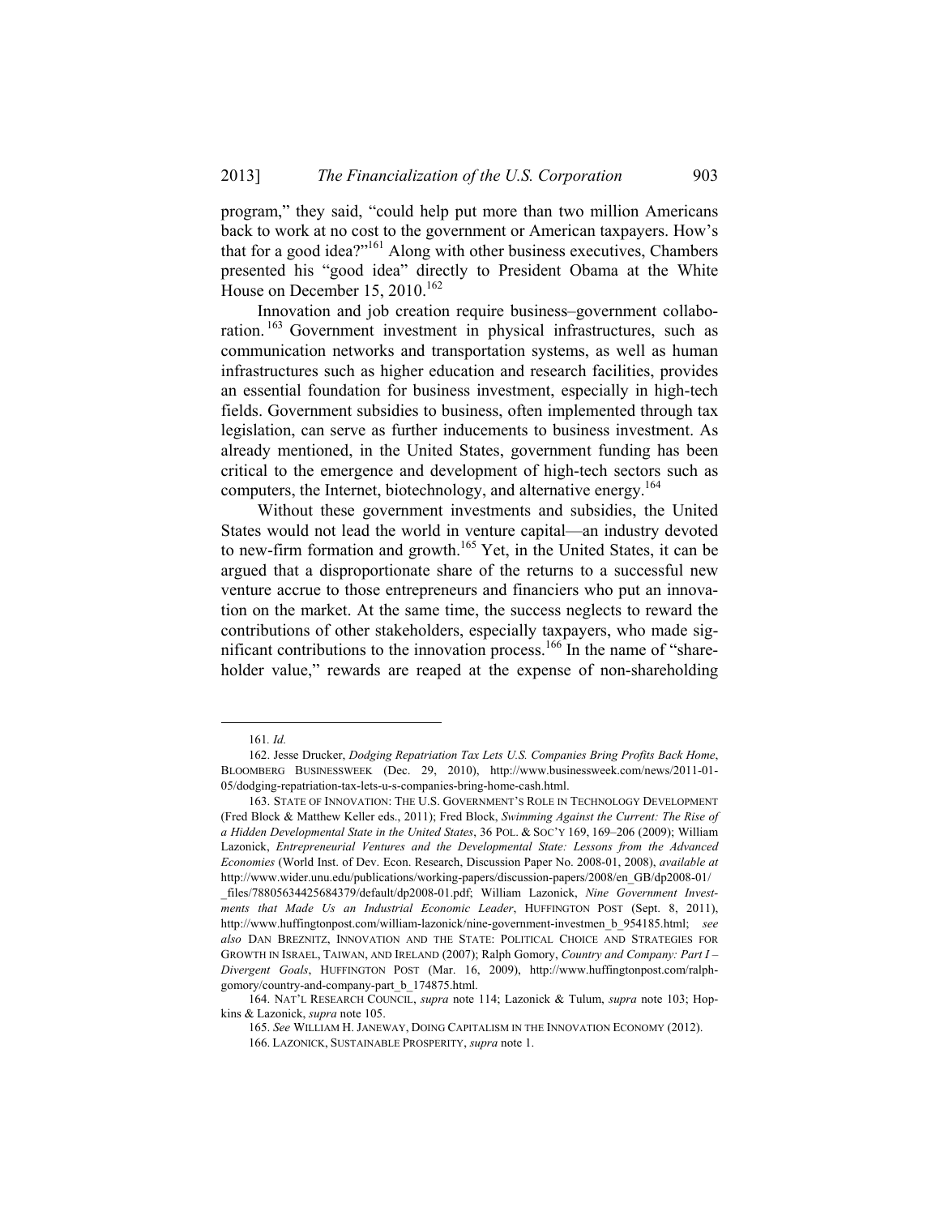program," they said, "could help put more than two million Americans back to work at no cost to the government or American taxpayers. How's that for a good idea?"[161] Along with other business executives, Chambers presented his "good idea" directly to President Obama at the White House on December 15, 2010.[162]

Innovation and job creation require business–government collaboration.[163] Government investment in physical infrastructures, such as communication networks and transportation systems, as well as human infrastructures such as higher education and research facilities, provides an essential foundation for business investment, especially in high-tech fields. Government subsidies to business, often implemented through tax legislation, can serve as further inducements to business investment. As already mentioned, in the United States, government funding has been critical to the emergence and development of high-tech sectors such as computers, the Internet, biotechnology, and alternative energy.[164]

Without these government investments and subsidies, the United States would not lead the world in venture capital—an industry devoted to new-firm formation and growth.[165] Yet, in the United States, it can be argued that a disproportionate share of the returns to a successful new venture accrue to those entrepreneurs and financiers who put an innovation on the market. At the same time, the success neglects to reward the contributions of other stakeholders, especially taxpayers, who made significant contributions to the innovation process.[166] In the name of "shareholder value," rewards are reaped at the expense of non-shareholding

---

161. *Id.*

162. Jesse Drucker, *Dodging Repatriation Tax Lets U.S. Companies Bring Profits Back Home*, BLOOMBERG BUSINESSWEEK (Dec. 29, 2010), http://www.businessweek.com/news/2011-01-05/dodging-repatriation-tax-lets-u-s-companies-bring-home-cash.html.

163. STATE OF INNOVATION: THE U.S. GOVERNMENT'S ROLE IN TECHNOLOGY DEVELOPMENT (Fred Block & Matthew Keller eds., 2011); Fred Block, *Swimming Against the Current: The Rise of a Hidden Developmental State in the United States*, 36 POL. & SOC'Y 169, 169–206 (2009); William Lazonick, *Entrepreneurial Ventures and the Developmental State: Lessons from the Advanced Economies* (World Inst. of Dev. Econ. Research, Discussion Paper No. 2008-01, 2008), *available at* http://www.wider.unu.edu/publications/working-papers/discussion-papers/2008/en_GB/dp2008-01/_files/78805634425684379/default/dp2008-01.pdf; William Lazonick, *Nine Government Investments that Made Us an Industrial Economic Leader*, HUFFINGTON POST (Sept. 8, 2011), http://www.huffingtonpost.com/william-lazonick/nine-government-investmen_b_954185.html; *see also* DAN BREZNITZ, INNOVATION AND THE STATE: POLITICAL CHOICE AND STRATEGIES FOR GROWTH IN ISRAEL, TAIWAN, AND IRELAND (2007); Ralph Gomory, *Country and Company: Part I – Divergent Goals*, HUFFINGTON POST (Mar. 16, 2009), http://www.huffingtonpost.com/ralph-gomory/country-and-company-part_b_174875.html.

164. NAT'L RESEARCH COUNCIL, *supra* note 114; Lazonick & Tulum, *supra* note 103; Hopkins & Lazonick, *supra* note 105.

165. *See* WILLIAM H. JANEWAY, DOING CAPITALISM IN THE INNOVATION ECONOMY (2012).

166. LAZONICK, SUSTAINABLE PROSPERITY, *supra* note 1.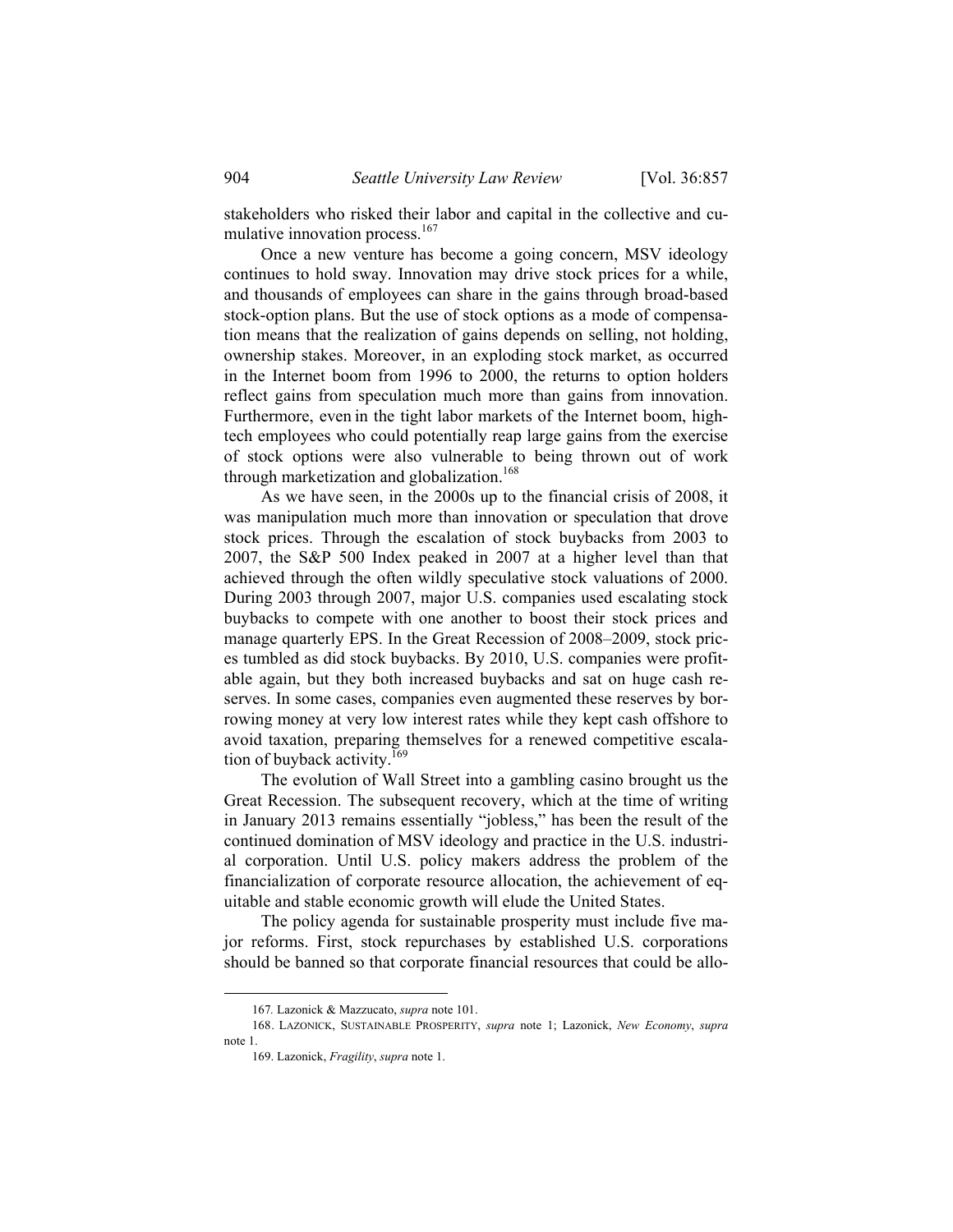stakeholders who risked their labor and capital in the collective and cumulative innovation process.[167]

Once a new venture has become a going concern, MSV ideology continues to hold sway. Innovation may drive stock prices for a while, and thousands of employees can share in the gains through broad-based stock-option plans. But the use of stock options as a mode of compensation means that the realization of gains depends on selling, not holding, ownership stakes. Moreover, in an exploding stock market, as occurred in the Internet boom from 1996 to 2000, the returns to option holders reflect gains from speculation much more than gains from innovation. Furthermore, even in the tight labor markets of the Internet boom, high-tech employees who could potentially reap large gains from the exercise of stock options were also vulnerable to being thrown out of work through marketization and globalization.[168]

As we have seen, in the 2000s up to the financial crisis of 2008, it was manipulation much more than innovation or speculation that drove stock prices. Through the escalation of stock buybacks from 2003 to 2007, the S&P 500 Index peaked in 2007 at a higher level than that achieved through the often wildly speculative stock valuations of 2000. During 2003 through 2007, major U.S. companies used escalating stock buybacks to compete with one another to boost their stock prices and manage quarterly EPS. In the Great Recession of 2008–2009, stock prices tumbled as did stock buybacks. By 2010, U.S. companies were profitable again, but they both increased buybacks and sat on huge cash reserves. In some cases, companies even augmented these reserves by borrowing money at very low interest rates while they kept cash offshore to avoid taxation, preparing themselves for a renewed competitive escalation of buyback activity.[169]

The evolution of Wall Street into a gambling casino brought us the Great Recession. The subsequent recovery, which at the time of writing in January 2013 remains essentially "jobless," has been the result of the continued domination of MSV ideology and practice in the U.S. industrial corporation. Until U.S. policy makers address the problem of the financialization of corporate resource allocation, the achievement of equitable and stable economic growth will elude the United States.

The policy agenda for sustainable prosperity must include five major reforms. First, stock repurchases by established U.S. corporations should be banned so that corporate financial resources that could be allo-

167. Lazonick & Mazzucato, *supra* note 101.

168. LAZONICK, SUSTAINABLE PROSPERITY, *supra* note 1; Lazonick, *New Economy*, *supra* note 1.

169. Lazonick, *Fragility*, *supra* note 1.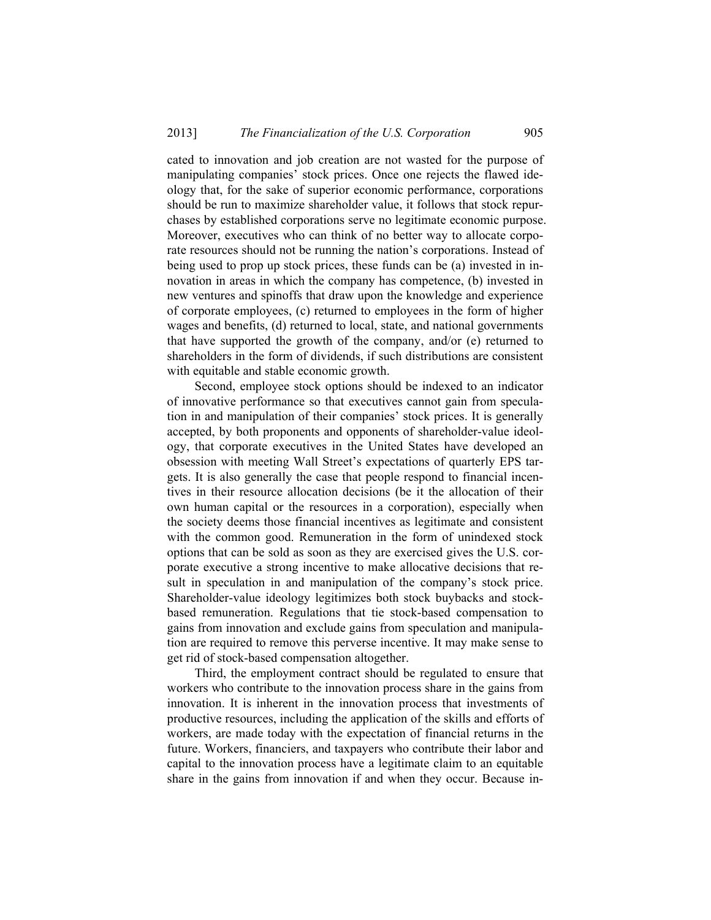cated to innovation and job creation are not wasted for the purpose of manipulating companies' stock prices. Once one rejects the flawed ideology that, for the sake of superior economic performance, corporations should be run to maximize shareholder value, it follows that stock repurchases by established corporations serve no legitimate economic purpose. Moreover, executives who can think of no better way to allocate corporate resources should not be running the nation's corporations. Instead of being used to prop up stock prices, these funds can be (a) invested in innovation in areas in which the company has competence, (b) invested in new ventures and spinoffs that draw upon the knowledge and experience of corporate employees, (c) returned to employees in the form of higher wages and benefits, (d) returned to local, state, and national governments that have supported the growth of the company, and/or (e) returned to shareholders in the form of dividends, if such distributions are consistent with equitable and stable economic growth.

Second, employee stock options should be indexed to an indicator of innovative performance so that executives cannot gain from speculation in and manipulation of their companies' stock prices. It is generally accepted, by both proponents and opponents of shareholder-value ideology, that corporate executives in the United States have developed an obsession with meeting Wall Street's expectations of quarterly EPS targets. It is also generally the case that people respond to financial incentives in their resource allocation decisions (be it the allocation of their own human capital or the resources in a corporation), especially when the society deems those financial incentives as legitimate and consistent with the common good. Remuneration in the form of unindexed stock options that can be sold as soon as they are exercised gives the U.S. corporate executive a strong incentive to make allocative decisions that result in speculation in and manipulation of the company's stock price. Shareholder-value ideology legitimizes both stock buybacks and stock-based remuneration. Regulations that tie stock-based compensation to gains from innovation and exclude gains from speculation and manipulation are required to remove this perverse incentive. It may make sense to get rid of stock-based compensation altogether.

Third, the employment contract should be regulated to ensure that workers who contribute to the innovation process share in the gains from innovation. It is inherent in the innovation process that investments of productive resources, including the application of the skills and efforts of workers, are made today with the expectation of financial returns in the future. Workers, financiers, and taxpayers who contribute their labor and capital to the innovation process have a legitimate claim to an equitable share in the gains from innovation if and when they occur. Because in-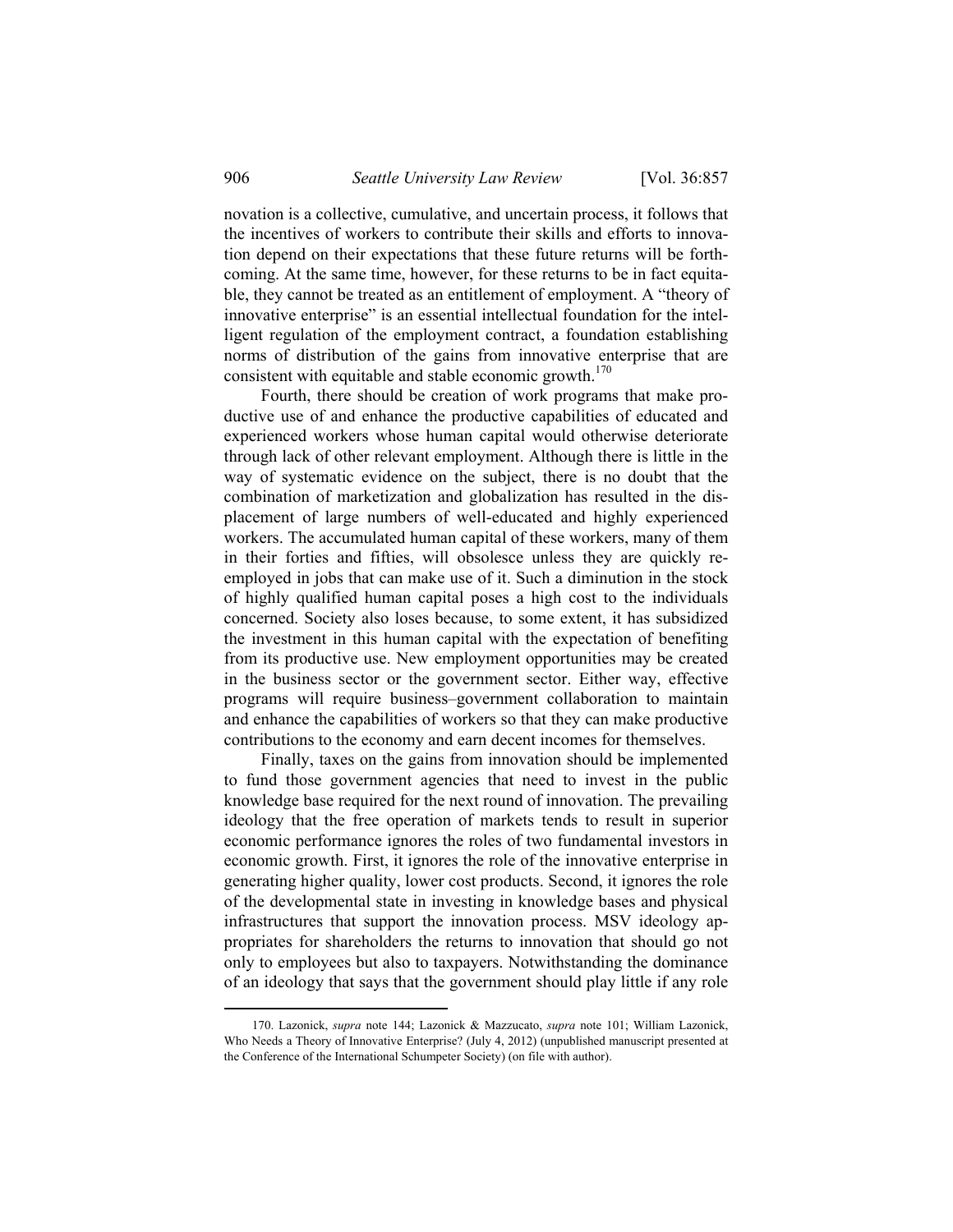novation is a collective, cumulative, and uncertain process, it follows that the incentives of workers to contribute their skills and efforts to innovation depend on their expectations that these future returns will be forthcoming. At the same time, however, for these returns to be in fact equitable, they cannot be treated as an entitlement of employment. A "theory of innovative enterprise" is an essential intellectual foundation for the intelligent regulation of the employment contract, a foundation establishing norms of distribution of the gains from innovative enterprise that are consistent with equitable and stable economic growth.[170]

Fourth, there should be creation of work programs that make productive use of and enhance the productive capabilities of educated and experienced workers whose human capital would otherwise deteriorate through lack of other relevant employment. Although there is little in the way of systematic evidence on the subject, there is no doubt that the combination of marketization and globalization has resulted in the displacement of large numbers of well-educated and highly experienced workers. The accumulated human capital of these workers, many of them in their forties and fifties, will obsolesce unless they are quickly reemployed in jobs that can make use of it. Such a diminution in the stock of highly qualified human capital poses a high cost to the individuals concerned. Society also loses because, to some extent, it has subsidized the investment in this human capital with the expectation of benefiting from its productive use. New employment opportunities may be created in the business sector or the government sector. Either way, effective programs will require business–government collaboration to maintain and enhance the capabilities of workers so that they can make productive contributions to the economy and earn decent incomes for themselves.

Finally, taxes on the gains from innovation should be implemented to fund those government agencies that need to invest in the public knowledge base required for the next round of innovation. The prevailing ideology that the free operation of markets tends to result in superior economic performance ignores the roles of two fundamental investors in economic growth. First, it ignores the role of the innovative enterprise in generating higher quality, lower cost products. Second, it ignores the role of the developmental state in investing in knowledge bases and physical infrastructures that support the innovation process. MSV ideology appropriates for shareholders the returns to innovation that should go not only to employees but also to taxpayers. Notwithstanding the dominance of an ideology that says that the government should play little if any role

---

170. Lazonick, *supra* note 144; Lazonick & Mazzucato, *supra* note 101; William Lazonick, Who Needs a Theory of Innovative Enterprise? (July 4, 2012) (unpublished manuscript presented at the Conference of the International Schumpeter Society) (on file with author).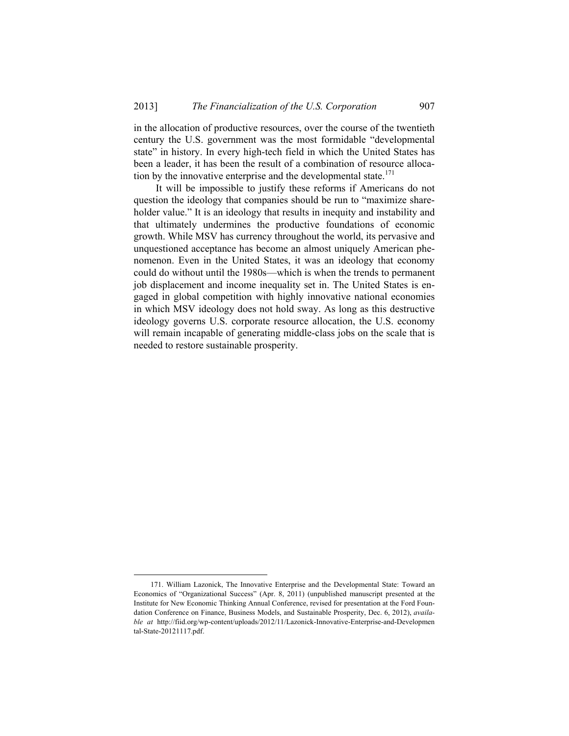in the allocation of productive resources, over the course of the twentieth century the U.S. government was the most formidable "developmental state" in history. In every high-tech field in which the United States has been a leader, it has been the result of a combination of resource allocation by the innovative enterprise and the developmental state.[171]

It will be impossible to justify these reforms if Americans do not question the ideology that companies should be run to "maximize shareholder value." It is an ideology that results in inequity and instability and that ultimately undermines the productive foundations of economic growth. While MSV has currency throughout the world, its pervasive and unquestioned acceptance has become an almost uniquely American phenomenon. Even in the United States, it was an ideology that economy could do without until the 1980s—which is when the trends to permanent job displacement and income inequality set in. The United States is engaged in global competition with highly innovative national economies in which MSV ideology does not hold sway. As long as this destructive ideology governs U.S. corporate resource allocation, the U.S. economy will remain incapable of generating middle-class jobs on the scale that is needed to restore sustainable prosperity.

---

171. William Lazonick, The Innovative Enterprise and the Developmental State: Toward an Economics of "Organizational Success" (Apr. 8, 2011) (unpublished manuscript presented at the Institute for New Economic Thinking Annual Conference, revised for presentation at the Ford Foundation Conference on Finance, Business Models, and Sustainable Prosperity, Dec. 6, 2012), *available at* http://fiid.org/wp-content/uploads/2012/11/Lazonick-Innovative-Enterprise-and-Developmental-State-20121117.pdf.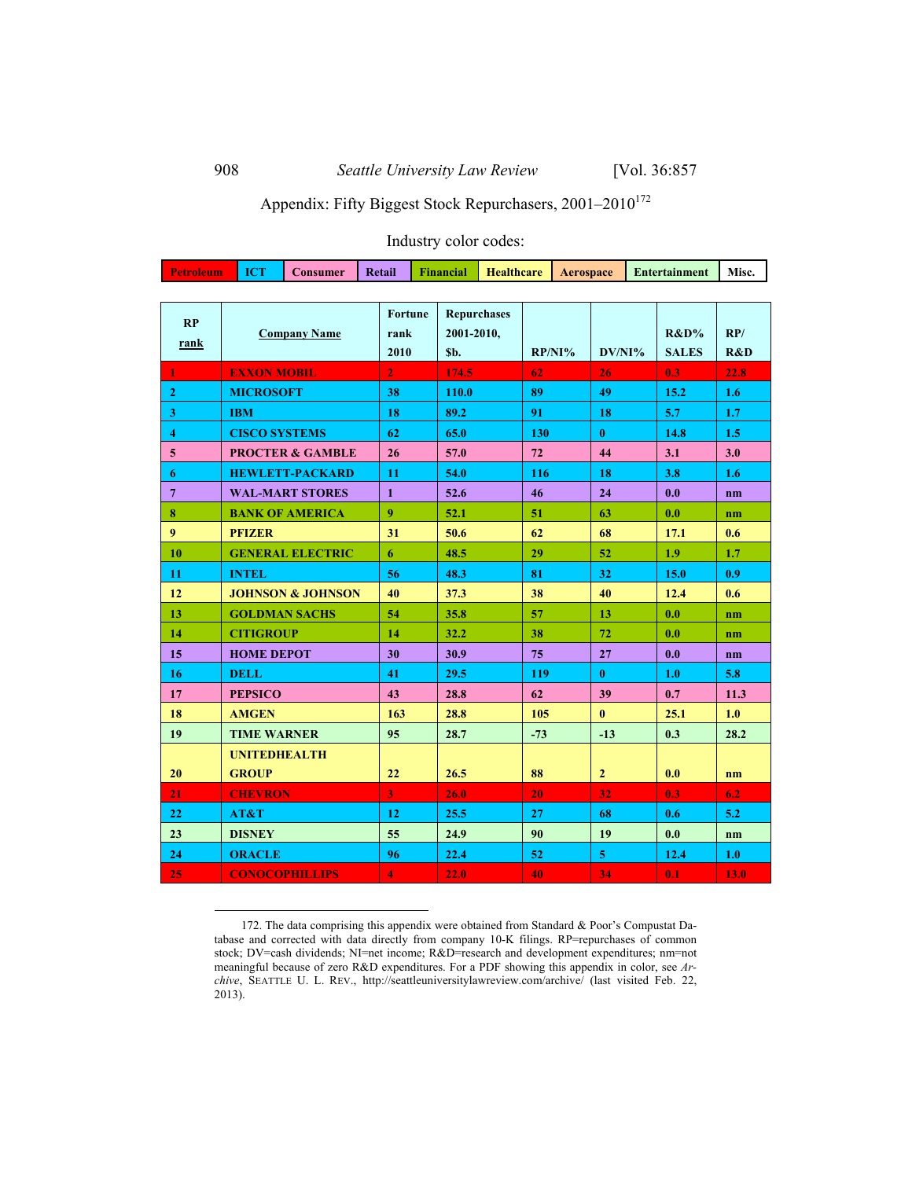Appendix: Fifty Biggest Stock Repurchasers, 2001–2010[172]

Industry color codes:

| Petroleum | ICT | Consumer | Retail | Financial | Healthcare | Aerospace | Entertainment | Misc. |
|---|---|---|---|---|---|---|---|---|

| RP rank | Company Name | Fortune rank 2010 | Repurchases 2001-2010, $b. | RP/NI% | DV/NI% | R&D% SALES | RP/ R&D |
|---|---|---|---|---|---|---|---|
| 1 | EXXON MOBIL | 2 | 174.5 | 62 | 26 | 0.3 | 22.8 |
| 2 | MICROSOFT | 38 | 110.0 | 89 | 49 | 15.2 | 1.6 |
| 3 | IBM | 18 | 89.2 | 91 | 18 | 5.7 | 1.7 |
| 4 | CISCO SYSTEMS | 62 | 65.0 | 130 | 0 | 14.8 | 1.5 |
| 5 | PROCTER & GAMBLE | 26 | 57.0 | 72 | 44 | 3.1 | 3.0 |
| 6 | HEWLETT-PACKARD | 11 | 54.0 | 116 | 18 | 3.8 | 1.6 |
| 7 | WAL-MART STORES | 1 | 52.6 | 46 | 24 | 0.0 | nm |
| 8 | BANK OF AMERICA | 9 | 52.1 | 51 | 63 | 0.0 | nm |
| 9 | PFIZER | 31 | 50.6 | 62 | 68 | 17.1 | 0.6 |
| 10 | GENERAL ELECTRIC | 6 | 48.5 | 29 | 52 | 1.9 | 1.7 |
| 11 | INTEL | 56 | 48.3 | 81 | 32 | 15.0 | 0.9 |
| 12 | JOHNSON & JOHNSON | 40 | 37.3 | 38 | 40 | 12.4 | 0.6 |
| 13 | GOLDMAN SACHS | 54 | 35.8 | 57 | 13 | 0.0 | nm |
| 14 | CITIGROUP | 14 | 32.2 | 38 | 72 | 0.0 | nm |
| 15 | HOME DEPOT | 30 | 30.9 | 75 | 27 | 0.0 | nm |
| 16 | DELL | 41 | 29.5 | 119 | 0 | 1.0 | 5.8 |
| 17 | PEPSICO | 43 | 28.8 | 62 | 39 | 0.7 | 11.3 |
| 18 | AMGEN | 163 | 28.8 | 105 | 0 | 25.1 | 1.0 |
| 19 | TIME WARNER | 95 | 28.7 | -73 | -13 | 0.3 | 28.2 |
| 20 | UNITEDHEALTH GROUP | 22 | 26.5 | 88 | 2 | 0.0 | nm |
| 21 | CHEVRON | 3 | 26.0 | 20 | 32 | 0.3 | 6.2 |
| 22 | AT&T | 12 | 25.5 | 27 | 68 | 0.6 | 5.2 |
| 23 | DISNEY | 55 | 24.9 | 90 | 19 | 0.0 | nm |
| 24 | ORACLE | 96 | 22.4 | 52 | 5 | 12.4 | 1.0 |
| 25 | CONOCOPHILLIPS | 4 | 22.0 | 40 | 34 | 0.1 | 13.0 |

172. The data comprising this appendix were obtained from Standard & Poor's Compustat Database and corrected with data directly from company 10-K filings. RP=repurchases of common stock; DV=cash dividends; NI=net income; R&D=research and development expenditures; nm=not meaningful because of zero R&D expenditures. For a PDF showing this appendix in color, see *Archive*, SEATTLE U. L. REV., http://seattleuniversitylawreview.com/archive/ (last visited Feb. 22, 2013).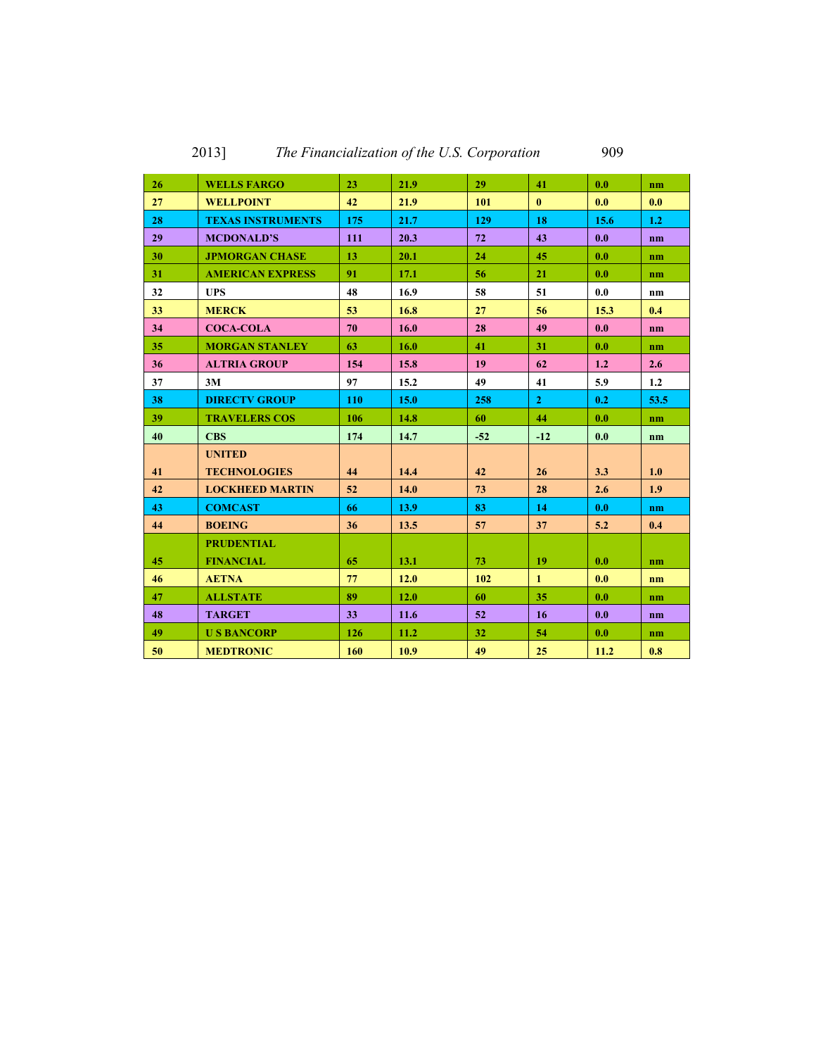| | | | | | | | |
|---|---|---|---|---|---|---|---|
| 26 | WELLS FARGO | 23 | 21.9 | 29 | 41 | 0.0 | nm |
| 27 | WELLPOINT | 42 | 21.9 | 101 | 0 | 0.0 | 0.0 |
| 28 | TEXAS INSTRUMENTS | 175 | 21.7 | 129 | 18 | 15.6 | 1.2 |
| 29 | MCDONALD'S | 111 | 20.3 | 72 | 43 | 0.0 | nm |
| 30 | JPMORGAN CHASE | 13 | 20.1 | 24 | 45 | 0.0 | nm |
| 31 | AMERICAN EXPRESS | 91 | 17.1 | 56 | 21 | 0.0 | nm |
| 32 | UPS | 48 | 16.9 | 58 | 51 | 0.0 | nm |
| 33 | MERCK | 53 | 16.8 | 27 | 56 | 15.3 | 0.4 |
| 34 | COCA-COLA | 70 | 16.0 | 28 | 49 | 0.0 | nm |
| 35 | MORGAN STANLEY | 63 | 16.0 | 41 | 31 | 0.0 | nm |
| 36 | ALTRIA GROUP | 154 | 15.8 | 19 | 62 | 1.2 | 2.6 |
| 37 | 3M | 97 | 15.2 | 49 | 41 | 5.9 | 1.2 |
| 38 | DIRECTV GROUP | 110 | 15.0 | 258 | 2 | 0.2 | 53.5 |
| 39 | TRAVELERS COS | 106 | 14.8 | 60 | 44 | 0.0 | nm |
| 40 | CBS | 174 | 14.7 | -52 | -12 | 0.0 | nm |
| 41 | UNITED TECHNOLOGIES | 44 | 14.4 | 42 | 26 | 3.3 | 1.0 |
| 42 | LOCKHEED MARTIN | 52 | 14.0 | 73 | 28 | 2.6 | 1.9 |
| 43 | COMCAST | 66 | 13.9 | 83 | 14 | 0.0 | nm |
| 44 | BOEING | 36 | 13.5 | 57 | 37 | 5.2 | 0.4 |
| 45 | PRUDENTIAL FINANCIAL | 65 | 13.1 | 73 | 19 | 0.0 | nm |
| 46 | AETNA | 77 | 12.0 | 102 | 1 | 0.0 | nm |
| 47 | ALLSTATE | 89 | 12.0 | 60 | 35 | 0.0 | nm |
| 48 | TARGET | 33 | 11.6 | 52 | 16 | 0.0 | nm |
| 49 | U S BANCORP | 126 | 11.2 | 32 | 54 | 0.0 | nm |
| 50 | MEDTRONIC | 160 | 10.9 | 49 | 25 | 11.2 | 0.8 |